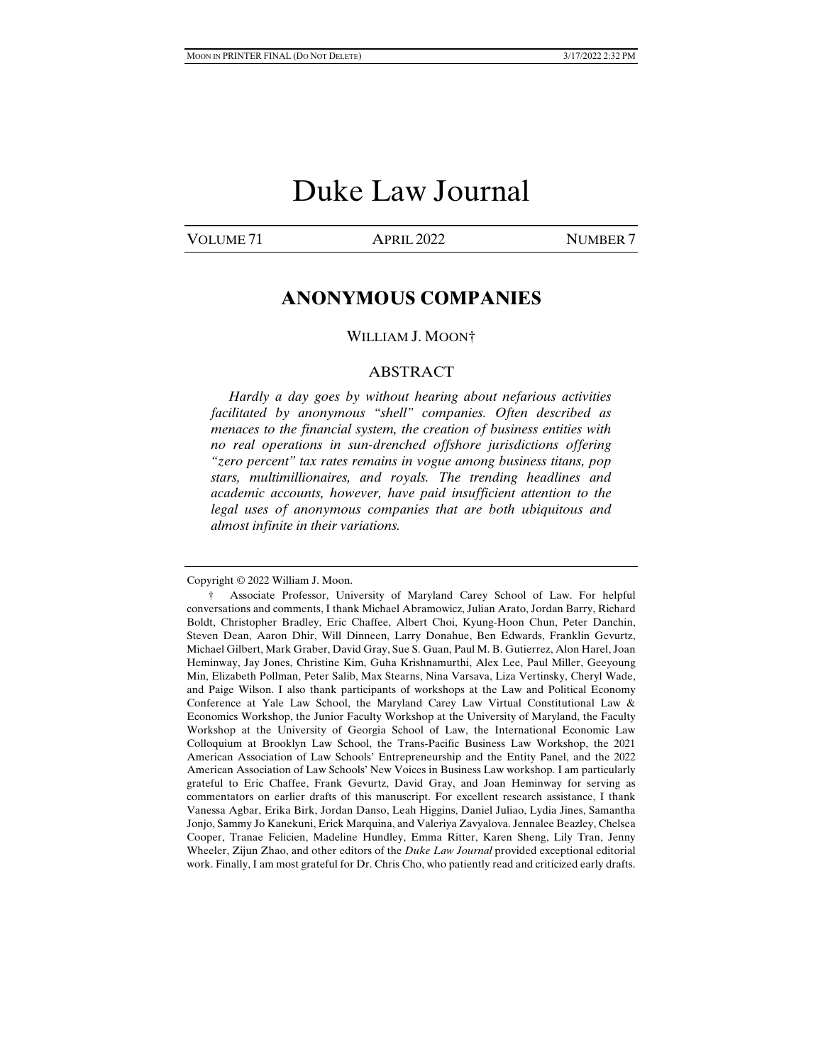# Duke Law Journal

VOLUME 71 APRIL 2022 NUMBER 7

## ANONYMOUS COMPANIES

WILLIAM J. MOON†

### ABSTRACT

*Hardly a day goes by without hearing about nefarious activities facilitated by anonymous "shell" companies. Often described as menaces to the financial system, the creation of business entities with no real operations in sun-drenched offshore jurisdictions offering "zero percent" tax rates remains in vogue among business titans, pop stars, multimillionaires, and royals. The trending headlines and academic accounts, however, have paid insufficient attention to the legal uses of anonymous companies that are both ubiquitous and almost infinite in their variations.*

---

Copyright © 2022 William J. Moon.

† Associate Professor, University of Maryland Carey School of Law. For helpful conversations and comments, I thank Michael Abramowicz, Julian Arato, Jordan Barry, Richard Boldt, Christopher Bradley, Eric Chaffee, Albert Choi, Kyung-Hoon Chun, Peter Danchin, Steven Dean, Aaron Dhir, Will Dinneen, Larry Donahue, Ben Edwards, Franklin Gevurtz, Michael Gilbert, Mark Graber, David Gray, Sue S. Guan, Paul M. B. Gutierrez, Alon Harel, Joan Heminway, Jay Jones, Christine Kim, Guha Krishnamurthi, Alex Lee, Paul Miller, Geeyoung Min, Elizabeth Pollman, Peter Salib, Max Stearns, Nina Varsava, Liza Vertinsky, Cheryl Wade, and Paige Wilson. I also thank participants of workshops at the Law and Political Economy Conference at Yale Law School, the Maryland Carey Law Virtual Constitutional Law & Economics Workshop, the Junior Faculty Workshop at the University of Maryland, the Faculty Workshop at the University of Georgia School of Law, the International Economic Law Colloquium at Brooklyn Law School, the Trans-Pacific Business Law Workshop, the 2021 American Association of Law Schools' Entrepreneurship and the Entity Panel, and the 2022 American Association of Law Schools' New Voices in Business Law workshop. I am particularly grateful to Eric Chaffee, Frank Gevurtz, David Gray, and Joan Heminway for serving as commentators on earlier drafts of this manuscript. For excellent research assistance, I thank Vanessa Agbar, Erika Birk, Jordan Danso, Leah Higgins, Daniel Juliao, Lydia Jines, Samantha Jonjo, Sammy Jo Kanekuni, Erick Marquina, and Valeriya Zavyalova. Jennalee Beazley, Chelsea Cooper, Tranae Felicien, Madeline Hundley, Emma Ritter, Karen Sheng, Lily Tran, Jenny Wheeler, Zijun Zhao, and other editors of the *Duke Law Journal* provided exceptional editorial work. Finally, I am most grateful for Dr. Chris Cho, who patiently read and criticized early drafts.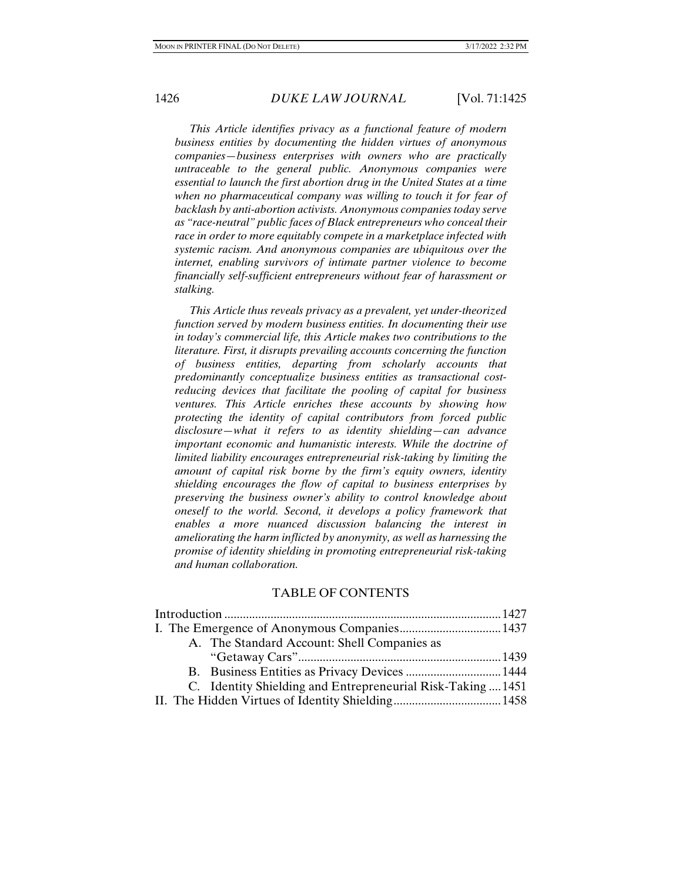*This Article identifies privacy as a functional feature of modern business entities by documenting the hidden virtues of anonymous companies—business enterprises with owners who are practically untraceable to the general public. Anonymous companies were essential to launch the first abortion drug in the United States at a time when no pharmaceutical company was willing to touch it for fear of backlash by anti-abortion activists. Anonymous companies today serve as "race-neutral" public faces of Black entrepreneurs who conceal their race in order to more equitably compete in a marketplace infected with systemic racism. And anonymous companies are ubiquitous over the internet, enabling survivors of intimate partner violence to become financially self-sufficient entrepreneurs without fear of harassment or stalking.*

*This Article thus reveals privacy as a prevalent, yet under-theorized function served by modern business entities. In documenting their use in today's commercial life, this Article makes two contributions to the literature. First, it disrupts prevailing accounts concerning the function of business entities, departing from scholarly accounts that predominantly conceptualize business entities as transactional cost-reducing devices that facilitate the pooling of capital for business ventures. This Article enriches these accounts by showing how protecting the identity of capital contributors from forced public disclosure—what it refers to as identity shielding—can advance important economic and humanistic interests. While the doctrine of limited liability encourages entrepreneurial risk-taking by limiting the amount of capital risk borne by the firm's equity owners, identity shielding encourages the flow of capital to business enterprises by preserving the business owner's ability to control knowledge about oneself to the world. Second, it develops a policy framework that enables a more nuanced discussion balancing the interest in ameliorating the harm inflicted by anonymity, as well as harnessing the promise of identity shielding in promoting entrepreneurial risk-taking and human collaboration.*

## TABLE OF CONTENTS

| | |
|---|---|
| Introduction | 1427 |
| I. The Emergence of Anonymous Companies | 1437 |
| A. The Standard Account: Shell Companies as "Getaway Cars" | 1439 |
| B. Business Entities as Privacy Devices | 1444 |
| C. Identity Shielding and Entrepreneurial Risk-Taking | 1451 |
| II. The Hidden Virtues of Identity Shielding | 1458 |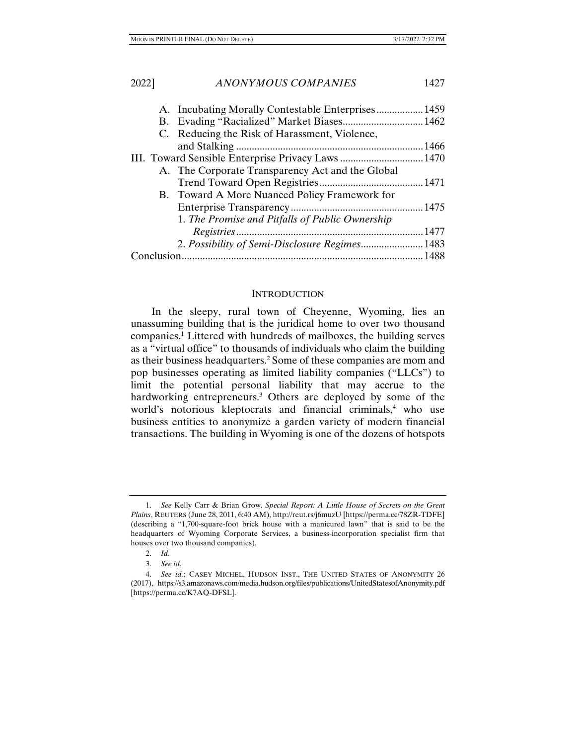A. Incubating Morally Contestable Enterprises .................. 1459
B. Evading "Racialized" Market Biases ............................... 1462
C. Reducing the Risk of Harassment, Violence, and Stalking ........................................................................ 1466

III. Toward Sensible Enterprise Privacy Laws ................................ 1470
A. The Corporate Transparency Act and the Global Trend Toward Open Registries ........................................ 1471
B. Toward A More Nuanced Policy Framework for Enterprise Transparency ................................................... 1475
1. *The Promise and Pitfalls of Public Ownership Registries* ........................................................................ 1477
2. *Possibility of Semi-Disclosure Regimes* ........................ 1483

Conclusion ............................................................................................ 1488

## INTRODUCTION

In the sleepy, rural town of Cheyenne, Wyoming, lies an unassuming building that is the juridical home to over two thousand companies.[1] Littered with hundreds of mailboxes, the building serves as a "virtual office" to thousands of individuals who claim the building as their business headquarters.[2] Some of these companies are mom and pop businesses operating as limited liability companies ("LLCs") to limit the potential personal liability that may accrue to the hardworking entrepreneurs.[3] Others are deployed by some of the world's notorious kleptocrats and financial criminals,[4] who use business entities to anonymize a garden variety of modern financial transactions. The building in Wyoming is one of the dozens of hotspots

---

1. *See* Kelly Carr & Brian Grow, *Special Report: A Little House of Secrets on the Great Plains*, REUTERS (June 28, 2011, 6:40 AM), http://reut.rs/j6muzU [https://perma.cc/78ZR-TDFE] (describing a "1,700-square-foot brick house with a manicured lawn" that is said to be the headquarters of Wyoming Corporate Services, a business-incorporation specialist firm that houses over two thousand companies).

2. *Id.*

3. *See id.*

4. *See id.*; CASEY MICHEL, HUDSON INST., THE UNITED STATES OF ANONYMITY 26 (2017), https://s3.amazonaws.com/media.hudson.org/files/publications/UnitedStatesofAnonymity.pdf [https://perma.cc/K7AQ-DFSL].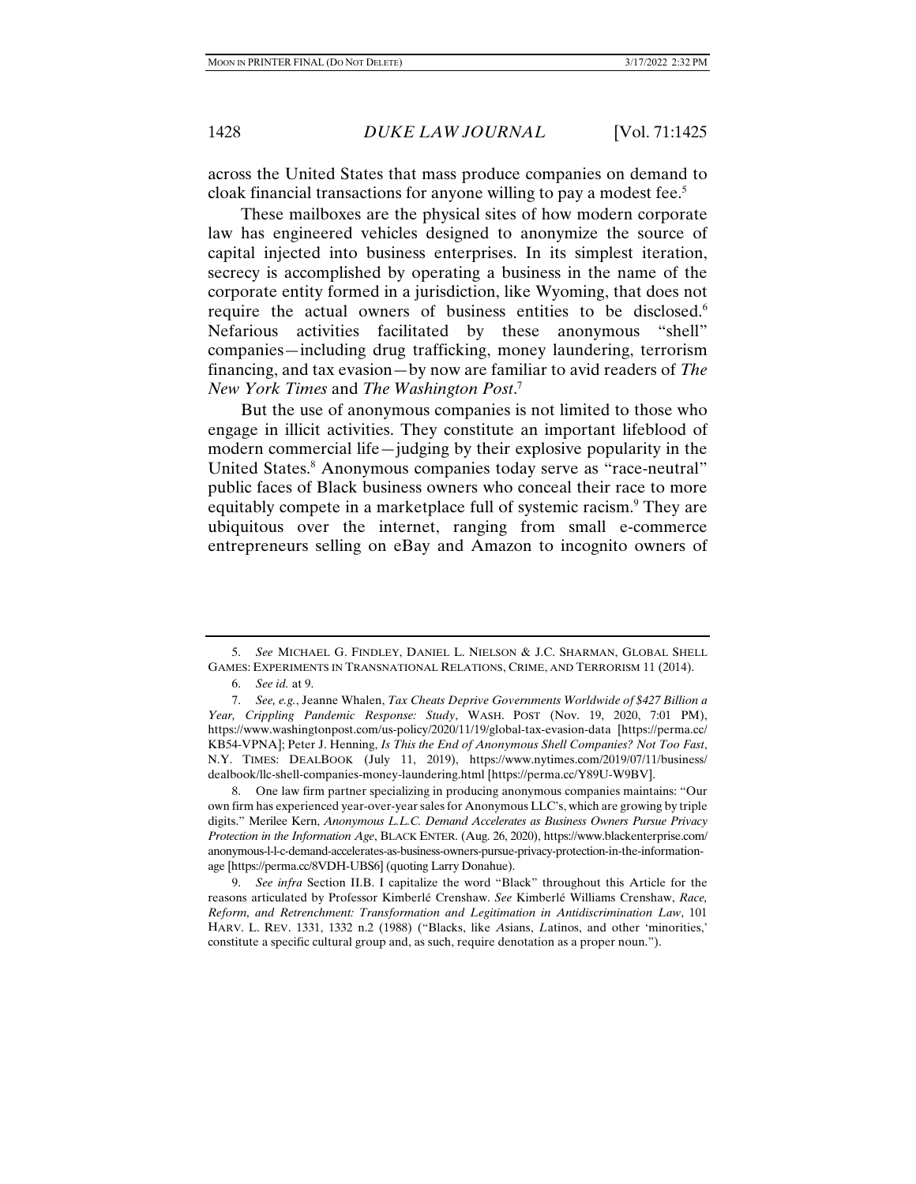across the United States that mass produce companies on demand to cloak financial transactions for anyone willing to pay a modest fee.[5]

These mailboxes are the physical sites of how modern corporate law has engineered vehicles designed to anonymize the source of capital injected into business enterprises. In its simplest iteration, secrecy is accomplished by operating a business in the name of the corporate entity formed in a jurisdiction, like Wyoming, that does not require the actual owners of business entities to be disclosed.[6] Nefarious activities facilitated by these anonymous "shell" companies—including drug trafficking, money laundering, terrorism financing, and tax evasion—by now are familiar to avid readers of *The New York Times* and *The Washington Post*.[7]

But the use of anonymous companies is not limited to those who engage in illicit activities. They constitute an important lifeblood of modern commercial life—judging by their explosive popularity in the United States.[8] Anonymous companies today serve as "race-neutral" public faces of Black business owners who conceal their race to more equitably compete in a marketplace full of systemic racism.[9] They are ubiquitous over the internet, ranging from small e-commerce entrepreneurs selling on eBay and Amazon to incognito owners of

---

5. *See* MICHAEL G. FINDLEY, DANIEL L. NIELSON & J.C. SHARMAN, GLOBAL SHELL GAMES: EXPERIMENTS IN TRANSNATIONAL RELATIONS, CRIME, AND TERRORISM 11 (2014).

6. *See id.* at 9.

7. *See, e.g.*, Jeanne Whalen, *Tax Cheats Deprive Governments Worldwide of $427 Billion a Year, Crippling Pandemic Response: Study*, WASH. POST (Nov. 19, 2020, 7:01 PM), https://www.washingtonpost.com/us-policy/2020/11/19/global-tax-evasion-data [https://perma.cc/KB54-VPNA]; Peter J. Henning, *Is This the End of Anonymous Shell Companies? Not Too Fast*, N.Y. TIMES: DEALBOOK (July 11, 2019), https://www.nytimes.com/2019/07/11/business/dealbook/llc-shell-companies-money-laundering.html [https://perma.cc/Y89U-W9BV].

8. One law firm partner specializing in producing anonymous companies maintains: "Our own firm has experienced year-over-year sales for Anonymous LLC's, which are growing by triple digits." Merilee Kern, *Anonymous L.L.C. Demand Accelerates as Business Owners Pursue Privacy Protection in the Information Age*, BLACK ENTER. (Aug. 26, 2020), https://www.blackenterprise.com/anonymous-l-l-c-demand-accelerates-as-business-owners-pursue-privacy-protection-in-the-information-age [https://perma.cc/8VDH-UBS6] (quoting Larry Donahue).

9. *See infra* Section II.B. I capitalize the word "Black" throughout this Article for the reasons articulated by Professor Kimberlé Crenshaw. *See* Kimberlé Williams Crenshaw, *Race, Reform, and Retrenchment: Transformation and Legitimation in Antidiscrimination Law*, 101 HARV. L. REV. 1331, 1332 n.2 (1988) ("Blacks, like *A*sians, *L*atinos, and other 'minorities,' constitute a specific cultural group and, as such, require denotation as a proper noun.").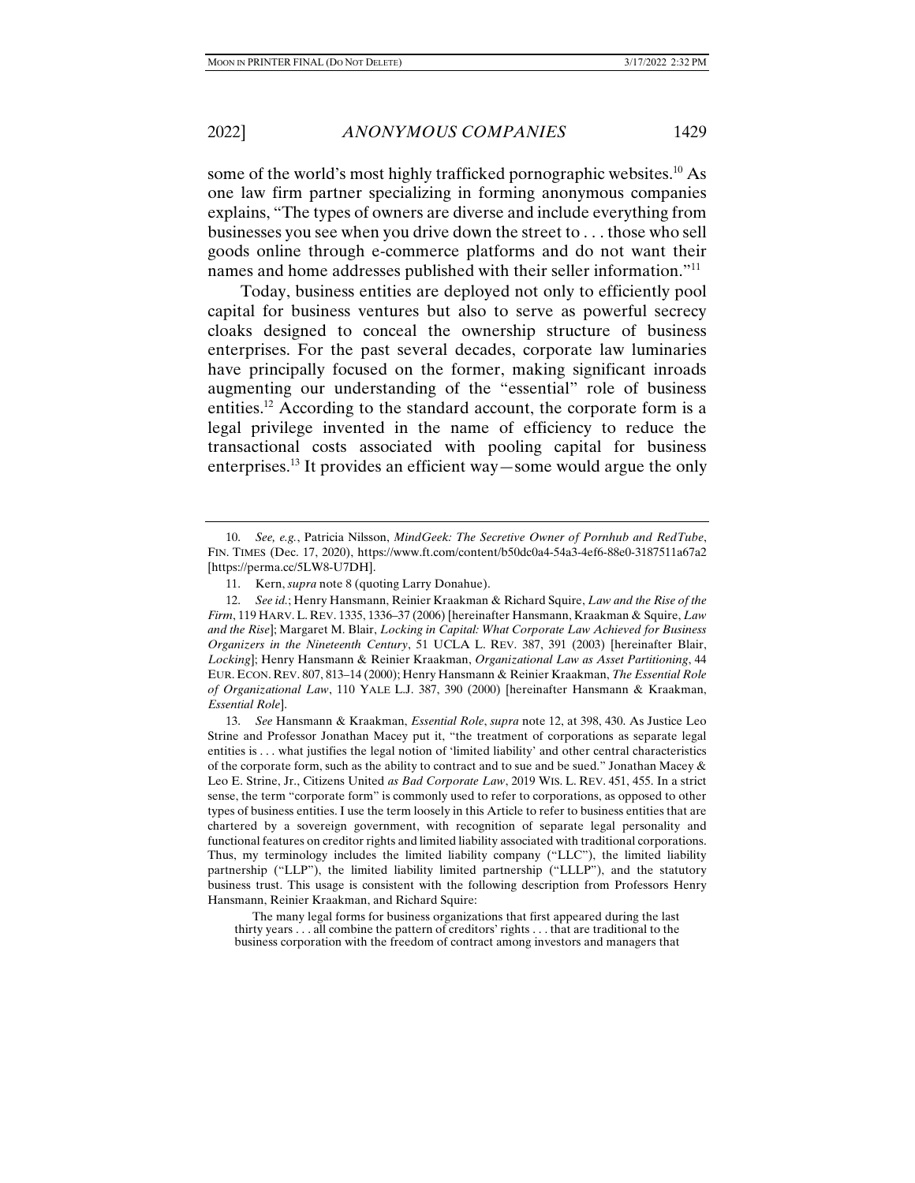some of the world's most highly trafficked pornographic websites.[10] As one law firm partner specializing in forming anonymous companies explains, "The types of owners are diverse and include everything from businesses you see when you drive down the street to . . . those who sell goods online through e-commerce platforms and do not want their names and home addresses published with their seller information."[11]

Today, business entities are deployed not only to efficiently pool capital for business ventures but also to serve as powerful secrecy cloaks designed to conceal the ownership structure of business enterprises. For the past several decades, corporate law luminaries have principally focused on the former, making significant inroads augmenting our understanding of the "essential" role of business entities.[12] According to the standard account, the corporate form is a legal privilege invented in the name of efficiency to reduce the transactional costs associated with pooling capital for business enterprises.[13] It provides an efficient way—some would argue the only

---

10. *See, e.g.*, Patricia Nilsson, *MindGeek: The Secretive Owner of Pornhub and RedTube*, FIN. TIMES (Dec. 17, 2020), https://www.ft.com/content/b50dc0a4-54a3-4ef6-88e0-3187511a67a2 [https://perma.cc/5LW8-U7DH].

11. Kern, *supra* note 8 (quoting Larry Donahue).

12. *See id.*; Henry Hansmann, Reinier Kraakman & Richard Squire, *Law and the Rise of the Firm*, 119 HARV. L. REV. 1335, 1336–37 (2006) [hereinafter Hansmann, Kraakman & Squire, *Law and the Rise*]; Margaret M. Blair, *Locking in Capital: What Corporate Law Achieved for Business Organizers in the Nineteenth Century*, 51 UCLA L. REV. 387, 391 (2003) [hereinafter Blair, *Locking*]; Henry Hansmann & Reinier Kraakman, *Organizational Law as Asset Partitioning*, 44 EUR. ECON. REV. 807, 813–14 (2000); Henry Hansmann & Reinier Kraakman, *The Essential Role of Organizational Law*, 110 YALE L.J. 387, 390 (2000) [hereinafter Hansmann & Kraakman, *Essential Role*].

13. *See* Hansmann & Kraakman, *Essential Role*, *supra* note 12, at 398, 430. As Justice Leo Strine and Professor Jonathan Macey put it, "the treatment of corporations as separate legal entities is . . . what justifies the legal notion of 'limited liability' and other central characteristics of the corporate form, such as the ability to contract and to sue and be sued." Jonathan Macey & Leo E. Strine, Jr., Citizens United *as Bad Corporate Law*, 2019 WIS. L. REV. 451, 455. In a strict sense, the term "corporate form" is commonly used to refer to corporations, as opposed to other types of business entities. I use the term loosely in this Article to refer to business entities that are chartered by a sovereign government, with recognition of separate legal personality and functional features on creditor rights and limited liability associated with traditional corporations. Thus, my terminology includes the limited liability company ("LLC"), the limited liability partnership ("LLP"), the limited liability limited partnership ("LLLP"), and the statutory business trust. This usage is consistent with the following description from Professors Henry Hansmann, Reinier Kraakman, and Richard Squire:

> The many legal forms for business organizations that first appeared during the last thirty years . . . all combine the pattern of creditors' rights . . . that are traditional to the business corporation with the freedom of contract among investors and managers that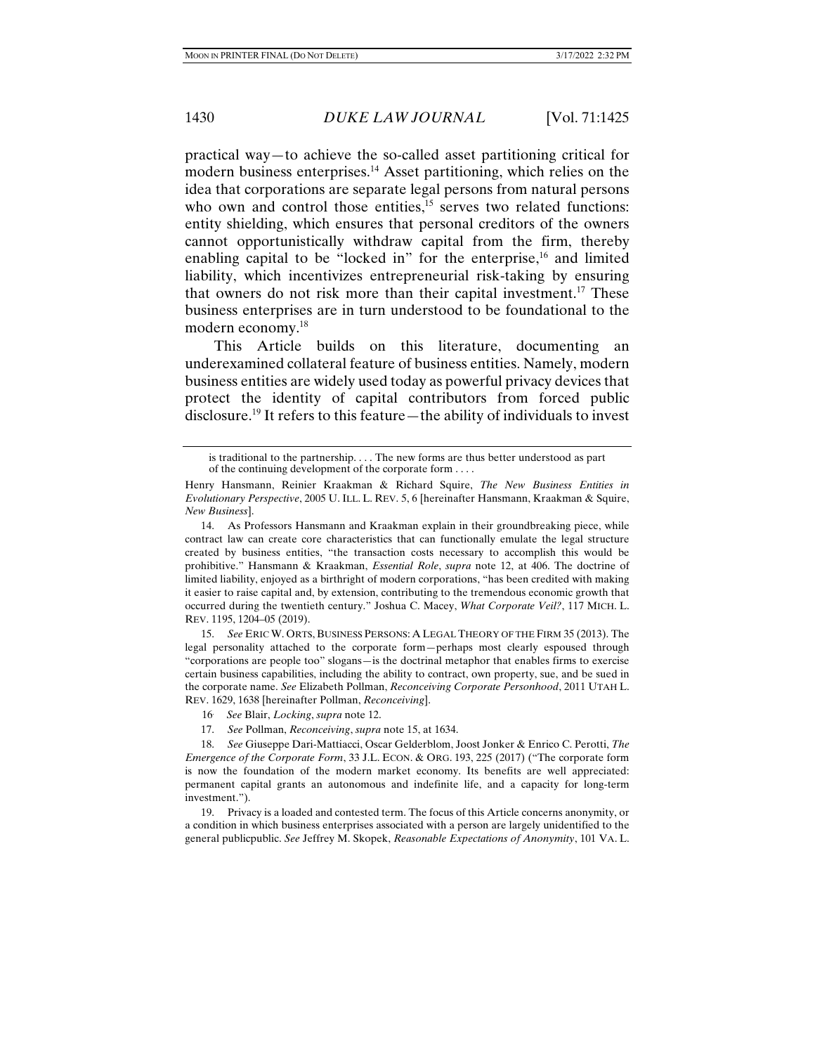practical way—to achieve the so-called asset partitioning critical for modern business enterprises.[14] Asset partitioning, which relies on the idea that corporations are separate legal persons from natural persons who own and control those entities,[15] serves two related functions: entity shielding, which ensures that personal creditors of the owners cannot opportunistically withdraw capital from the firm, thereby enabling capital to be "locked in" for the enterprise,[16] and limited liability, which incentivizes entrepreneurial risk-taking by ensuring that owners do not risk more than their capital investment.[17] These business enterprises are in turn understood to be foundational to the modern economy.[18]

This Article builds on this literature, documenting an underexamined collateral feature of business entities. Namely, modern business entities are widely used today as powerful privacy devices that protect the identity of capital contributors from forced public disclosure.[19] It refers to this feature—the ability of individuals to invest

---

> is traditional to the partnership. . . . The new forms are thus better understood as part of the continuing development of the corporate form . . . .

Henry Hansmann, Reinier Kraakman & Richard Squire, *The New Business Entities in Evolutionary Perspective*, 2005 U. ILL. L. REV. 5, 6 [hereinafter Hansmann, Kraakman & Squire, *New Business*].

14. As Professors Hansmann and Kraakman explain in their groundbreaking piece, while contract law can create core characteristics that can functionally emulate the legal structure created by business entities, "the transaction costs necessary to accomplish this would be prohibitive." Hansmann & Kraakman, *Essential Role*, *supra* note 12, at 406. The doctrine of limited liability, enjoyed as a birthright of modern corporations, "has been credited with making it easier to raise capital and, by extension, contributing to the tremendous economic growth that occurred during the twentieth century." Joshua C. Macey, *What Corporate Veil?*, 117 MICH. L. REV. 1195, 1204–05 (2019).

15. *See* ERIC W. ORTS, BUSINESS PERSONS: A LEGAL THEORY OF THE FIRM 35 (2013). The legal personality attached to the corporate form—perhaps most clearly espoused through "corporations are people too" slogans—is the doctrinal metaphor that enables firms to exercise certain business capabilities, including the ability to contract, own property, sue, and be sued in the corporate name. *See* Elizabeth Pollman, *Reconceiving Corporate Personhood*, 2011 UTAH L. REV. 1629, 1638 [hereinafter Pollman, *Reconceiving*].

16. *See* Blair, *Locking*, *supra* note 12.

17. *See* Pollman, *Reconceiving*, *supra* note 15, at 1634.

18. *See* Giuseppe Dari-Mattiacci, Oscar Gelderblom, Joost Jonker & Enrico C. Perotti, *The Emergence of the Corporate Form*, 33 J.L. ECON. & ORG. 193, 225 (2017) ("The corporate form is now the foundation of the modern market economy. Its benefits are well appreciated: permanent capital grants an autonomous and indefinite life, and a capacity for long-term investment.").

19. Privacy is a loaded and contested term. The focus of this Article concerns anonymity, or a condition in which business enterprises associated with a person are largely unidentified to the general publicpublic. *See* Jeffrey M. Skopek, *Reasonable Expectations of Anonymity*, 101 VA. L.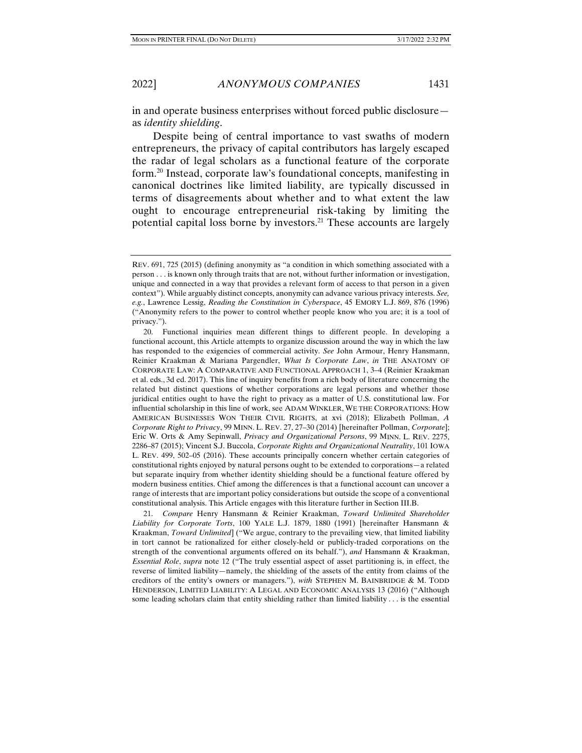in and operate business enterprises without forced public disclosure—as *identity shielding*.

Despite being of central importance to vast swaths of modern entrepreneurs, the privacy of capital contributors has largely escaped the radar of legal scholars as a functional feature of the corporate form.[20] Instead, corporate law's foundational concepts, manifesting in canonical doctrines like limited liability, are typically discussed in terms of disagreements about whether and to what extent the law ought to encourage entrepreneurial risk-taking by limiting the potential capital loss borne by investors.[21] These accounts are largely

---

REV. 691, 725 (2015) (defining anonymity as "a condition in which something associated with a person . . . is known only through traits that are not, without further information or investigation, unique and connected in a way that provides a relevant form of access to that person in a given context"). While arguably distinct concepts, anonymity can advance various privacy interests. *See, e.g.*, Lawrence Lessig, *Reading the Constitution in Cyberspace*, 45 EMORY L.J. 869, 876 (1996) ("Anonymity refers to the power to control whether people know who you are; it is a tool of privacy.").

20. Functional inquiries mean different things to different people. In developing a functional account, this Article attempts to organize discussion around the way in which the law has responded to the exigencies of commercial activity. *See* John Armour, Henry Hansmann, Reinier Kraakman & Mariana Pargendler, *What Is Corporate Law*, *in* THE ANATOMY OF CORPORATE LAW: A COMPARATIVE AND FUNCTIONAL APPROACH 1, 3–4 (Reinier Kraakman et al. eds., 3d ed. 2017). This line of inquiry benefits from a rich body of literature concerning the related but distinct questions of whether corporations are legal persons and whether those juridical entities ought to have the right to privacy as a matter of U.S. constitutional law. For influential scholarship in this line of work, see ADAM WINKLER, WE THE CORPORATIONS: HOW AMERICAN BUSINESSES WON THEIR CIVIL RIGHTS, at xvi (2018); Elizabeth Pollman, *A Corporate Right to Privacy*, 99 MINN. L. REV. 27, 27–30 (2014) [hereinafter Pollman, *Corporate*]; Eric W. Orts & Amy Sepinwall, *Privacy and Organizational Persons*, 99 MINN. L. REV. 2275, 2286–87 (2015); Vincent S.J. Buccola, *Corporate Rights and Organizational Neutrality*, 101 IOWA L. REV. 499, 502–05 (2016). These accounts principally concern whether certain categories of constitutional rights enjoyed by natural persons ought to be extended to corporations—a related but separate inquiry from whether identity shielding should be a functional feature offered by modern business entities. Chief among the differences is that a functional account can uncover a range of interests that are important policy considerations but outside the scope of a conventional constitutional analysis. This Article engages with this literature further in Section III.B.

21. *Compare* Henry Hansmann & Reinier Kraakman, *Toward Unlimited Shareholder Liability for Corporate Torts*, 100 YALE L.J. 1879, 1880 (1991) [hereinafter Hansmann & Kraakman, *Toward Unlimited*] ("We argue, contrary to the prevailing view, that limited liability in tort cannot be rationalized for either closely-held or publicly-traded corporations on the strength of the conventional arguments offered on its behalf."), *and* Hansmann & Kraakman, *Essential Role*, *supra* note 12 ("The truly essential aspect of asset partitioning is, in effect, the reverse of limited liability—namely, the shielding of the assets of the entity from claims of the creditors of the entity's owners or managers."), *with* STEPHEN M. BAINBRIDGE & M. TODD HENDERSON, LIMITED LIABILITY: A LEGAL AND ECONOMIC ANALYSIS 13 (2016) ("Although some leading scholars claim that entity shielding rather than limited liability . . . is the essential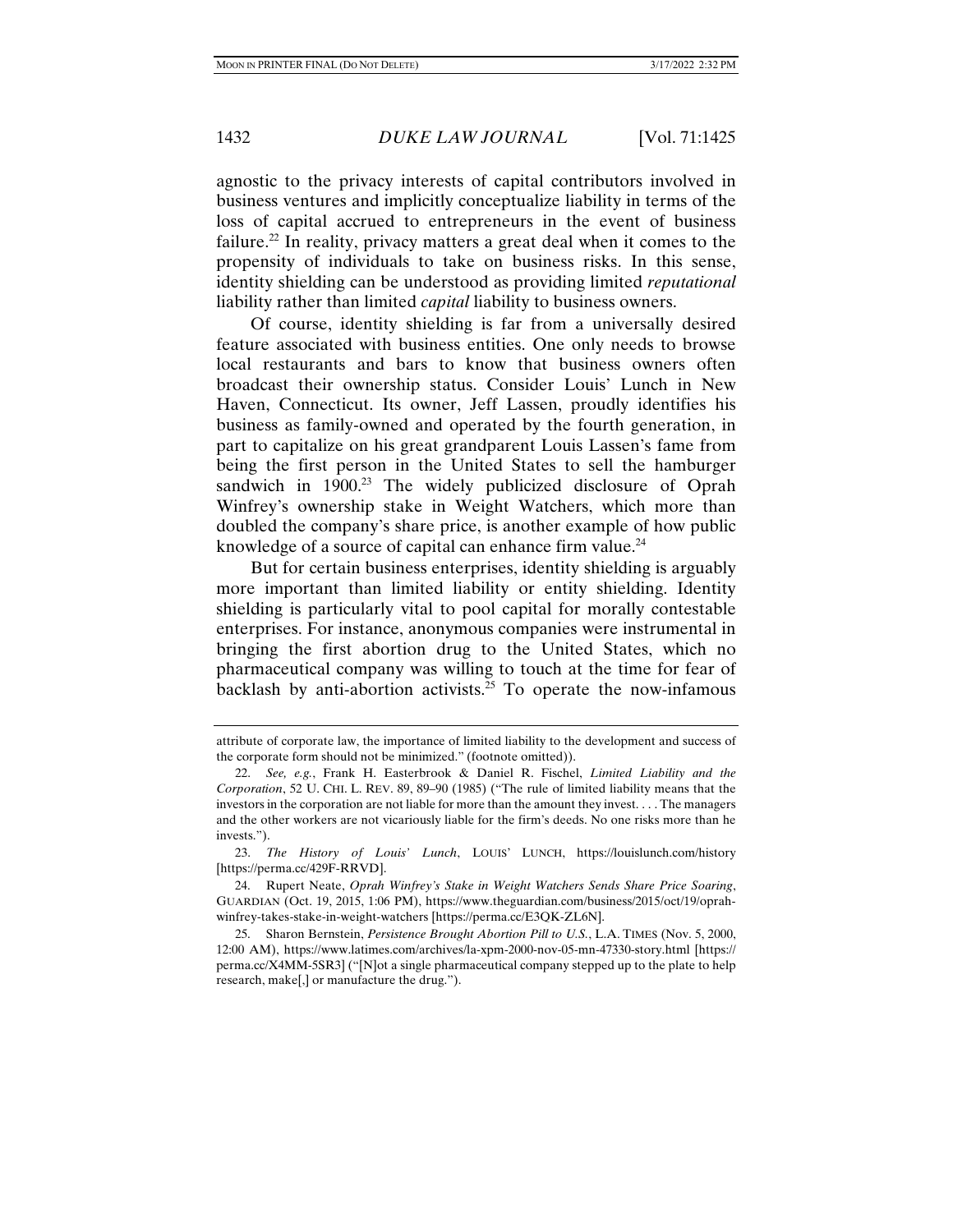agnostic to the privacy interests of capital contributors involved in business ventures and implicitly conceptualize liability in terms of the loss of capital accrued to entrepreneurs in the event of business failure.[22] In reality, privacy matters a great deal when it comes to the propensity of individuals to take on business risks. In this sense, identity shielding can be understood as providing limited *reputational* liability rather than limited *capital* liability to business owners.

Of course, identity shielding is far from a universally desired feature associated with business entities. One only needs to browse local restaurants and bars to know that business owners often broadcast their ownership status. Consider Louis' Lunch in New Haven, Connecticut. Its owner, Jeff Lassen, proudly identifies his business as family-owned and operated by the fourth generation, in part to capitalize on his great grandparent Louis Lassen's fame from being the first person in the United States to sell the hamburger sandwich in 1900.[23] The widely publicized disclosure of Oprah Winfrey's ownership stake in Weight Watchers, which more than doubled the company's share price, is another example of how public knowledge of a source of capital can enhance firm value.[24]

But for certain business enterprises, identity shielding is arguably more important than limited liability or entity shielding. Identity shielding is particularly vital to pool capital for morally contestable enterprises. For instance, anonymous companies were instrumental in bringing the first abortion drug to the United States, which no pharmaceutical company was willing to touch at the time for fear of backlash by anti-abortion activists.[25] To operate the now-infamous

---

attribute of corporate law, the importance of limited liability to the development and success of the corporate form should not be minimized." (footnote omitted)).

22. *See, e.g.*, Frank H. Easterbrook & Daniel R. Fischel, *Limited Liability and the Corporation*, 52 U. CHI. L. REV. 89, 89–90 (1985) ("The rule of limited liability means that the investors in the corporation are not liable for more than the amount they invest. . . . The managers and the other workers are not vicariously liable for the firm's deeds. No one risks more than he invests.").

23. *The History of Louis' Lunch*, LOUIS' LUNCH, https://louislunch.com/history [https://perma.cc/429F-RRVD].

24. Rupert Neate, *Oprah Winfrey's Stake in Weight Watchers Sends Share Price Soaring*, GUARDIAN (Oct. 19, 2015, 1:06 PM), https://www.theguardian.com/business/2015/oct/19/oprah-winfrey-takes-stake-in-weight-watchers [https://perma.cc/E3QK-ZL6N].

25. Sharon Bernstein, *Persistence Brought Abortion Pill to U.S.*, L.A. TIMES (Nov. 5, 2000, 12:00 AM), https://www.latimes.com/archives/la-xpm-2000-nov-05-mn-47330-story.html [https://perma.cc/X4MM-5SR3] ("[N]ot a single pharmaceutical company stepped up to the plate to help research, make[,] or manufacture the drug.").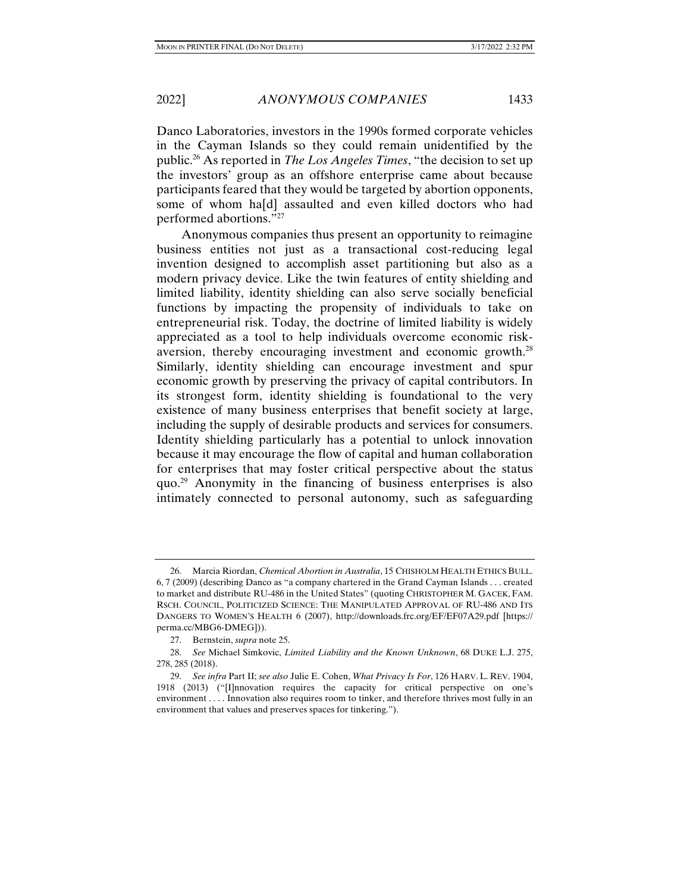Danco Laboratories, investors in the 1990s formed corporate vehicles in the Cayman Islands so they could remain unidentified by the public.[26] As reported in *The Los Angeles Times*, "the decision to set up the investors' group as an offshore enterprise came about because participants feared that they would be targeted by abortion opponents, some of whom ha[d] assaulted and even killed doctors who had performed abortions."[27]

Anonymous companies thus present an opportunity to reimagine business entities not just as a transactional cost-reducing legal invention designed to accomplish asset partitioning but also as a modern privacy device. Like the twin features of entity shielding and limited liability, identity shielding can also serve socially beneficial functions by impacting the propensity of individuals to take on entrepreneurial risk. Today, the doctrine of limited liability is widely appreciated as a tool to help individuals overcome economic risk-aversion, thereby encouraging investment and economic growth.[28] Similarly, identity shielding can encourage investment and spur economic growth by preserving the privacy of capital contributors. In its strongest form, identity shielding is foundational to the very existence of many business enterprises that benefit society at large, including the supply of desirable products and services for consumers. Identity shielding particularly has a potential to unlock innovation because it may encourage the flow of capital and human collaboration for enterprises that may foster critical perspective about the status quo.[29] Anonymity in the financing of business enterprises is also intimately connected to personal autonomy, such as safeguarding

---

26. Marcia Riordan, *Chemical Abortion in Australia*, 15 CHISHOLM HEALTH ETHICS BULL. 6, 7 (2009) (describing Danco as "a company chartered in the Grand Cayman Islands . . . created to market and distribute RU-486 in the United States" (quoting CHRISTOPHER M. GACEK, FAM. RSCH. COUNCIL, POLITICIZED SCIENCE: THE MANIPULATED APPROVAL OF RU-486 AND ITS DANGERS TO WOMEN'S HEALTH 6 (2007), http://downloads.frc.org/EF/EF07A29.pdf [https://perma.cc/MBG6-DMEG])).

27. Bernstein, *supra* note 25.

28. *See* Michael Simkovic, *Limited Liability and the Known Unknown*, 68 DUKE L.J. 275, 278, 285 (2018).

29. *See infra* Part II; *see also* Julie E. Cohen, *What Privacy Is For*, 126 HARV. L. REV. 1904, 1918 (2013) ("[I]nnovation requires the capacity for critical perspective on one's environment . . . . Innovation also requires room to tinker, and therefore thrives most fully in an environment that values and preserves spaces for tinkering.").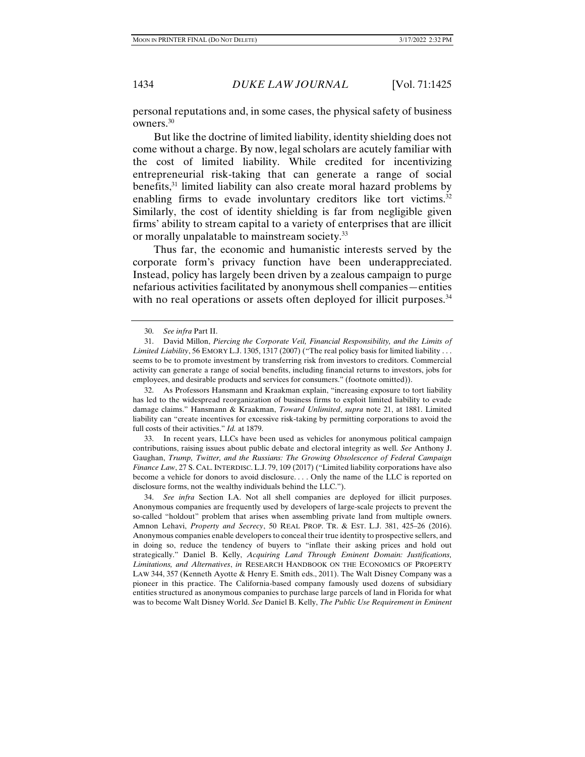personal reputations and, in some cases, the physical safety of business owners.[30]

But like the doctrine of limited liability, identity shielding does not come without a charge. By now, legal scholars are acutely familiar with the cost of limited liability. While credited for incentivizing entrepreneurial risk-taking that can generate a range of social benefits,[31] limited liability can also create moral hazard problems by enabling firms to evade involuntary creditors like tort victims.[32] Similarly, the cost of identity shielding is far from negligible given firms' ability to stream capital to a variety of enterprises that are illicit or morally unpalatable to mainstream society.[33]

Thus far, the economic and humanistic interests served by the corporate form's privacy function have been underappreciated. Instead, policy has largely been driven by a zealous campaign to purge nefarious activities facilitated by anonymous shell companies—entities with no real operations or assets often deployed for illicit purposes.[34]

---

30. *See infra* Part II.

31. David Millon, *Piercing the Corporate Veil, Financial Responsibility, and the Limits of Limited Liability*, 56 EMORY L.J. 1305, 1317 (2007) ("The real policy basis for limited liability . . . seems to be to promote investment by transferring risk from investors to creditors. Commercial activity can generate a range of social benefits, including financial returns to investors, jobs for employees, and desirable products and services for consumers." (footnote omitted)).

32. As Professors Hansmann and Kraakman explain, "increasing exposure to tort liability has led to the widespread reorganization of business firms to exploit limited liability to evade damage claims." Hansmann & Kraakman, *Toward Unlimited*, *supra* note 21, at 1881. Limited liability can "create incentives for excessive risk-taking by permitting corporations to avoid the full costs of their activities." *Id.* at 1879.

33. In recent years, LLCs have been used as vehicles for anonymous political campaign contributions, raising issues about public debate and electoral integrity as well. *See* Anthony J. Gaughan, *Trump, Twitter, and the Russians: The Growing Obsolescence of Federal Campaign Finance Law*, 27 S. CAL. INTERDISC. L.J. 79, 109 (2017) ("Limited liability corporations have also become a vehicle for donors to avoid disclosure. . . . Only the name of the LLC is reported on disclosure forms, not the wealthy individuals behind the LLC.").

34. *See infra* Section I.A. Not all shell companies are deployed for illicit purposes. Anonymous companies are frequently used by developers of large-scale projects to prevent the so-called "holdout" problem that arises when assembling private land from multiple owners. Amnon Lehavi, *Property and Secrecy*, 50 REAL PROP. TR. & EST. L.J. 381, 425–26 (2016). Anonymous companies enable developers to conceal their true identity to prospective sellers, and in doing so, reduce the tendency of buyers to "inflate their asking prices and hold out strategically." Daniel B. Kelly, *Acquiring Land Through Eminent Domain: Justifications, Limitations, and Alternatives*, *in* RESEARCH HANDBOOK ON THE ECONOMICS OF PROPERTY LAW 344, 357 (Kenneth Ayotte & Henry E. Smith eds., 2011). The Walt Disney Company was a pioneer in this practice. The California-based company famously used dozens of subsidiary entities structured as anonymous companies to purchase large parcels of land in Florida for what was to become Walt Disney World. *See* Daniel B. Kelly, *The Public Use Requirement in Eminent*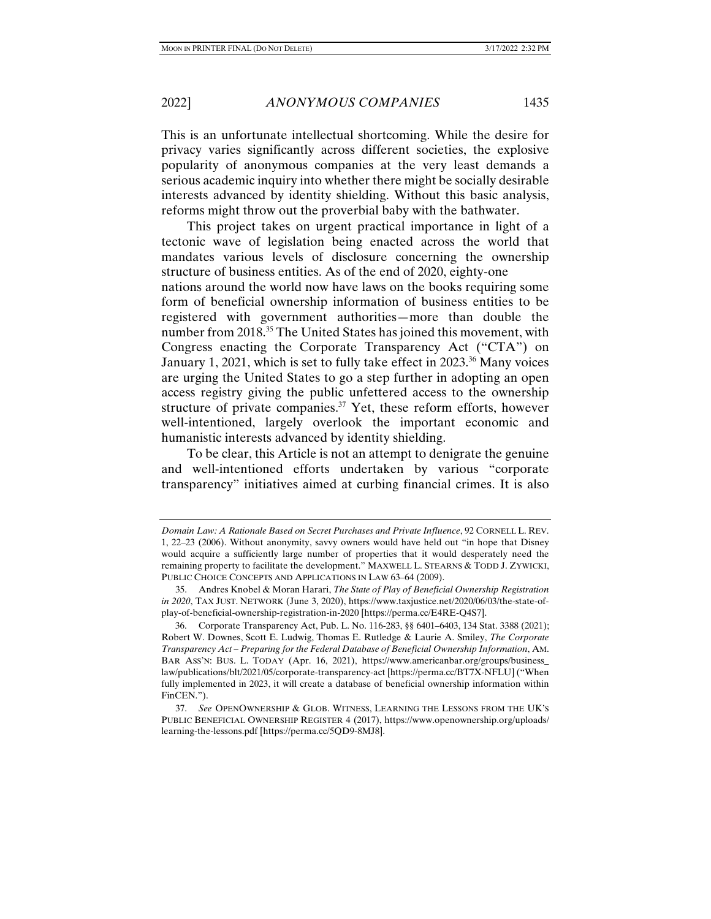This is an unfortunate intellectual shortcoming. While the desire for privacy varies significantly across different societies, the explosive popularity of anonymous companies at the very least demands a serious academic inquiry into whether there might be socially desirable interests advanced by identity shielding. Without this basic analysis, reforms might throw out the proverbial baby with the bathwater.

This project takes on urgent practical importance in light of a tectonic wave of legislation being enacted across the world that mandates various levels of disclosure concerning the ownership structure of business entities. As of the end of 2020, eighty-one nations around the world now have laws on the books requiring some form of beneficial ownership information of business entities to be registered with government authorities—more than double the number from 2018.[35] The United States has joined this movement, with Congress enacting the Corporate Transparency Act ("CTA") on January 1, 2021, which is set to fully take effect in 2023.[36] Many voices are urging the United States to go a step further in adopting an open access registry giving the public unfettered access to the ownership structure of private companies.[37] Yet, these reform efforts, however well-intentioned, largely overlook the important economic and humanistic interests advanced by identity shielding.

To be clear, this Article is not an attempt to denigrate the genuine and well-intentioned efforts undertaken by various "corporate transparency" initiatives aimed at curbing financial crimes. It is also

---

*Domain Law: A Rationale Based on Secret Purchases and Private Influence*, 92 CORNELL L. REV. 1, 22–23 (2006). Without anonymity, savvy owners would have held out "in hope that Disney would acquire a sufficiently large number of properties that it would desperately need the remaining property to facilitate the development." MAXWELL L. STEARNS & TODD J. ZYWICKI, PUBLIC CHOICE CONCEPTS AND APPLICATIONS IN LAW 63–64 (2009).

35. Andres Knobel & Moran Harari, *The State of Play of Beneficial Ownership Registration in 2020*, TAX JUST. NETWORK (June 3, 2020), https://www.taxjustice.net/2020/06/03/the-state-of-play-of-beneficial-ownership-registration-in-2020 [https://perma.cc/E4RE-Q4S7].

36. Corporate Transparency Act, Pub. L. No. 116-283, §§ 6401–6403, 134 Stat. 3388 (2021); Robert W. Downes, Scott E. Ludwig, Thomas E. Rutledge & Laurie A. Smiley, *The Corporate Transparency Act – Preparing for the Federal Database of Beneficial Ownership Information*, AM. BAR ASS'N: BUS. L. TODAY (Apr. 16, 2021), https://www.americanbar.org/groups/business_law/publications/blt/2021/05/corporate-transparency-act [https://perma.cc/BT7X-NFLU] ("When fully implemented in 2023, it will create a database of beneficial ownership information within FinCEN.").

37. *See* OPENOWNERSHIP & GLOB. WITNESS, LEARNING THE LESSONS FROM THE UK'S PUBLIC BENEFICIAL OWNERSHIP REGISTER 4 (2017), https://www.openownership.org/uploads/learning-the-lessons.pdf [https://perma.cc/5QD9-8MJ8].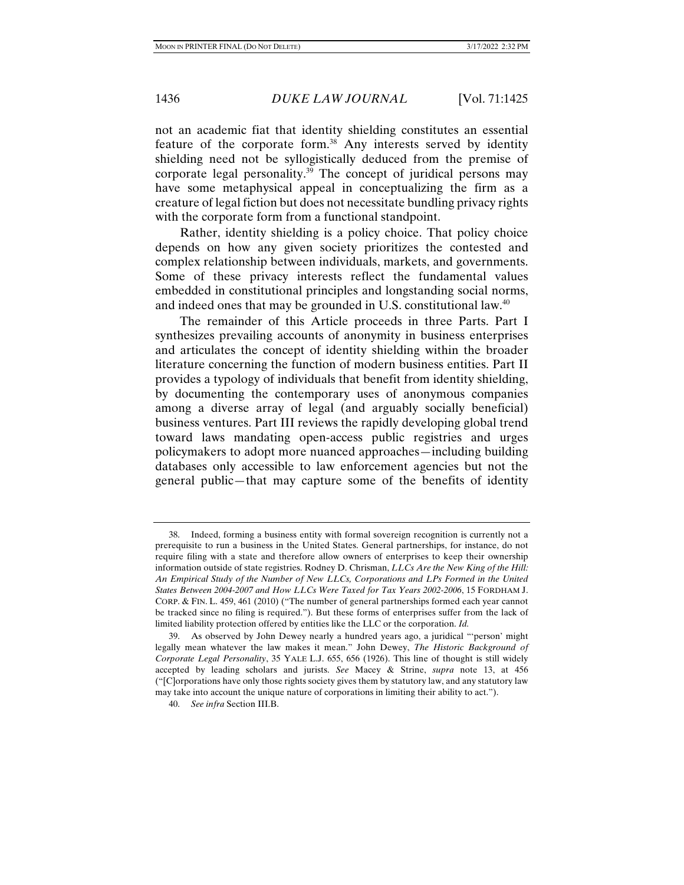not an academic fiat that identity shielding constitutes an essential feature of the corporate form.[38] Any interests served by identity shielding need not be syllogistically deduced from the premise of corporate legal personality.[39] The concept of juridical persons may have some metaphysical appeal in conceptualizing the firm as a creature of legal fiction but does not necessitate bundling privacy rights with the corporate form from a functional standpoint.

Rather, identity shielding is a policy choice. That policy choice depends on how any given society prioritizes the contested and complex relationship between individuals, markets, and governments. Some of these privacy interests reflect the fundamental values embedded in constitutional principles and longstanding social norms, and indeed ones that may be grounded in U.S. constitutional law.[40]

The remainder of this Article proceeds in three Parts. Part I synthesizes prevailing accounts of anonymity in business enterprises and articulates the concept of identity shielding within the broader literature concerning the function of modern business entities. Part II provides a typology of individuals that benefit from identity shielding, by documenting the contemporary uses of anonymous companies among a diverse array of legal (and arguably socially beneficial) business ventures. Part III reviews the rapidly developing global trend toward laws mandating open-access public registries and urges policymakers to adopt more nuanced approaches—including building databases only accessible to law enforcement agencies but not the general public—that may capture some of the benefits of identity

---

38. Indeed, forming a business entity with formal sovereign recognition is currently not a prerequisite to run a business in the United States. General partnerships, for instance, do not require filing with a state and therefore allow owners of enterprises to keep their ownership information outside of state registries. Rodney D. Chrisman, *LLCs Are the New King of the Hill: An Empirical Study of the Number of New LLCs, Corporations and LPs Formed in the United States Between 2004-2007 and How LLCs Were Taxed for Tax Years 2002-2006*, 15 FORDHAM J. CORP. & FIN. L. 459, 461 (2010) ("The number of general partnerships formed each year cannot be tracked since no filing is required."). But these forms of enterprises suffer from the lack of limited liability protection offered by entities like the LLC or the corporation. *Id.*

39. As observed by John Dewey nearly a hundred years ago, a juridical "'person' might legally mean whatever the law makes it mean." John Dewey, *The Historic Background of Corporate Legal Personality*, 35 YALE L.J. 655, 656 (1926). This line of thought is still widely accepted by leading scholars and jurists. *See* Macey & Strine, *supra* note 13, at 456 ("[C]orporations have only those rights society gives them by statutory law, and any statutory law may take into account the unique nature of corporations in limiting their ability to act.").

40. *See infra* Section III.B.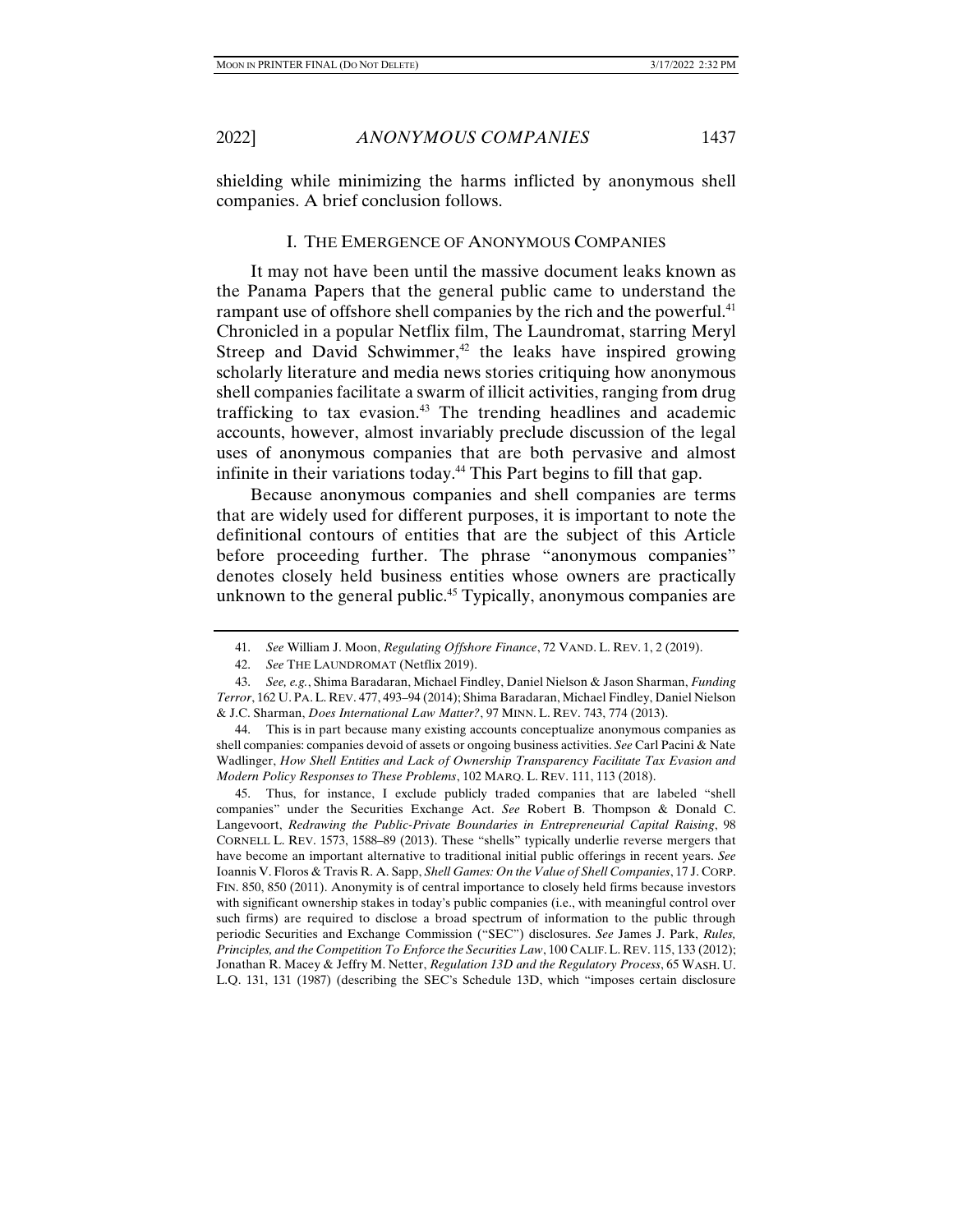shielding while minimizing the harms inflicted by anonymous shell companies. A brief conclusion follows.

## I. THE EMERGENCE OF ANONYMOUS COMPANIES

It may not have been until the massive document leaks known as the Panama Papers that the general public came to understand the rampant use of offshore shell companies by the rich and the powerful.[41] Chronicled in a popular Netflix film, The Laundromat, starring Meryl Streep and David Schwimmer,[42] the leaks have inspired growing scholarly literature and media news stories critiquing how anonymous shell companies facilitate a swarm of illicit activities, ranging from drug trafficking to tax evasion.[43] The trending headlines and academic accounts, however, almost invariably preclude discussion of the legal uses of anonymous companies that are both pervasive and almost infinite in their variations today.[44] This Part begins to fill that gap.

Because anonymous companies and shell companies are terms that are widely used for different purposes, it is important to note the definitional contours of entities that are the subject of this Article before proceeding further. The phrase "anonymous companies" denotes closely held business entities whose owners are practically unknown to the general public.[45] Typically, anonymous companies are

---

41. *See* William J. Moon, *Regulating Offshore Finance*, 72 VAND. L. REV. 1, 2 (2019).

42. *See* THE LAUNDROMAT (Netflix 2019).

43. *See, e.g.*, Shima Baradaran, Michael Findley, Daniel Nielson & Jason Sharman, *Funding Terror*, 162 U. PA. L. REV. 477, 493–94 (2014); Shima Baradaran, Michael Findley, Daniel Nielson & J.C. Sharman, *Does International Law Matter?*, 97 MINN. L. REV. 743, 774 (2013).

44. This is in part because many existing accounts conceptualize anonymous companies as shell companies: companies devoid of assets or ongoing business activities. *See* Carl Pacini & Nate Wadlinger, *How Shell Entities and Lack of Ownership Transparency Facilitate Tax Evasion and Modern Policy Responses to These Problems*, 102 MARQ. L. REV. 111, 113 (2018).

45. Thus, for instance, I exclude publicly traded companies that are labeled "shell companies" under the Securities Exchange Act. *See* Robert B. Thompson & Donald C. Langevoort, *Redrawing the Public-Private Boundaries in Entrepreneurial Capital Raising*, 98 CORNELL L. REV. 1573, 1588–89 (2013). These "shells" typically underlie reverse mergers that have become an important alternative to traditional initial public offerings in recent years. *See* Ioannis V. Floros & Travis R. A. Sapp, *Shell Games: On the Value of Shell Companies*, 17 J. CORP. FIN. 850, 850 (2011). Anonymity is of central importance to closely held firms because investors with significant ownership stakes in today's public companies (i.e., with meaningful control over such firms) are required to disclose a broad spectrum of information to the public through periodic Securities and Exchange Commission ("SEC") disclosures. *See* James J. Park, *Rules, Principles, and the Competition To Enforce the Securities Law*, 100 CALIF. L. REV. 115, 133 (2012); Jonathan R. Macey & Jeffry M. Netter, *Regulation 13D and the Regulatory Process*, 65 WASH. U. L.Q. 131, 131 (1987) (describing the SEC's Schedule 13D, which "imposes certain disclosure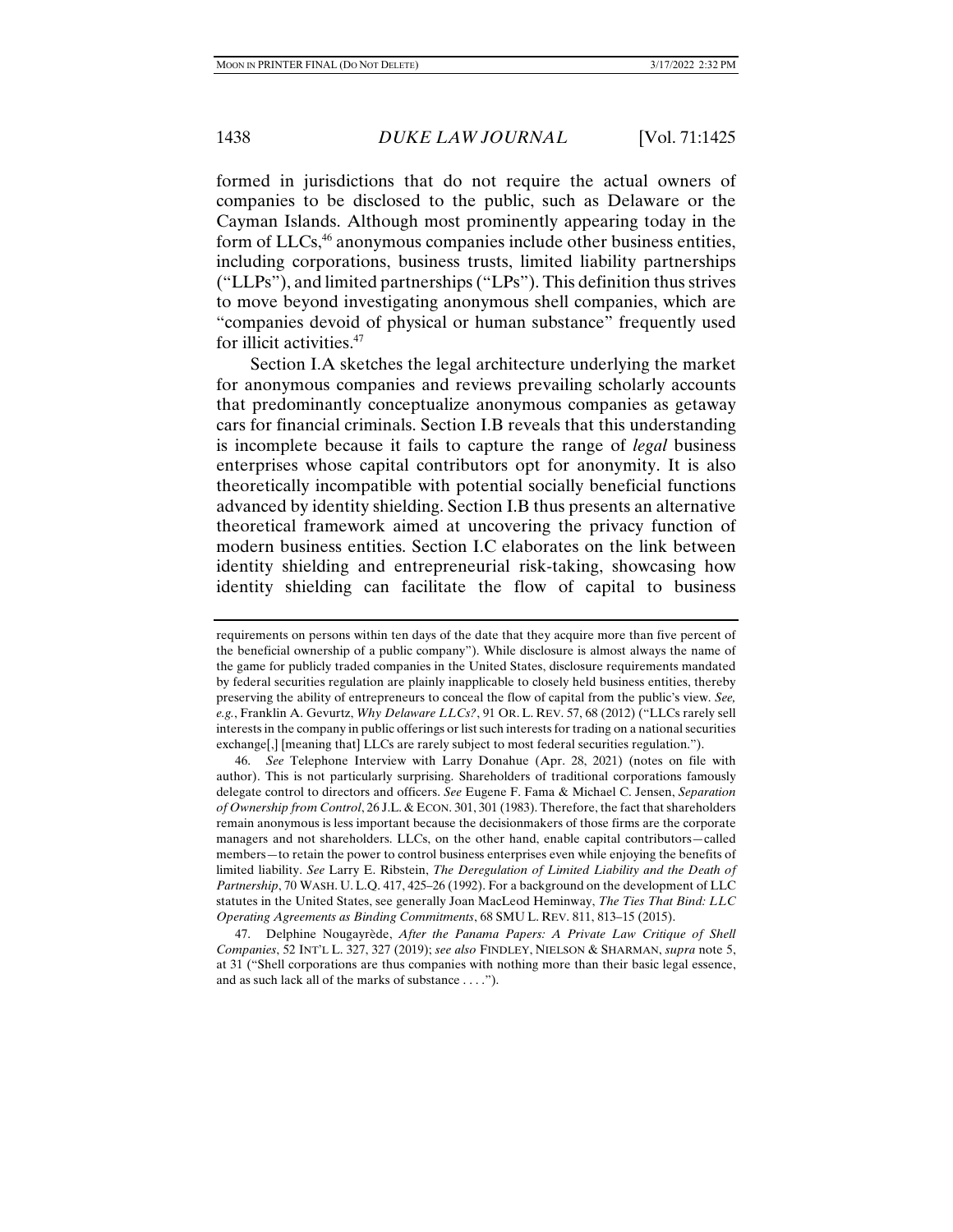formed in jurisdictions that do not require the actual owners of companies to be disclosed to the public, such as Delaware or the Cayman Islands. Although most prominently appearing today in the form of LLCs,[46] anonymous companies include other business entities, including corporations, business trusts, limited liability partnerships ("LLPs"), and limited partnerships ("LPs"). This definition thus strives to move beyond investigating anonymous shell companies, which are "companies devoid of physical or human substance" frequently used for illicit activities.[47]

Section I.A sketches the legal architecture underlying the market for anonymous companies and reviews prevailing scholarly accounts that predominantly conceptualize anonymous companies as getaway cars for financial criminals. Section I.B reveals that this understanding is incomplete because it fails to capture the range of *legal* business enterprises whose capital contributors opt for anonymity. It is also theoretically incompatible with potential socially beneficial functions advanced by identity shielding. Section I.B thus presents an alternative theoretical framework aimed at uncovering the privacy function of modern business entities. Section I.C elaborates on the link between identity shielding and entrepreneurial risk-taking, showcasing how identity shielding can facilitate the flow of capital to business

---

requirements on persons within ten days of the date that they acquire more than five percent of the beneficial ownership of a public company"). While disclosure is almost always the name of the game for publicly traded companies in the United States, disclosure requirements mandated by federal securities regulation are plainly inapplicable to closely held business entities, thereby preserving the ability of entrepreneurs to conceal the flow of capital from the public's view. *See, e.g.*, Franklin A. Gevurtz, *Why Delaware LLCs?*, 91 OR. L. REV. 57, 68 (2012) ("LLCs rarely sell interests in the company in public offerings or list such interests for trading on a national securities exchange[,] [meaning that] LLCs are rarely subject to most federal securities regulation.").

46. *See* Telephone Interview with Larry Donahue (Apr. 28, 2021) (notes on file with author). This is not particularly surprising. Shareholders of traditional corporations famously delegate control to directors and officers. *See* Eugene F. Fama & Michael C. Jensen, *Separation of Ownership from Control*, 26 J.L. & ECON. 301, 301 (1983). Therefore, the fact that shareholders remain anonymous is less important because the decisionmakers of those firms are the corporate managers and not shareholders. LLCs, on the other hand, enable capital contributors—called members—to retain the power to control business enterprises even while enjoying the benefits of limited liability. *See* Larry E. Ribstein, *The Deregulation of Limited Liability and the Death of Partnership*, 70 WASH. U. L.Q. 417, 425–26 (1992). For a background on the development of LLC statutes in the United States, see generally Joan MacLeod Heminway, *The Ties That Bind: LLC Operating Agreements as Binding Commitments*, 68 SMU L. REV. 811, 813–15 (2015).

47. Delphine Nougayrède, *After the Panama Papers: A Private Law Critique of Shell Companies*, 52 INT'L L. 327, 327 (2019); *see also* FINDLEY, NIELSON & SHARMAN, *supra* note 5, at 31 ("Shell corporations are thus companies with nothing more than their basic legal essence, and as such lack all of the marks of substance . . . .").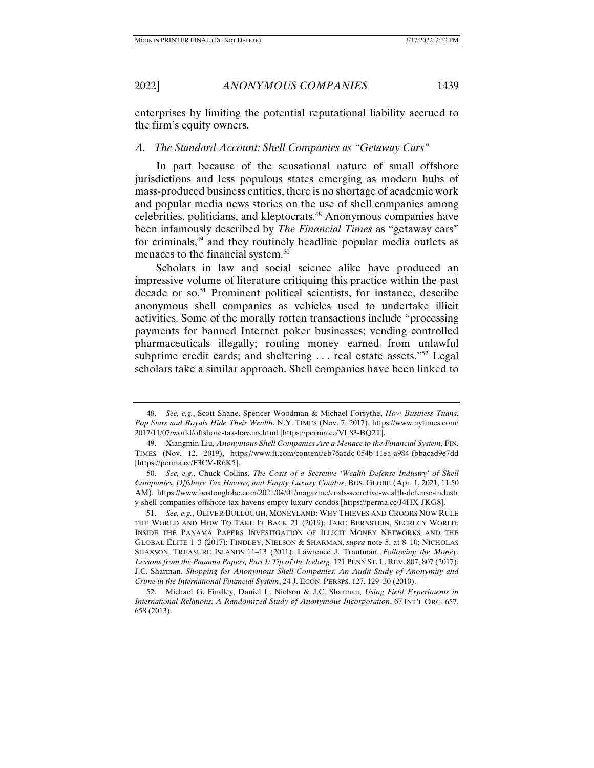enterprises by limiting the potential reputational liability accrued to the firm's equity owners.

### *A. The Standard Account: Shell Companies as "Getaway Cars"*

In part because of the sensational nature of small offshore jurisdictions and less populous states emerging as modern hubs of mass-produced business entities, there is no shortage of academic work and popular media news stories on the use of shell companies among celebrities, politicians, and kleptocrats.[48] Anonymous companies have been infamously described by *The Financial Times* as "getaway cars" for criminals,[49] and they routinely headline popular media outlets as menaces to the financial system.[50]

Scholars in law and social science alike have produced an impressive volume of literature critiquing this practice within the past decade or so.[51] Prominent political scientists, for instance, describe anonymous shell companies as vehicles used to undertake illicit activities. Some of the morally rotten transactions include "processing payments for banned Internet poker businesses; vending controlled pharmaceuticals illegally; routing money earned from unlawful subprime credit cards; and sheltering . . . real estate assets."[52] Legal scholars take a similar approach. Shell companies have been linked to

---

48. *See, e.g.*, Scott Shane, Spencer Woodman & Michael Forsythe, *How Business Titans, Pop Stars and Royals Hide Their Wealth*, N.Y. TIMES (Nov. 7, 2017), https://www.nytimes.com/2017/11/07/world/offshore-tax-havens.html [https://perma.cc/VL83-BQ2T].

49. Xiangmin Liu, *Anonymous Shell Companies Are a Menace to the Financial System*, FIN. TIMES (Nov. 12, 2019), https://www.ft.com/content/eb76acdc-054b-11ea-a984-fbbacad9e7dd [https://perma.cc/F3CV-R6K5].

50. *See, e.g.*, Chuck Collins, *The Costs of a Secretive 'Wealth Defense Industry' of Shell Companies, Offshore Tax Havens, and Empty Luxury Condos*, BOS. GLOBE (Apr. 1, 2021, 11:50 AM), https://www.bostonglobe.com/2021/04/01/magazine/costs-secretive-wealth-defense-industry-shell-companies-offshore-tax-havens-empty-luxury-condos [https://perma.cc/J4HX-JKG8].

51. *See, e.g.*, OLIVER BULLOUGH, MONEYLAND: WHY THIEVES AND CROOKS NOW RULE THE WORLD AND HOW TO TAKE IT BACK 21 (2019); JAKE BERNSTEIN, SECRECY WORLD: INSIDE THE PANAMA PAPERS INVESTIGATION OF ILLICIT MONEY NETWORKS AND THE GLOBAL ELITE 1–3 (2017); FINDLEY, NIELSON & SHARMAN, *supra* note 5, at 8–10; NICHOLAS SHAXSON, TREASURE ISLANDS 11–13 (2011); Lawrence J. Trautman, *Following the Money: Lessons from the Panama Papers, Part 1: Tip of the Iceberg*, 121 PENN ST. L. REV. 807, 807 (2017); J.C. Sharman, *Shopping for Anonymous Shell Companies: An Audit Study of Anonymity and Crime in the International Financial System*, 24 J. ECON. PERSPS. 127, 129–30 (2010).

52. Michael G. Findley, Daniel L. Nielson & J.C. Sharman, *Using Field Experiments in International Relations: A Randomized Study of Anonymous Incorporation*, 67 INT'L ORG. 657, 658 (2013).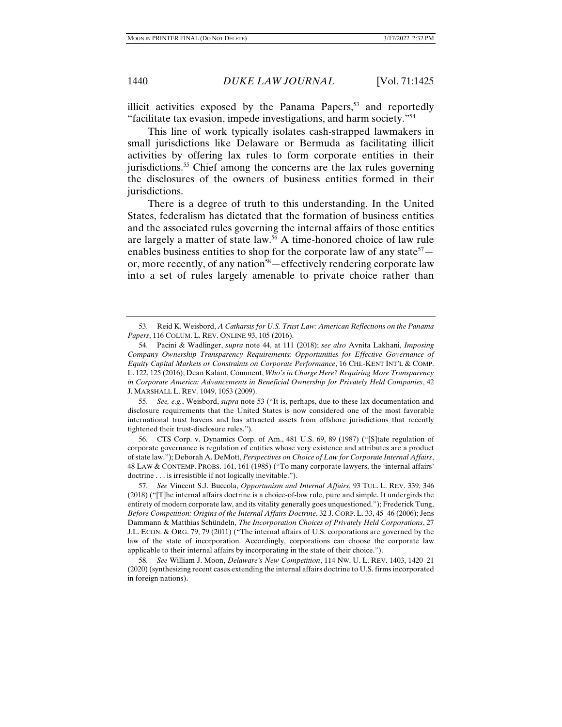illicit activities exposed by the Panama Papers,[53] and reportedly "facilitate tax evasion, impede investigations, and harm society."[54]

This line of work typically isolates cash-strapped lawmakers in small jurisdictions like Delaware or Bermuda as facilitating illicit activities by offering lax rules to form corporate entities in their jurisdictions.[55] Chief among the concerns are the lax rules governing the disclosures of the owners of business entities formed in their jurisdictions.

There is a degree of truth to this understanding. In the United States, federalism has dictated that the formation of business entities and the associated rules governing the internal affairs of those entities are largely a matter of state law.[56] A time-honored choice of law rule enables business entities to shop for the corporate law of any state[57]—or, more recently, of any nation[58]—effectively rendering corporate law into a set of rules largely amenable to private choice rather than

---

53. Reid K. Weisbord, *A Catharsis for U.S. Trust Law: American Reflections on the Panama Papers*, 116 COLUM. L. REV. ONLINE 93, 105 (2016).

54. Pacini & Wadlinger, *supra* note 44, at 111 (2018); *see also* Avnita Lakhani, *Imposing Company Ownership Transparency Requirements: Opportunities for Effective Governance of Equity Capital Markets or Constraints on Corporate Performance*, 16 CHI.-KENT INT'L & COMP. L. 122, 125 (2016); Dean Kalant, Comment, *Who's in Charge Here? Requiring More Transparency in Corporate America: Advancements in Beneficial Ownership for Privately Held Companies*, 42 J. MARSHALL L. REV. 1049, 1053 (2009).

55. *See, e.g.*, Weisbord, *supra* note 53 ("It is, perhaps, due to these lax documentation and disclosure requirements that the United States is now considered one of the most favorable international trust havens and has attracted assets from offshore jurisdictions that recently tightened their trust-disclosure rules.").

56. CTS Corp. v. Dynamics Corp. of Am., 481 U.S. 69, 89 (1987) ("[S]tate regulation of corporate governance is regulation of entities whose very existence and attributes are a product of state law."); Deborah A. DeMott, *Perspectives on Choice of Law for Corporate Internal Affairs*, 48 LAW & CONTEMP. PROBS. 161, 161 (1985) ("To many corporate lawyers, the 'internal affairs' doctrine . . . is irresistible if not logically inevitable.").

57. *See* Vincent S.J. Buccola, *Opportunism and Internal Affairs*, 93 TUL. L. REV. 339, 346 (2018) ("[T]he internal affairs doctrine is a choice-of-law rule, pure and simple. It undergirds the entirety of modern corporate law, and its vitality generally goes unquestioned."); Frederick Tung, *Before Competition: Origins of the Internal Affairs Doctrine*, 32 J. CORP. L. 33, 45–46 (2006); Jens Dammann & Matthias Schündeln, *The Incorporation Choices of Privately Held Corporations*, 27 J.L. ECON. & ORG. 79, 79 (2011) ("The internal affairs of U.S. corporations are governed by the law of the state of incorporation. Accordingly, corporations can choose the corporate law applicable to their internal affairs by incorporating in the state of their choice.").

58. *See* William J. Moon, *Delaware's New Competition*, 114 NW. U. L. REV. 1403, 1420–21 (2020) (synthesizing recent cases extending the internal affairs doctrine to U.S. firms incorporated in foreign nations).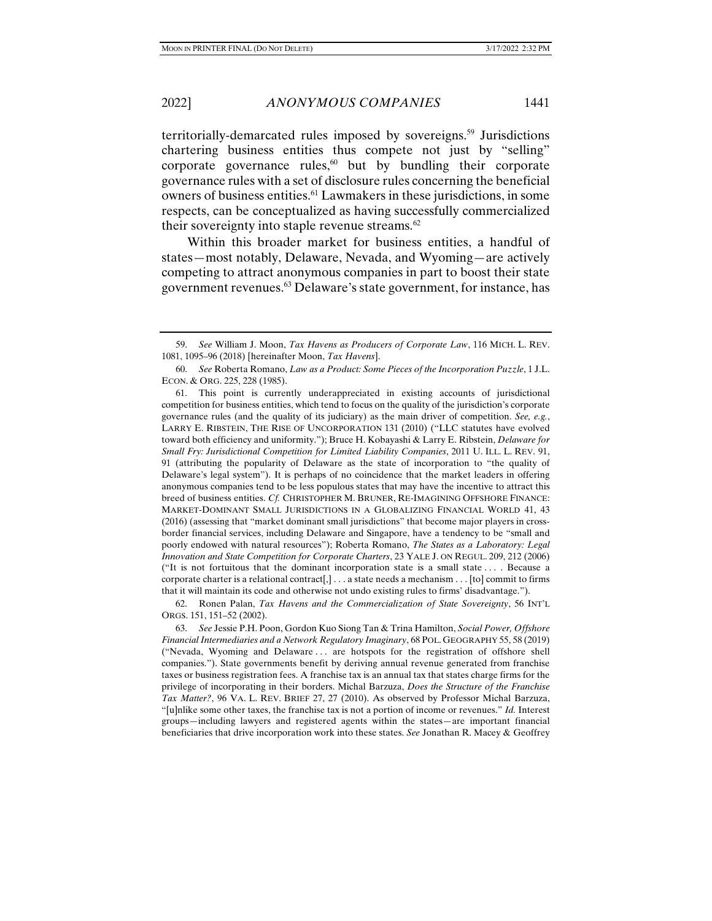territorially-demarcated rules imposed by sovereigns.[59] Jurisdictions chartering business entities thus compete not just by "selling" corporate governance rules,[60] but by bundling their corporate governance rules with a set of disclosure rules concerning the beneficial owners of business entities.[61] Lawmakers in these jurisdictions, in some respects, can be conceptualized as having successfully commercialized their sovereignty into staple revenue streams.[62]

Within this broader market for business entities, a handful of states—most notably, Delaware, Nevada, and Wyoming—are actively competing to attract anonymous companies in part to boost their state government revenues.[63] Delaware's state government, for instance, has

---

59. *See* William J. Moon, *Tax Havens as Producers of Corporate Law*, 116 MICH. L. REV. 1081, 1095–96 (2018) [hereinafter Moon, *Tax Havens*].

60. *See* Roberta Romano, *Law as a Product: Some Pieces of the Incorporation Puzzle*, 1 J.L. ECON. & ORG. 225, 228 (1985).

61. This point is currently underappreciated in existing accounts of jurisdictional competition for business entities, which tend to focus on the quality of the jurisdiction's corporate governance rules (and the quality of its judiciary) as the main driver of competition. *See, e.g.*, LARRY E. RIBSTEIN, THE RISE OF UNCORPORATION 131 (2010) ("LLC statutes have evolved toward both efficiency and uniformity."); Bruce H. Kobayashi & Larry E. Ribstein, *Delaware for Small Fry: Jurisdictional Competition for Limited Liability Companies*, 2011 U. ILL. L. REV. 91, 91 (attributing the popularity of Delaware as the state of incorporation to "the quality of Delaware's legal system"). It is perhaps of no coincidence that the market leaders in offering anonymous companies tend to be less populous states that may have the incentive to attract this breed of business entities. *Cf.* CHRISTOPHER M. BRUNER, RE-IMAGINING OFFSHORE FINANCE: MARKET-DOMINANT SMALL JURISDICTIONS IN A GLOBALIZING FINANCIAL WORLD 41, 43 (2016) (assessing that "market dominant small jurisdictions" that become major players in cross-border financial services, including Delaware and Singapore, have a tendency to be "small and poorly endowed with natural resources"); Roberta Romano, *The States as a Laboratory: Legal Innovation and State Competition for Corporate Charters*, 23 YALE J. ON REGUL. 209, 212 (2006) ("It is not fortuitous that the dominant incorporation state is a small state . . . . Because a corporate charter is a relational contract[,] . . . a state needs a mechanism . . . [to] commit to firms that it will maintain its code and otherwise not undo existing rules to firms' disadvantage.").

62. Ronen Palan, *Tax Havens and the Commercialization of State Sovereignty*, 56 INT'L ORGS. 151, 151–52 (2002).

63. *See* Jessie P.H. Poon, Gordon Kuo Siong Tan & Trina Hamilton, *Social Power, Offshore Financial Intermediaries and a Network Regulatory Imaginary*, 68 POL. GEOGRAPHY 55, 58 (2019) ("Nevada, Wyoming and Delaware . . . are hotspots for the registration of offshore shell companies."). State governments benefit by deriving annual revenue generated from franchise taxes or business registration fees. A franchise tax is an annual tax that states charge firms for the privilege of incorporating in their borders. Michal Barzuza, *Does the Structure of the Franchise Tax Matter?*, 96 VA. L. REV. BRIEF 27, 27 (2010). As observed by Professor Michal Barzuza, "[u]nlike some other taxes, the franchise tax is not a portion of income or revenues." *Id.* Interest groups—including lawyers and registered agents within the states—are important financial beneficiaries that drive incorporation work into these states. *See* Jonathan R. Macey & Geoffrey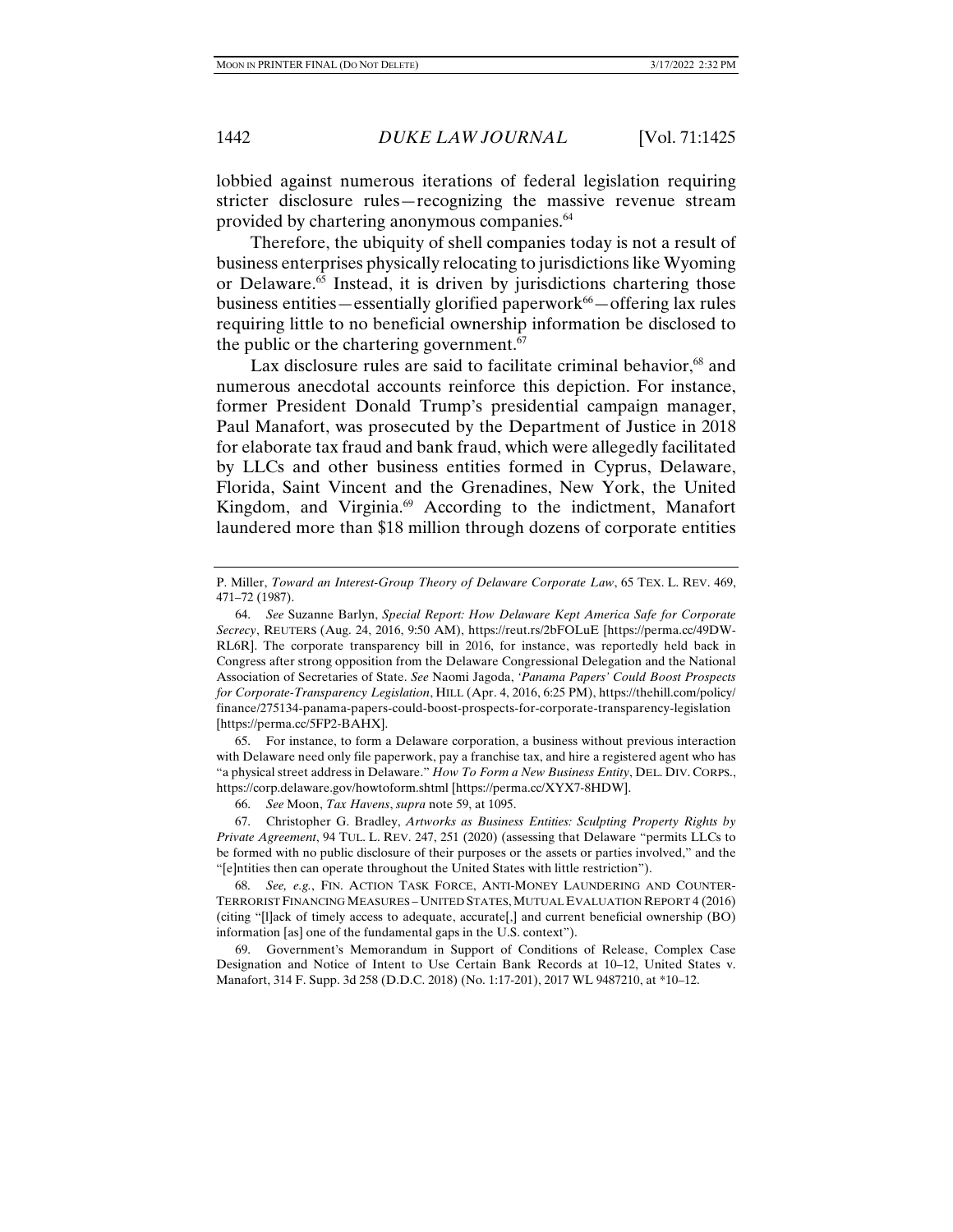lobbied against numerous iterations of federal legislation requiring stricter disclosure rules—recognizing the massive revenue stream provided by chartering anonymous companies.[64]

Therefore, the ubiquity of shell companies today is not a result of business enterprises physically relocating to jurisdictions like Wyoming or Delaware.[65] Instead, it is driven by jurisdictions chartering those business entities—essentially glorified paperwork[66]—offering lax rules requiring little to no beneficial ownership information be disclosed to the public or the chartering government.[67]

Lax disclosure rules are said to facilitate criminal behavior,[68] and numerous anecdotal accounts reinforce this depiction. For instance, former President Donald Trump's presidential campaign manager, Paul Manafort, was prosecuted by the Department of Justice in 2018 for elaborate tax fraud and bank fraud, which were allegedly facilitated by LLCs and other business entities formed in Cyprus, Delaware, Florida, Saint Vincent and the Grenadines, New York, the United Kingdom, and Virginia.[69] According to the indictment, Manafort laundered more than $18 million through dozens of corporate entities

---

P. Miller, *Toward an Interest-Group Theory of Delaware Corporate Law*, 65 TEX. L. REV. 469, 471–72 (1987).

64. *See* Suzanne Barlyn, *Special Report: How Delaware Kept America Safe for Corporate Secrecy*, REUTERS (Aug. 24, 2016, 9:50 AM), https://reut.rs/2bFOLuE [https://perma.cc/49DW-RL6R]. The corporate transparency bill in 2016, for instance, was reportedly held back in Congress after strong opposition from the Delaware Congressional Delegation and the National Association of Secretaries of State. *See* Naomi Jagoda, *'Panama Papers' Could Boost Prospects for Corporate-Transparency Legislation*, HILL (Apr. 4, 2016, 6:25 PM), https://thehill.com/policy/finance/275134-panama-papers-could-boost-prospects-for-corporate-transparency-legislation [https://perma.cc/5FP2-BAHX].

65. For instance, to form a Delaware corporation, a business without previous interaction with Delaware need only file paperwork, pay a franchise tax, and hire a registered agent who has "a physical street address in Delaware." *How To Form a New Business Entity*, DEL. DIV. CORPS., https://corp.delaware.gov/howtoform.shtml [https://perma.cc/XYX7-8HDW].

66. *See* Moon, *Tax Havens*, *supra* note 59, at 1095.

67. Christopher G. Bradley, *Artworks as Business Entities: Sculpting Property Rights by Private Agreement*, 94 TUL. L. REV. 247, 251 (2020) (assessing that Delaware "permits LLCs to be formed with no public disclosure of their purposes or the assets or parties involved," and the "[e]ntities then can operate throughout the United States with little restriction").

68. *See, e.g.*, FIN. ACTION TASK FORCE, ANTI-MONEY LAUNDERING AND COUNTER-TERRORIST FINANCING MEASURES – UNITED STATES, MUTUAL EVALUATION REPORT 4 (2016) (citing "[l]ack of timely access to adequate, accurate[,] and current beneficial ownership (BO) information [as] one of the fundamental gaps in the U.S. context").

69. Government's Memorandum in Support of Conditions of Release, Complex Case Designation and Notice of Intent to Use Certain Bank Records at 10–12, United States v. Manafort, 314 F. Supp. 3d 258 (D.D.C. 2018) (No. 1:17-201), 2017 WL 9487210, at *10–12.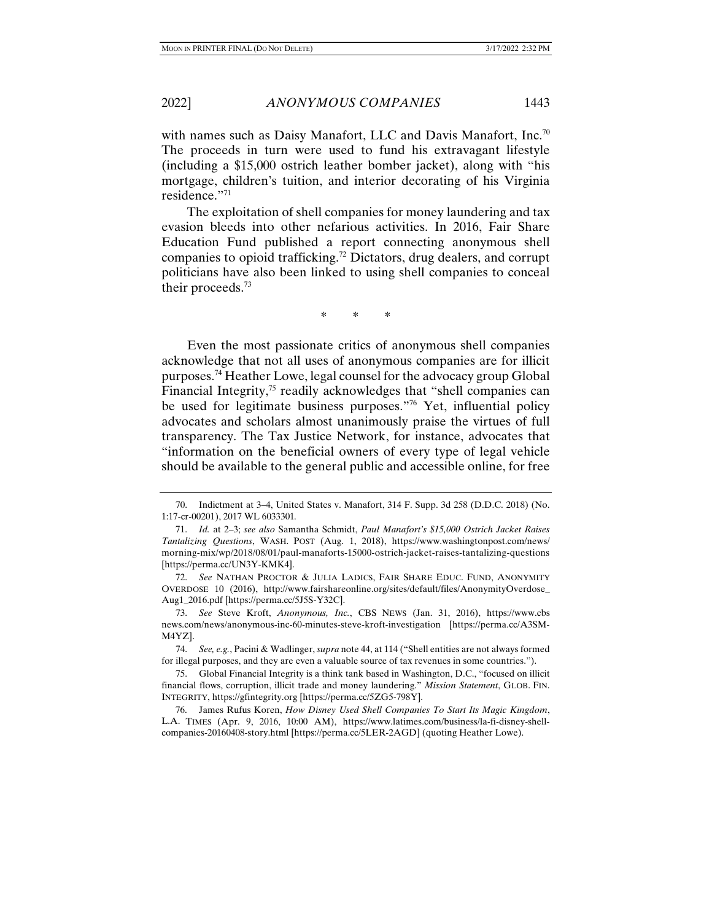with names such as Daisy Manafort, LLC and Davis Manafort, Inc.[70] The proceeds in turn were used to fund his extravagant lifestyle (including a $15,000 ostrich leather bomber jacket), along with "his mortgage, children's tuition, and interior decorating of his Virginia residence."[71]

The exploitation of shell companies for money laundering and tax evasion bleeds into other nefarious activities. In 2016, Fair Share Education Fund published a report connecting anonymous shell companies to opioid trafficking.[72] Dictators, drug dealers, and corrupt politicians have also been linked to using shell companies to conceal their proceeds.[73]

\* \* \*

Even the most passionate critics of anonymous shell companies acknowledge that not all uses of anonymous companies are for illicit purposes.[74] Heather Lowe, legal counsel for the advocacy group Global Financial Integrity,[75] readily acknowledges that "shell companies can be used for legitimate business purposes."[76] Yet, influential policy advocates and scholars almost unanimously praise the virtues of full transparency. The Tax Justice Network, for instance, advocates that "information on the beneficial owners of every type of legal vehicle should be available to the general public and accessible online, for free

---

70. Indictment at 3–4, United States v. Manafort, 314 F. Supp. 3d 258 (D.D.C. 2018) (No. 1:17-cr-00201), 2017 WL 6033301.

71. *Id.* at 2–3; *see also* Samantha Schmidt, *Paul Manafort's $15,000 Ostrich Jacket Raises Tantalizing Questions*, WASH. POST (Aug. 1, 2018), https://www.washingtonpost.com/news/morning-mix/wp/2018/08/01/paul-manaforts-15000-ostrich-jacket-raises-tantalizing-questions [https://perma.cc/UN3Y-KMK4].

72. *See* NATHAN PROCTOR & JULIA LADICS, FAIR SHARE EDUC. FUND, ANONYMITY OVERDOSE 10 (2016), http://www.fairshareonline.org/sites/default/files/AnonymityOverdose_Aug1_2016.pdf [https://perma.cc/5J5S-Y32C].

73. *See* Steve Kroft, *Anonymous, Inc.*, CBS NEWS (Jan. 31, 2016), https://www.cbsnews.com/news/anonymous-inc-60-minutes-steve-kroft-investigation [https://perma.cc/A3SM-M4YZ].

74. *See, e.g.*, Pacini & Wadlinger, *supra* note 44, at 114 ("Shell entities are not always formed for illegal purposes, and they are even a valuable source of tax revenues in some countries.").

75. Global Financial Integrity is a think tank based in Washington, D.C., "focused on illicit financial flows, corruption, illicit trade and money laundering." *Mission Statement*, GLOB. FIN. INTEGRITY, https://gfintegrity.org [https://perma.cc/5ZG5-798Y].

76. James Rufus Koren, *How Disney Used Shell Companies To Start Its Magic Kingdom*, L.A. TIMES (Apr. 9, 2016, 10:00 AM), https://www.latimes.com/business/la-fi-disney-shell-companies-20160408-story.html [https://perma.cc/5LER-2AGD] (quoting Heather Lowe).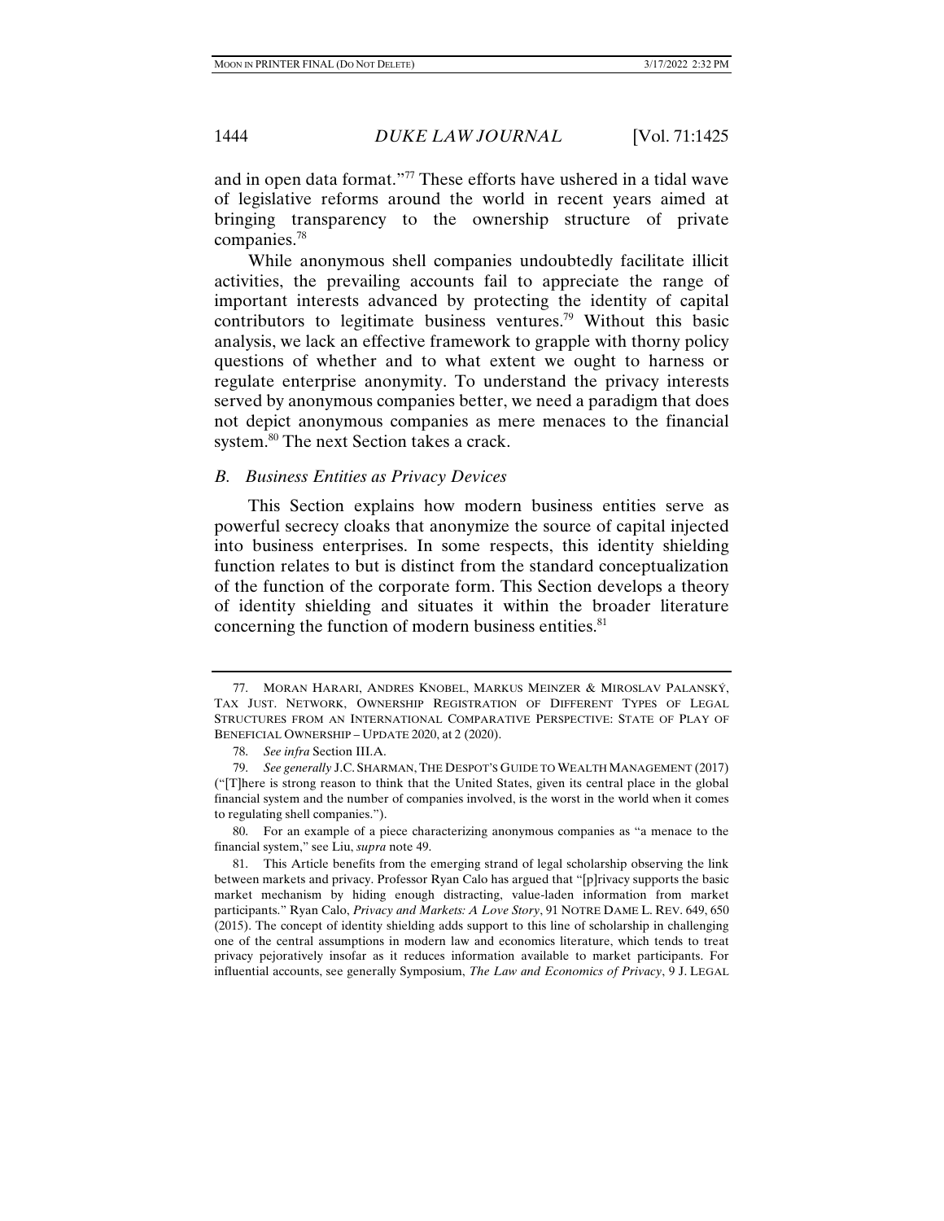and in open data format."[77] These efforts have ushered in a tidal wave of legislative reforms around the world in recent years aimed at bringing transparency to the ownership structure of private companies.[78]

While anonymous shell companies undoubtedly facilitate illicit activities, the prevailing accounts fail to appreciate the range of important interests advanced by protecting the identity of capital contributors to legitimate business ventures.[79] Without this basic analysis, we lack an effective framework to grapple with thorny policy questions of whether and to what extent we ought to harness or regulate enterprise anonymity. To understand the privacy interests served by anonymous companies better, we need a paradigm that does not depict anonymous companies as mere menaces to the financial system.[80] The next Section takes a crack.

### *B. Business Entities as Privacy Devices*

This Section explains how modern business entities serve as powerful secrecy cloaks that anonymize the source of capital injected into business enterprises. In some respects, this identity shielding function relates to but is distinct from the standard conceptualization of the function of the corporate form. This Section develops a theory of identity shielding and situates it within the broader literature concerning the function of modern business entities.[81]

---

77. MORAN HARARI, ANDRES KNOBEL, MARKUS MEINZER & MIROSLAV PALANSKÝ, TAX JUST. NETWORK, OWNERSHIP REGISTRATION OF DIFFERENT TYPES OF LEGAL STRUCTURES FROM AN INTERNATIONAL COMPARATIVE PERSPECTIVE: STATE OF PLAY OF BENEFICIAL OWNERSHIP – UPDATE 2020, at 2 (2020).

78. *See infra* Section III.A.

79. *See generally* J.C. SHARMAN, THE DESPOT'S GUIDE TO WEALTH MANAGEMENT (2017) ("[T]here is strong reason to think that the United States, given its central place in the global financial system and the number of companies involved, is the worst in the world when it comes to regulating shell companies.").

80. For an example of a piece characterizing anonymous companies as "a menace to the financial system," see Liu, *supra* note 49.

81. This Article benefits from the emerging strand of legal scholarship observing the link between markets and privacy. Professor Ryan Calo has argued that "[p]rivacy supports the basic market mechanism by hiding enough distracting, value-laden information from market participants." Ryan Calo, *Privacy and Markets: A Love Story*, 91 NOTRE DAME L. REV. 649, 650 (2015). The concept of identity shielding adds support to this line of scholarship in challenging one of the central assumptions in modern law and economics literature, which tends to treat privacy pejoratively insofar as it reduces information available to market participants. For influential accounts, see generally Symposium, *The Law and Economics of Privacy*, 9 J. LEGAL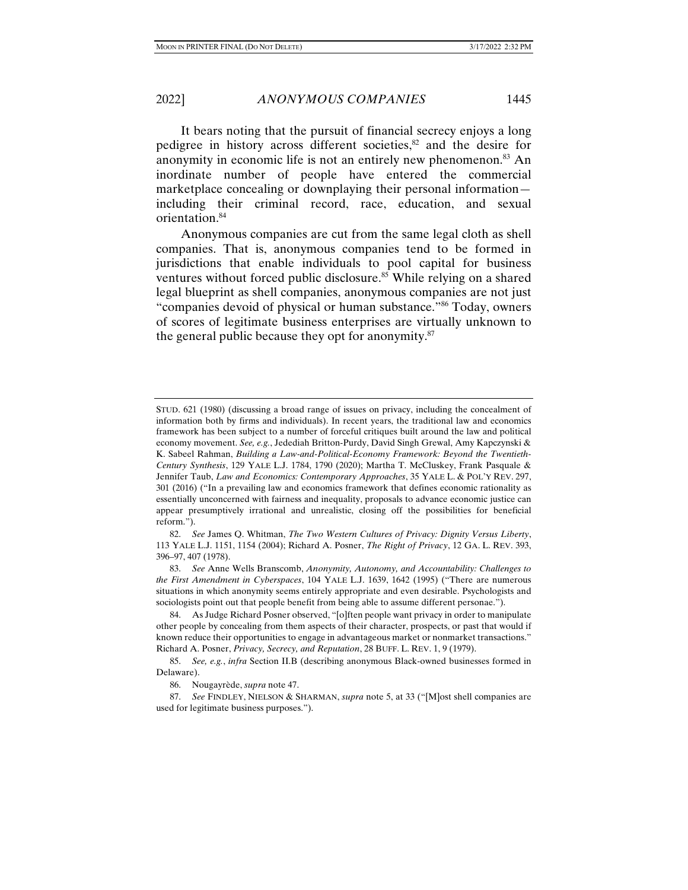It bears noting that the pursuit of financial secrecy enjoys a long pedigree in history across different societies,[82] and the desire for anonymity in economic life is not an entirely new phenomenon.[83] An inordinate number of people have entered the commercial marketplace concealing or downplaying their personal information—including their criminal record, race, education, and sexual orientation.[84]

Anonymous companies are cut from the same legal cloth as shell companies. That is, anonymous companies tend to be formed in jurisdictions that enable individuals to pool capital for business ventures without forced public disclosure.[85] While relying on a shared legal blueprint as shell companies, anonymous companies are not just "companies devoid of physical or human substance."[86] Today, owners of scores of legitimate business enterprises are virtually unknown to the general public because they opt for anonymity.[87]

---

STUD. 621 (1980) (discussing a broad range of issues on privacy, including the concealment of information both by firms and individuals). In recent years, the traditional law and economics framework has been subject to a number of forceful critiques built around the law and political economy movement. *See, e.g.*, Jedediah Britton-Purdy, David Singh Grewal, Amy Kapczynski & K. Sabeel Rahman, *Building a Law-and-Political-Economy Framework: Beyond the Twentieth-Century Synthesis*, 129 YALE L.J. 1784, 1790 (2020); Martha T. McCluskey, Frank Pasquale & Jennifer Taub, *Law and Economics: Contemporary Approaches*, 35 YALE L. & POL'Y REV. 297, 301 (2016) ("In a prevailing law and economics framework that defines economic rationality as essentially unconcerned with fairness and inequality, proposals to advance economic justice can appear presumptively irrational and unrealistic, closing off the possibilities for beneficial reform.").

82. *See* James Q. Whitman, *The Two Western Cultures of Privacy: Dignity Versus Liberty*, 113 YALE L.J. 1151, 1154 (2004); Richard A. Posner, *The Right of Privacy*, 12 GA. L. REV. 393, 396–97, 407 (1978).

83. *See* Anne Wells Branscomb, *Anonymity, Autonomy, and Accountability: Challenges to the First Amendment in Cyberspaces*, 104 YALE L.J. 1639, 1642 (1995) ("There are numerous situations in which anonymity seems entirely appropriate and even desirable. Psychologists and sociologists point out that people benefit from being able to assume different personae.").

84. As Judge Richard Posner observed, "[o]ften people want privacy in order to manipulate other people by concealing from them aspects of their character, prospects, or past that would if known reduce their opportunities to engage in advantageous market or nonmarket transactions." Richard A. Posner, *Privacy, Secrecy, and Reputation*, 28 BUFF. L. REV. 1, 9 (1979).

85. *See, e.g.*, *infra* Section II.B (describing anonymous Black-owned businesses formed in Delaware).

86. Nougayrède, *supra* note 47.

87. *See* FINDLEY, NIELSON & SHARMAN, *supra* note 5, at 33 ("[M]ost shell companies are used for legitimate business purposes.").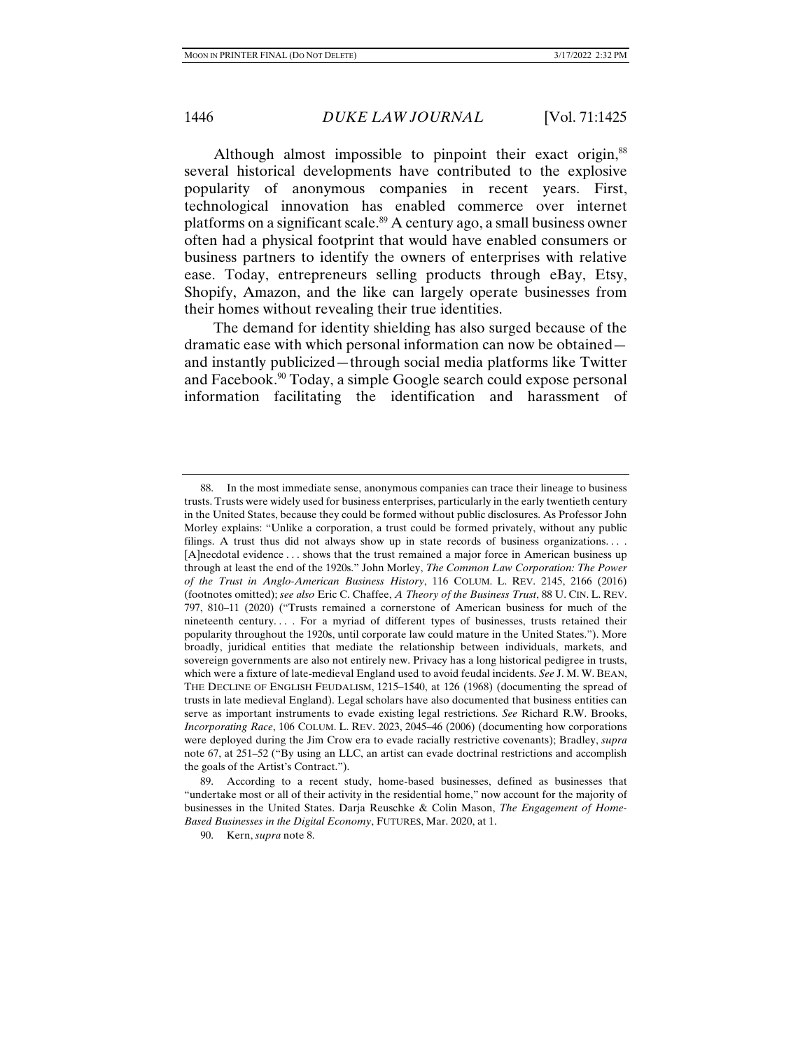Although almost impossible to pinpoint their exact origin,[88] several historical developments have contributed to the explosive popularity of anonymous companies in recent years. First, technological innovation has enabled commerce over internet platforms on a significant scale.[89] A century ago, a small business owner often had a physical footprint that would have enabled consumers or business partners to identify the owners of enterprises with relative ease. Today, entrepreneurs selling products through eBay, Etsy, Shopify, Amazon, and the like can largely operate businesses from their homes without revealing their true identities.

The demand for identity shielding has also surged because of the dramatic ease with which personal information can now be obtained—and instantly publicized—through social media platforms like Twitter and Facebook.[90] Today, a simple Google search could expose personal information facilitating the identification and harassment of

---

88. In the most immediate sense, anonymous companies can trace their lineage to business trusts. Trusts were widely used for business enterprises, particularly in the early twentieth century in the United States, because they could be formed without public disclosures. As Professor John Morley explains: "Unlike a corporation, a trust could be formed privately, without any public filings. A trust thus did not always show up in state records of business organizations. . . . [A]necdotal evidence . . . shows that the trust remained a major force in American business up through at least the end of the 1920s." John Morley, *The Common Law Corporation: The Power of the Trust in Anglo-American Business History*, 116 COLUM. L. REV. 2145, 2166 (2016) (footnotes omitted); *see also* Eric C. Chaffee, *A Theory of the Business Trust*, 88 U. CIN. L. REV. 797, 810–11 (2020) ("Trusts remained a cornerstone of American business for much of the nineteenth century. . . . For a myriad of different types of businesses, trusts retained their popularity throughout the 1920s, until corporate law could mature in the United States."). More broadly, juridical entities that mediate the relationship between individuals, markets, and sovereign governments are also not entirely new. Privacy has a long historical pedigree in trusts, which were a fixture of late-medieval England used to avoid feudal incidents. *See* J. M. W. BEAN, THE DECLINE OF ENGLISH FEUDALISM, 1215–1540, at 126 (1968) (documenting the spread of trusts in late medieval England). Legal scholars have also documented that business entities can serve as important instruments to evade existing legal restrictions. *See* Richard R.W. Brooks, *Incorporating Race*, 106 COLUM. L. REV. 2023, 2045–46 (2006) (documenting how corporations were deployed during the Jim Crow era to evade racially restrictive covenants); Bradley, *supra* note 67, at 251–52 ("By using an LLC, an artist can evade doctrinal restrictions and accomplish the goals of the Artist's Contract.").

89. According to a recent study, home-based businesses, defined as businesses that "undertake most or all of their activity in the residential home," now account for the majority of businesses in the United States. Darja Reuschke & Colin Mason, *The Engagement of Home-Based Businesses in the Digital Economy*, FUTURES, Mar. 2020, at 1.

90. Kern, *supra* note 8.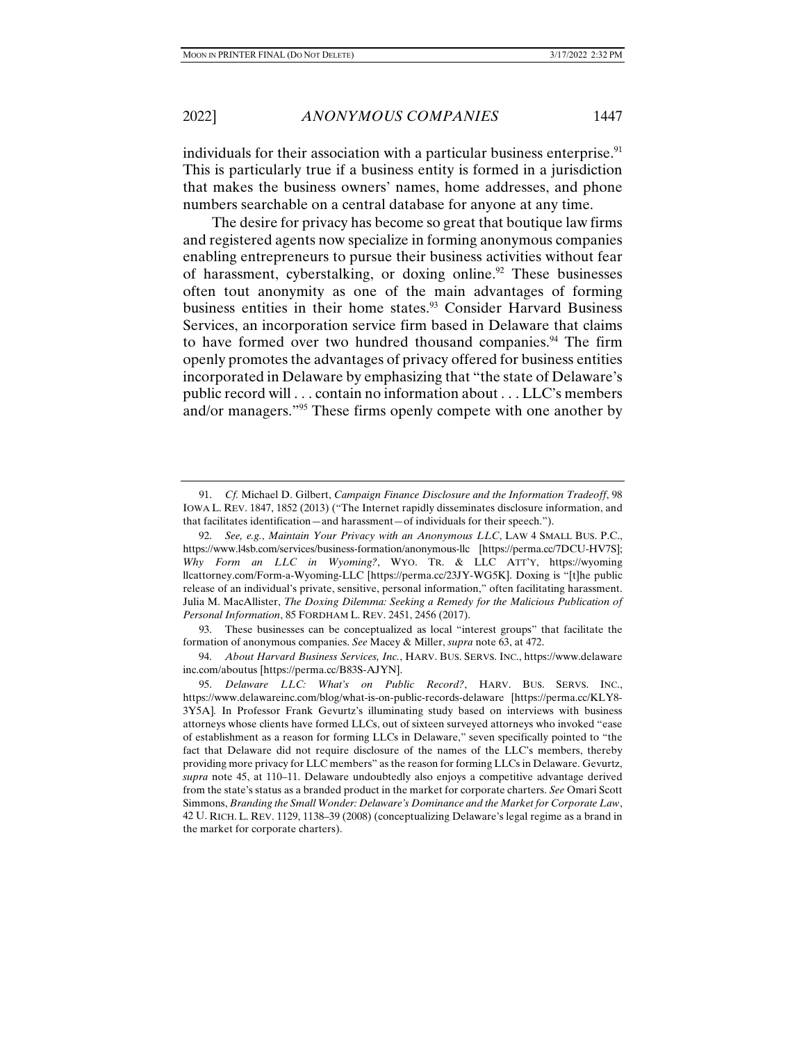individuals for their association with a particular business enterprise.[91] This is particularly true if a business entity is formed in a jurisdiction that makes the business owners' names, home addresses, and phone numbers searchable on a central database for anyone at any time.

The desire for privacy has become so great that boutique law firms and registered agents now specialize in forming anonymous companies enabling entrepreneurs to pursue their business activities without fear of harassment, cyberstalking, or doxing online.[92] These businesses often tout anonymity as one of the main advantages of forming business entities in their home states.[93] Consider Harvard Business Services, an incorporation service firm based in Delaware that claims to have formed over two hundred thousand companies.[94] The firm openly promotes the advantages of privacy offered for business entities incorporated in Delaware by emphasizing that "the state of Delaware's public record will . . . contain no information about . . . LLC's members and/or managers."[95] These firms openly compete with one another by

---

91. *Cf.* Michael D. Gilbert, *Campaign Finance Disclosure and the Information Tradeoff*, 98 IOWA L. REV. 1847, 1852 (2013) ("The Internet rapidly disseminates disclosure information, and that facilitates identification—and harassment—of individuals for their speech.").

92. *See, e.g.*, *Maintain Your Privacy with an Anonymous LLC*, LAW 4 SMALL BUS. P.C., https://www.l4sb.com/services/business-formation/anonymous-llc [https://perma.cc/7DCU-HV7S]; *Why Form an LLC in Wyoming?*, WYO. TR. & LLC ATT'Y, https://wyomingllcattorney.com/Form-a-Wyoming-LLC [https://perma.cc/23JY-WG5K]. Doxing is "[t]he public release of an individual's private, sensitive, personal information," often facilitating harassment. Julia M. MacAllister, *The Doxing Dilemma: Seeking a Remedy for the Malicious Publication of Personal Information*, 85 FORDHAM L. REV. 2451, 2456 (2017).

93. These businesses can be conceptualized as local "interest groups" that facilitate the formation of anonymous companies. *See* Macey & Miller, *supra* note 63, at 472.

94. *About Harvard Business Services, Inc.*, HARV. BUS. SERVS. INC., https://www.delawareinc.com/aboutus [https://perma.cc/B83S-AJYN].

95. *Delaware LLC: What's on Public Record?*, HARV. BUS. SERVS. INC., https://www.delawareinc.com/blog/what-is-on-public-records-delaware [https://perma.cc/KLY8-3Y5A]. In Professor Frank Gevurtz's illuminating study based on interviews with business attorneys whose clients have formed LLCs, out of sixteen surveyed attorneys who invoked "ease of establishment as a reason for forming LLCs in Delaware," seven specifically pointed to "the fact that Delaware did not require disclosure of the names of the LLC's members, thereby providing more privacy for LLC members" as the reason for forming LLCs in Delaware. Gevurtz, *supra* note 45, at 110–11. Delaware undoubtedly also enjoys a competitive advantage derived from the state's status as a branded product in the market for corporate charters. *See* Omari Scott Simmons, *Branding the Small Wonder: Delaware's Dominance and the Market for Corporate Law*, 42 U. RICH. L. REV. 1129, 1138–39 (2008) (conceptualizing Delaware's legal regime as a brand in the market for corporate charters).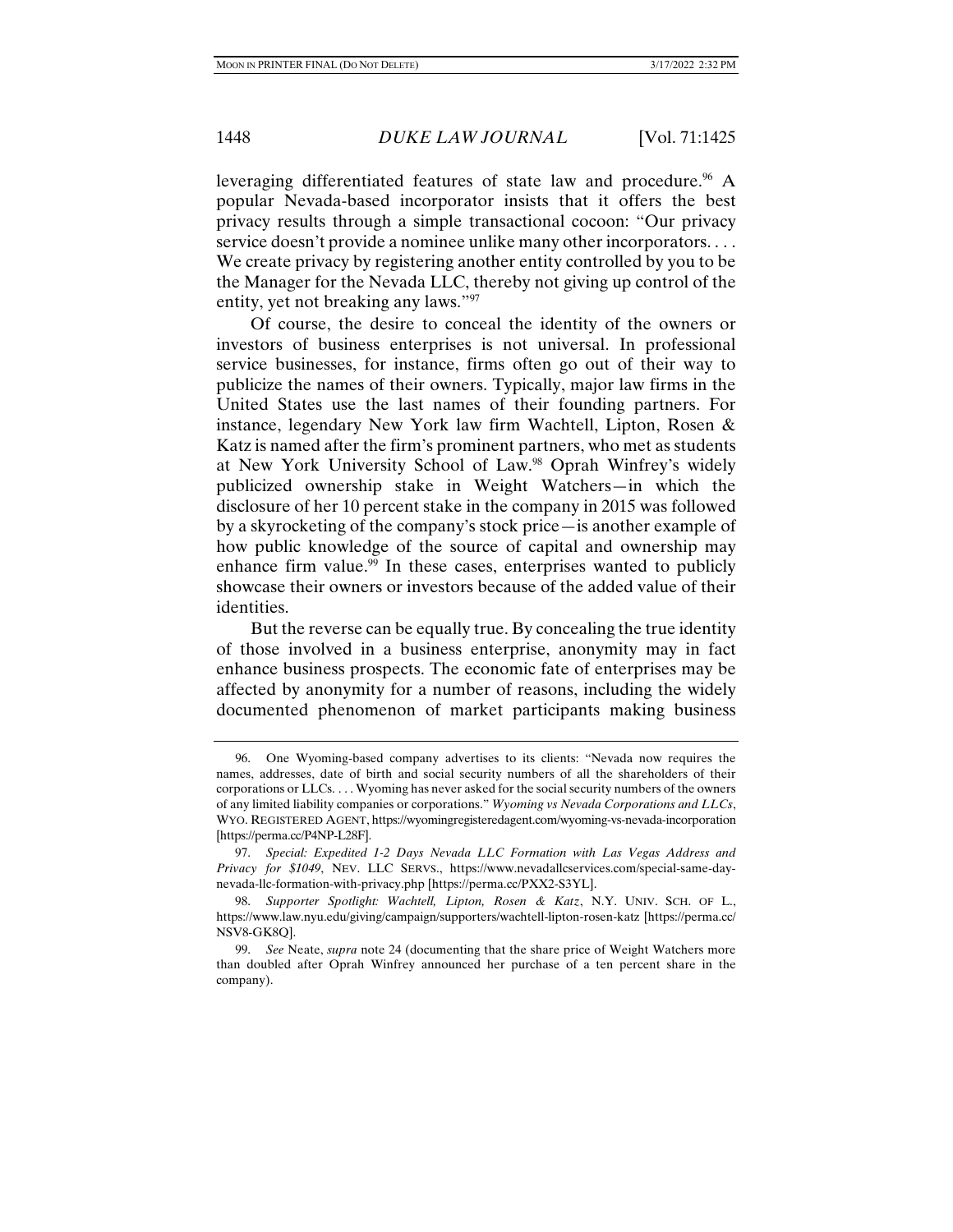leveraging differentiated features of state law and procedure.[96] A popular Nevada-based incorporator insists that it offers the best privacy results through a simple transactional cocoon: "Our privacy service doesn't provide a nominee unlike many other incorporators. . . . We create privacy by registering another entity controlled by you to be the Manager for the Nevada LLC, thereby not giving up control of the entity, yet not breaking any laws."[97]

Of course, the desire to conceal the identity of the owners or investors of business enterprises is not universal. In professional service businesses, for instance, firms often go out of their way to publicize the names of their owners. Typically, major law firms in the United States use the last names of their founding partners. For instance, legendary New York law firm Wachtell, Lipton, Rosen & Katz is named after the firm's prominent partners, who met as students at New York University School of Law.[98] Oprah Winfrey's widely publicized ownership stake in Weight Watchers—in which the disclosure of her 10 percent stake in the company in 2015 was followed by a skyrocketing of the company's stock price—is another example of how public knowledge of the source of capital and ownership may enhance firm value.[99] In these cases, enterprises wanted to publicly showcase their owners or investors because of the added value of their identities.

But the reverse can be equally true. By concealing the true identity of those involved in a business enterprise, anonymity may in fact enhance business prospects. The economic fate of enterprises may be affected by anonymity for a number of reasons, including the widely documented phenomenon of market participants making business

---

96. One Wyoming-based company advertises to its clients: "Nevada now requires the names, addresses, date of birth and social security numbers of all the shareholders of their corporations or LLCs. . . . Wyoming has never asked for the social security numbers of the owners of any limited liability companies or corporations." *Wyoming vs Nevada Corporations and LLCs*, WYO. REGISTERED AGENT, https://wyomingregisteredagent.com/wyoming-vs-nevada-incorporation [https://perma.cc/P4NP-L28F].

97. *Special: Expedited 1-2 Days Nevada LLC Formation with Las Vegas Address and Privacy for $1049*, NEV. LLC SERVS., https://www.nevadallcservices.com/special-same-day-nevada-llc-formation-with-privacy.php [https://perma.cc/PXX2-S3YL].

98. *Supporter Spotlight: Wachtell, Lipton, Rosen & Katz*, N.Y. UNIV. SCH. OF L., https://www.law.nyu.edu/giving/campaign/supporters/wachtell-lipton-rosen-katz [https://perma.cc/NSV8-GK8Q].

99. *See* Neate, *supra* note 24 (documenting that the share price of Weight Watchers more than doubled after Oprah Winfrey announced her purchase of a ten percent share in the company).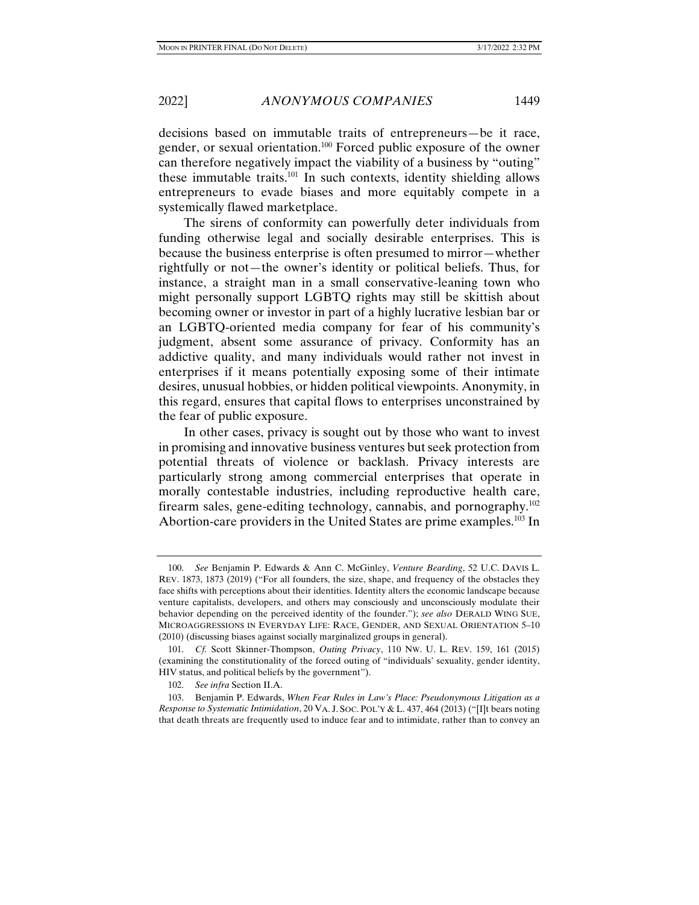decisions based on immutable traits of entrepreneurs—be it race, gender, or sexual orientation.[100] Forced public exposure of the owner can therefore negatively impact the viability of a business by "outing" these immutable traits.[101] In such contexts, identity shielding allows entrepreneurs to evade biases and more equitably compete in a systemically flawed marketplace.

The sirens of conformity can powerfully deter individuals from funding otherwise legal and socially desirable enterprises. This is because the business enterprise is often presumed to mirror—whether rightfully or not—the owner's identity or political beliefs. Thus, for instance, a straight man in a small conservative-leaning town who might personally support LGBTQ rights may still be skittish about becoming owner or investor in part of a highly lucrative lesbian bar or an LGBTQ-oriented media company for fear of his community's judgment, absent some assurance of privacy. Conformity has an addictive quality, and many individuals would rather not invest in enterprises if it means potentially exposing some of their intimate desires, unusual hobbies, or hidden political viewpoints. Anonymity, in this regard, ensures that capital flows to enterprises unconstrained by the fear of public exposure.

In other cases, privacy is sought out by those who want to invest in promising and innovative business ventures but seek protection from potential threats of violence or backlash. Privacy interests are particularly strong among commercial enterprises that operate in morally contestable industries, including reproductive health care, firearm sales, gene-editing technology, cannabis, and pornography.[102] Abortion-care providers in the United States are prime examples.[103] In

---

100. *See* Benjamin P. Edwards & Ann C. McGinley, *Venture Bearding*, 52 U.C. DAVIS L. REV. 1873, 1873 (2019) ("For all founders, the size, shape, and frequency of the obstacles they face shifts with perceptions about their identities. Identity alters the economic landscape because venture capitalists, developers, and others may consciously and unconsciously modulate their behavior depending on the perceived identity of the founder."); *see also* DERALD WING SUE, MICROAGGRESSIONS IN EVERYDAY LIFE: RACE, GENDER, AND SEXUAL ORIENTATION 5–10 (2010) (discussing biases against socially marginalized groups in general).

101. *Cf.* Scott Skinner-Thompson, *Outing Privacy*, 110 NW. U. L. REV. 159, 161 (2015) (examining the constitutionality of the forced outing of "individuals' sexuality, gender identity, HIV status, and political beliefs by the government").

102. *See infra* Section II.A.

103. Benjamin P. Edwards, *When Fear Rules in Law's Place: Pseudonymous Litigation as a Response to Systematic Intimidation*, 20 VA. J. SOC. POL'Y & L. 437, 464 (2013) ("[I]t bears noting that death threats are frequently used to induce fear and to intimidate, rather than to convey an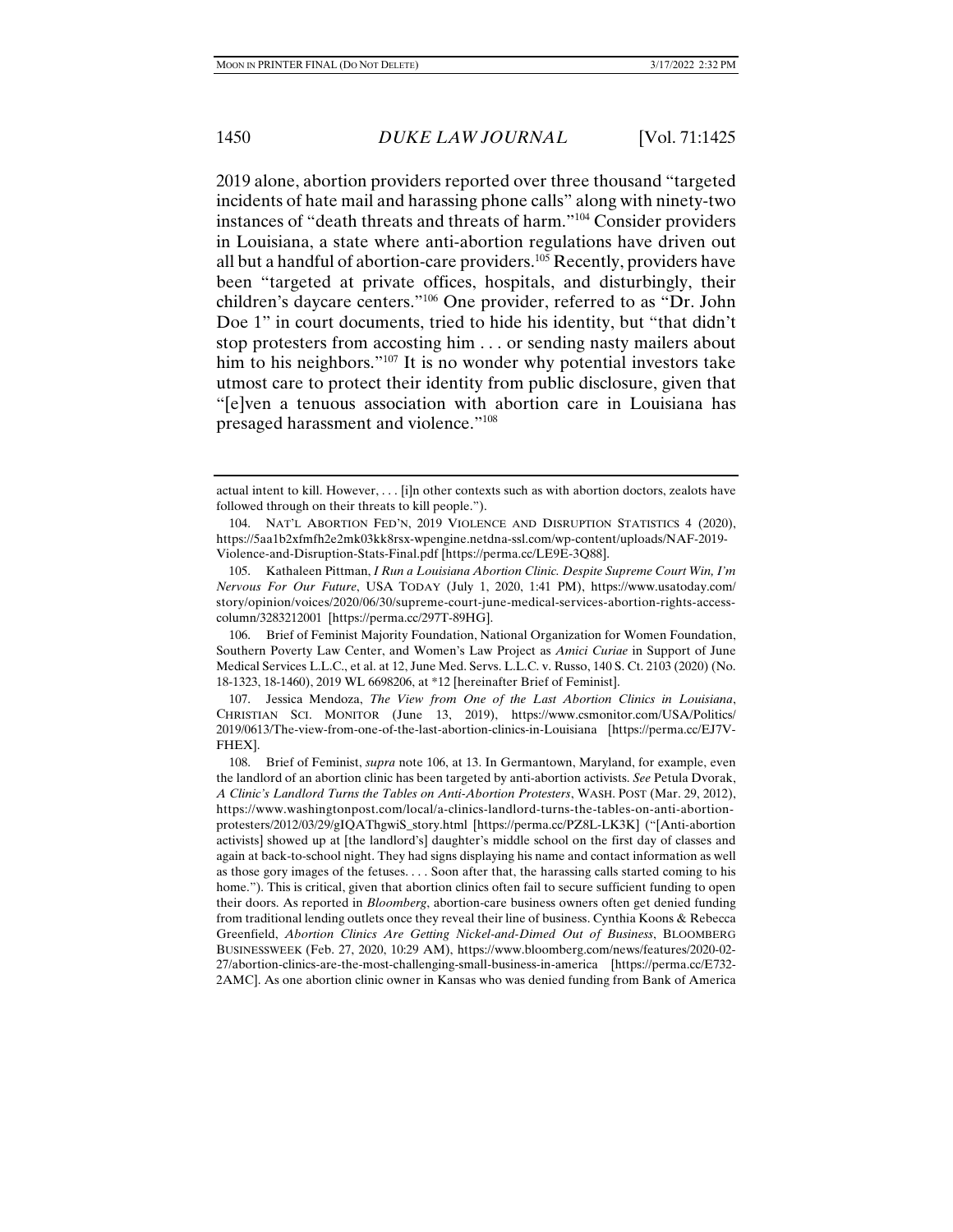2019 alone, abortion providers reported over three thousand "targeted incidents of hate mail and harassing phone calls" along with ninety-two instances of "death threats and threats of harm."[104] Consider providers in Louisiana, a state where anti-abortion regulations have driven out all but a handful of abortion-care providers.[105] Recently, providers have been "targeted at private offices, hospitals, and disturbingly, their children's daycare centers."[106] One provider, referred to as "Dr. John Doe 1" in court documents, tried to hide his identity, but "that didn't stop protesters from accosting him . . . or sending nasty mailers about him to his neighbors."[107] It is no wonder why potential investors take utmost care to protect their identity from public disclosure, given that "[e]ven a tenuous association with abortion care in Louisiana has presaged harassment and violence."[108]

---

actual intent to kill. However, . . . [i]n other contexts such as with abortion doctors, zealots have followed through on their threats to kill people.").

104. NAT'L ABORTION FED'N, 2019 VIOLENCE AND DISRUPTION STATISTICS 4 (2020), https://5aa1b2xfmfh2e2mk03kk8rsx-wpengine.netdna-ssl.com/wp-content/uploads/NAF-2019-Violence-and-Disruption-Stats-Final.pdf [https://perma.cc/LE9E-3Q88].

105. Kathaleen Pittman, *I Run a Louisiana Abortion Clinic. Despite Supreme Court Win, I'm Nervous For Our Future*, USA TODAY (July 1, 2020, 1:41 PM), https://www.usatoday.com/story/opinion/voices/2020/06/30/supreme-court-june-medical-services-abortion-rights-access-column/3283212001 [https://perma.cc/297T-89HG].

106. Brief of Feminist Majority Foundation, National Organization for Women Foundation, Southern Poverty Law Center, and Women's Law Project as *Amici Curiae* in Support of June Medical Services L.L.C., et al. at 12, June Med. Servs. L.L.C. v. Russo, 140 S. Ct. 2103 (2020) (No. 18-1323, 18-1460), 2019 WL 6698206, at *12 [hereinafter Brief of Feminist].

107. Jessica Mendoza, *The View from One of the Last Abortion Clinics in Louisiana*, CHRISTIAN SCI. MONITOR (June 13, 2019), https://www.csmonitor.com/USA/Politics/2019/0613/The-view-from-one-of-the-last-abortion-clinics-in-Louisiana [https://perma.cc/EJ7V-FHEX].

108. Brief of Feminist, *supra* note 106, at 13. In Germantown, Maryland, for example, even the landlord of an abortion clinic has been targeted by anti-abortion activists. *See* Petula Dvorak, *A Clinic's Landlord Turns the Tables on Anti-Abortion Protesters*, WASH. POST (Mar. 29, 2012), https://www.washingtonpost.com/local/a-clinics-landlord-turns-the-tables-on-anti-abortion-protesters/2012/03/29/gIQAThgwiS_story.html [https://perma.cc/PZ8L-LK3K] ("[Anti-abortion activists] showed up at [the landlord's] daughter's middle school on the first day of classes and again at back-to-school night. They had signs displaying his name and contact information as well as those gory images of the fetuses. . . . Soon after that, the harassing calls started coming to his home."). This is critical, given that abortion clinics often fail to secure sufficient funding to open their doors. As reported in *Bloomberg*, abortion-care business owners often get denied funding from traditional lending outlets once they reveal their line of business. Cynthia Koons & Rebecca Greenfield, *Abortion Clinics Are Getting Nickel-and-Dimed Out of Business*, BLOOMBERG BUSINESSWEEK (Feb. 27, 2020, 10:29 AM), https://www.bloomberg.com/news/features/2020-02-27/abortion-clinics-are-the-most-challenging-small-business-in-america [https://perma.cc/E732-2AMC]. As one abortion clinic owner in Kansas who was denied funding from Bank of America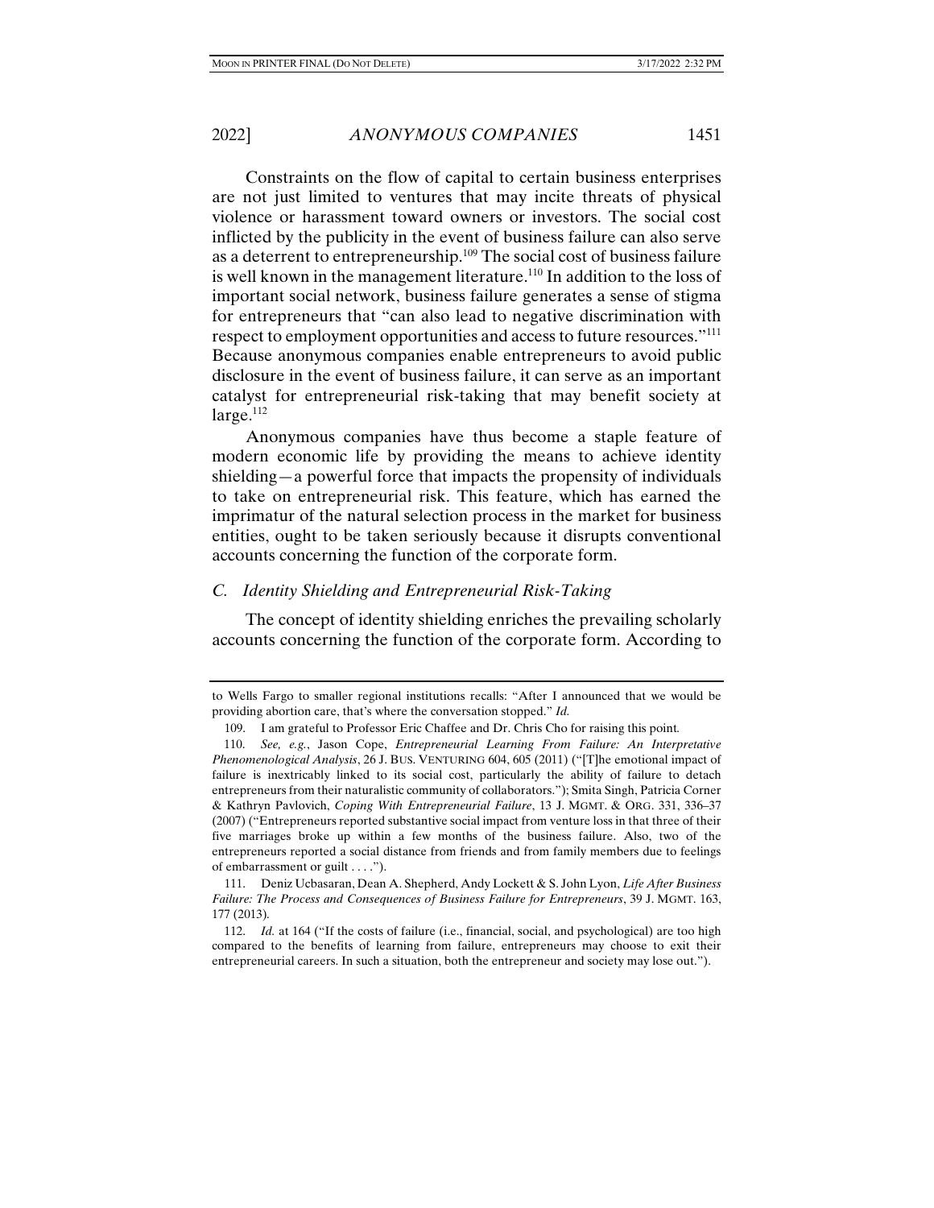Constraints on the flow of capital to certain business enterprises are not just limited to ventures that may incite threats of physical violence or harassment toward owners or investors. The social cost inflicted by the publicity in the event of business failure can also serve as a deterrent to entrepreneurship.[109] The social cost of business failure is well known in the management literature.[110] In addition to the loss of important social network, business failure generates a sense of stigma for entrepreneurs that "can also lead to negative discrimination with respect to employment opportunities and access to future resources."[111] Because anonymous companies enable entrepreneurs to avoid public disclosure in the event of business failure, it can serve as an important catalyst for entrepreneurial risk-taking that may benefit society at large.[112]

Anonymous companies have thus become a staple feature of modern economic life by providing the means to achieve identity shielding—a powerful force that impacts the propensity of individuals to take on entrepreneurial risk. This feature, which has earned the imprimatur of the natural selection process in the market for business entities, ought to be taken seriously because it disrupts conventional accounts concerning the function of the corporate form.

### *C. Identity Shielding and Entrepreneurial Risk-Taking*

The concept of identity shielding enriches the prevailing scholarly accounts concerning the function of the corporate form. According to

---

to Wells Fargo to smaller regional institutions recalls: "After I announced that we would be providing abortion care, that's where the conversation stopped." *Id.*

109. I am grateful to Professor Eric Chaffee and Dr. Chris Cho for raising this point.

110. *See, e.g.*, Jason Cope, *Entrepreneurial Learning From Failure: An Interpretative Phenomenological Analysis*, 26 J. BUS. VENTURING 604, 605 (2011) ("[T]he emotional impact of failure is inextricably linked to its social cost, particularly the ability of failure to detach entrepreneurs from their naturalistic community of collaborators."); Smita Singh, Patricia Corner & Kathryn Pavlovich, *Coping With Entrepreneurial Failure*, 13 J. MGMT. & ORG. 331, 336–37 (2007) ("Entrepreneurs reported substantive social impact from venture loss in that three of their five marriages broke up within a few months of the business failure. Also, two of the entrepreneurs reported a social distance from friends and from family members due to feelings of embarrassment or guilt . . . .").

111. Deniz Ucbasaran, Dean A. Shepherd, Andy Lockett & S. John Lyon, *Life After Business Failure: The Process and Consequences of Business Failure for Entrepreneurs*, 39 J. MGMT. 163, 177 (2013).

112. *Id.* at 164 ("If the costs of failure (i.e., financial, social, and psychological) are too high compared to the benefits of learning from failure, entrepreneurs may choose to exit their entrepreneurial careers. In such a situation, both the entrepreneur and society may lose out.").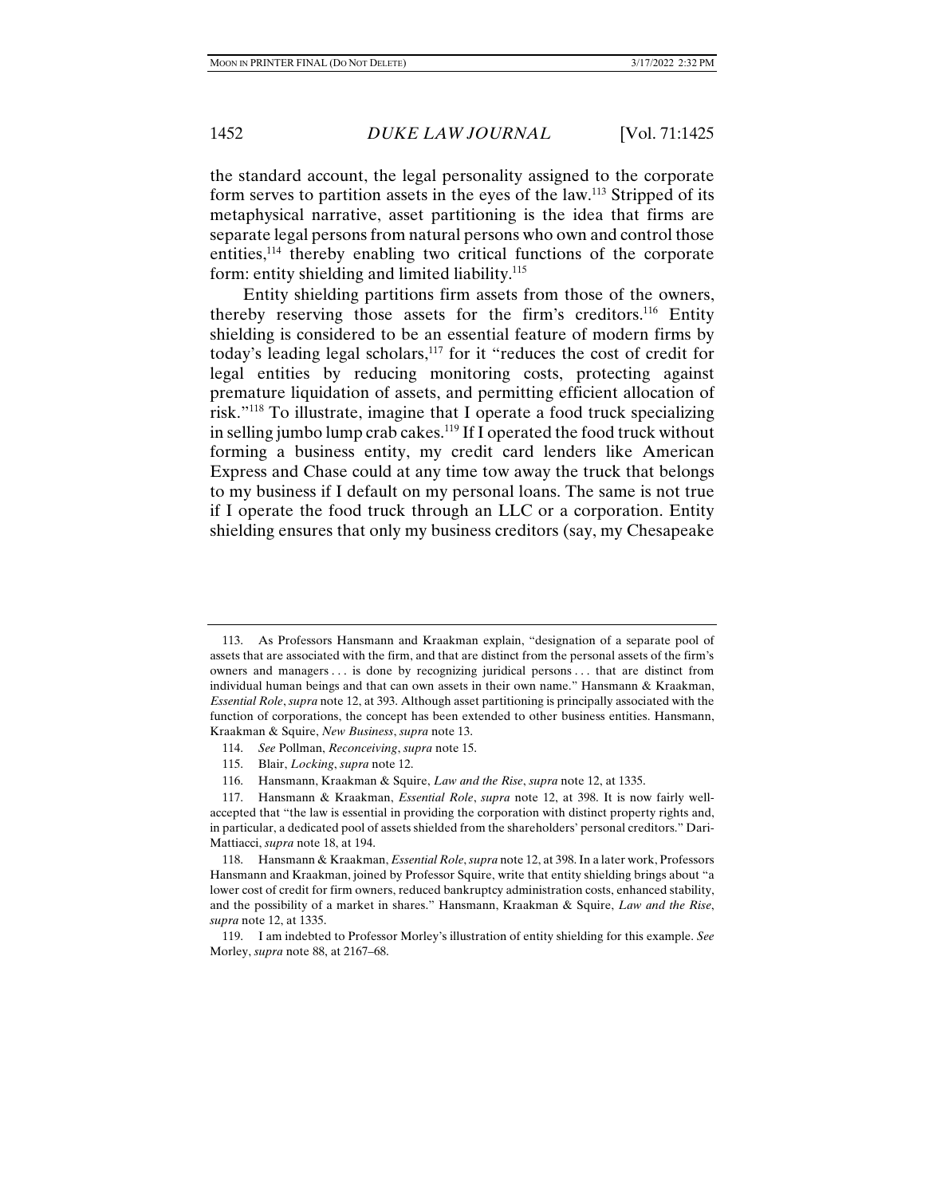the standard account, the legal personality assigned to the corporate form serves to partition assets in the eyes of the law.[113] Stripped of its metaphysical narrative, asset partitioning is the idea that firms are separate legal persons from natural persons who own and control those entities,[114] thereby enabling two critical functions of the corporate form: entity shielding and limited liability.[115]

Entity shielding partitions firm assets from those of the owners, thereby reserving those assets for the firm's creditors.[116] Entity shielding is considered to be an essential feature of modern firms by today's leading legal scholars,[117] for it "reduces the cost of credit for legal entities by reducing monitoring costs, protecting against premature liquidation of assets, and permitting efficient allocation of risk."[118] To illustrate, imagine that I operate a food truck specializing in selling jumbo lump crab cakes.[119] If I operated the food truck without forming a business entity, my credit card lenders like American Express and Chase could at any time tow away the truck that belongs to my business if I default on my personal loans. The same is not true if I operate the food truck through an LLC or a corporation. Entity shielding ensures that only my business creditors (say, my Chesapeake

---

113. As Professors Hansmann and Kraakman explain, "designation of a separate pool of assets that are associated with the firm, and that are distinct from the personal assets of the firm's owners and managers . . . is done by recognizing juridical persons . . . that are distinct from individual human beings and that can own assets in their own name." Hansmann & Kraakman, *Essential Role*, *supra* note 12, at 393. Although asset partitioning is principally associated with the function of corporations, the concept has been extended to other business entities. Hansmann, Kraakman & Squire, *New Business*, *supra* note 13.

114. *See* Pollman, *Reconceiving*, *supra* note 15.

115. Blair, *Locking*, *supra* note 12.

116. Hansmann, Kraakman & Squire, *Law and the Rise*, *supra* note 12, at 1335.

117. Hansmann & Kraakman, *Essential Role*, *supra* note 12, at 398. It is now fairly well-accepted that "the law is essential in providing the corporation with distinct property rights and, in particular, a dedicated pool of assets shielded from the shareholders' personal creditors." Dari-Mattiacci, *supra* note 18, at 194.

118. Hansmann & Kraakman, *Essential Role*, *supra* note 12, at 398. In a later work, Professors Hansmann and Kraakman, joined by Professor Squire, write that entity shielding brings about "a lower cost of credit for firm owners, reduced bankruptcy administration costs, enhanced stability, and the possibility of a market in shares." Hansmann, Kraakman & Squire, *Law and the Rise*, *supra* note 12, at 1335.

119. I am indebted to Professor Morley's illustration of entity shielding for this example. *See* Morley, *supra* note 88, at 2167–68.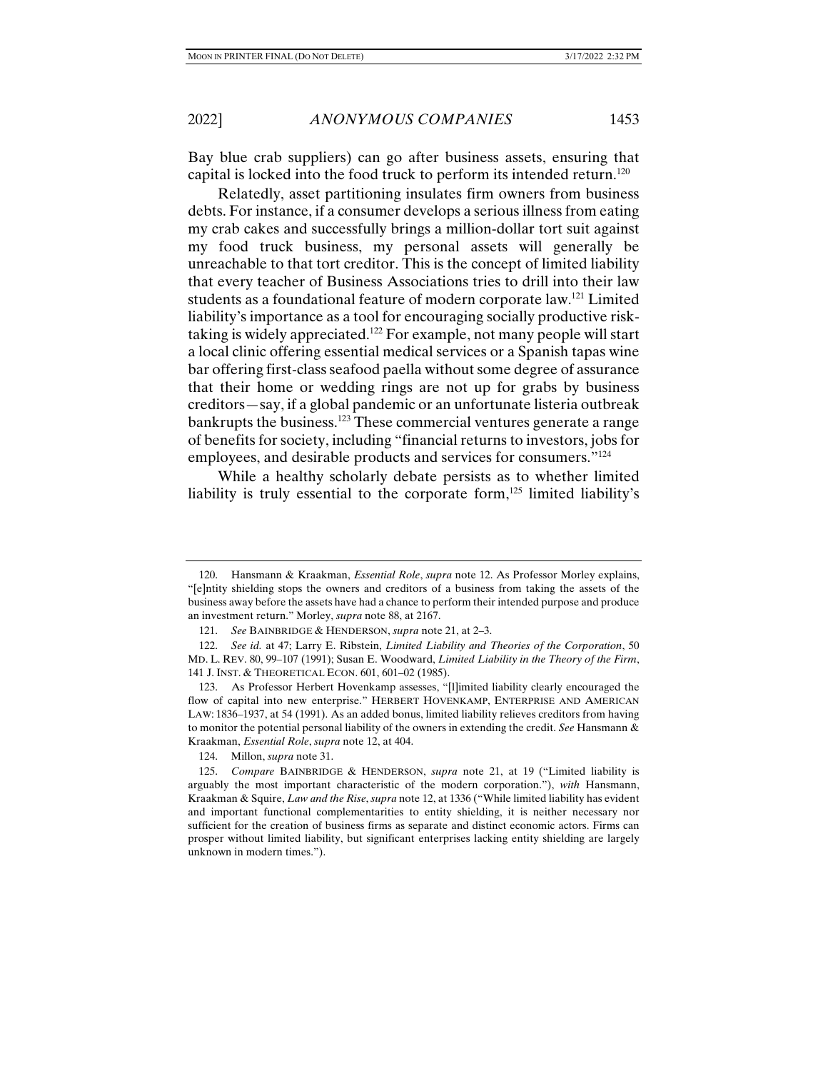Bay blue crab suppliers) can go after business assets, ensuring that capital is locked into the food truck to perform its intended return.[120]

Relatedly, asset partitioning insulates firm owners from business debts. For instance, if a consumer develops a serious illness from eating my crab cakes and successfully brings a million-dollar tort suit against my food truck business, my personal assets will generally be unreachable to that tort creditor. This is the concept of limited liability that every teacher of Business Associations tries to drill into their law students as a foundational feature of modern corporate law.[121] Limited liability's importance as a tool for encouraging socially productive risk-taking is widely appreciated.[122] For example, not many people will start a local clinic offering essential medical services or a Spanish tapas wine bar offering first-class seafood paella without some degree of assurance that their home or wedding rings are not up for grabs by business creditors—say, if a global pandemic or an unfortunate listeria outbreak bankrupts the business.[123] These commercial ventures generate a range of benefits for society, including "financial returns to investors, jobs for employees, and desirable products and services for consumers."[124]

While a healthy scholarly debate persists as to whether limited liability is truly essential to the corporate form,[125] limited liability's

---

120. Hansmann & Kraakman, *Essential Role*, *supra* note 12. As Professor Morley explains, "[e]ntity shielding stops the owners and creditors of a business from taking the assets of the business away before the assets have had a chance to perform their intended purpose and produce an investment return." Morley, *supra* note 88, at 2167.

121. *See* BAINBRIDGE & HENDERSON, *supra* note 21, at 2–3.

122. *See id.* at 47; Larry E. Ribstein, *Limited Liability and Theories of the Corporation*, 50 MD. L. REV. 80, 99–107 (1991); Susan E. Woodward, *Limited Liability in the Theory of the Firm*, 141 J. INST. & THEORETICAL ECON. 601, 601–02 (1985).

123. As Professor Herbert Hovenkamp assesses, "[l]imited liability clearly encouraged the flow of capital into new enterprise." HERBERT HOVENKAMP, ENTERPRISE AND AMERICAN LAW: 1836–1937, at 54 (1991). As an added bonus, limited liability relieves creditors from having to monitor the potential personal liability of the owners in extending the credit. *See* Hansmann & Kraakman, *Essential Role*, *supra* note 12, at 404.

124. Millon, *supra* note 31.

125. *Compare* BAINBRIDGE & HENDERSON, *supra* note 21, at 19 ("Limited liability is arguably the most important characteristic of the modern corporation."), *with* Hansmann, Kraakman & Squire, *Law and the Rise*, *supra* note 12, at 1336 ("While limited liability has evident and important functional complementarities to entity shielding, it is neither necessary nor sufficient for the creation of business firms as separate and distinct economic actors. Firms can prosper without limited liability, but significant enterprises lacking entity shielding are largely unknown in modern times.").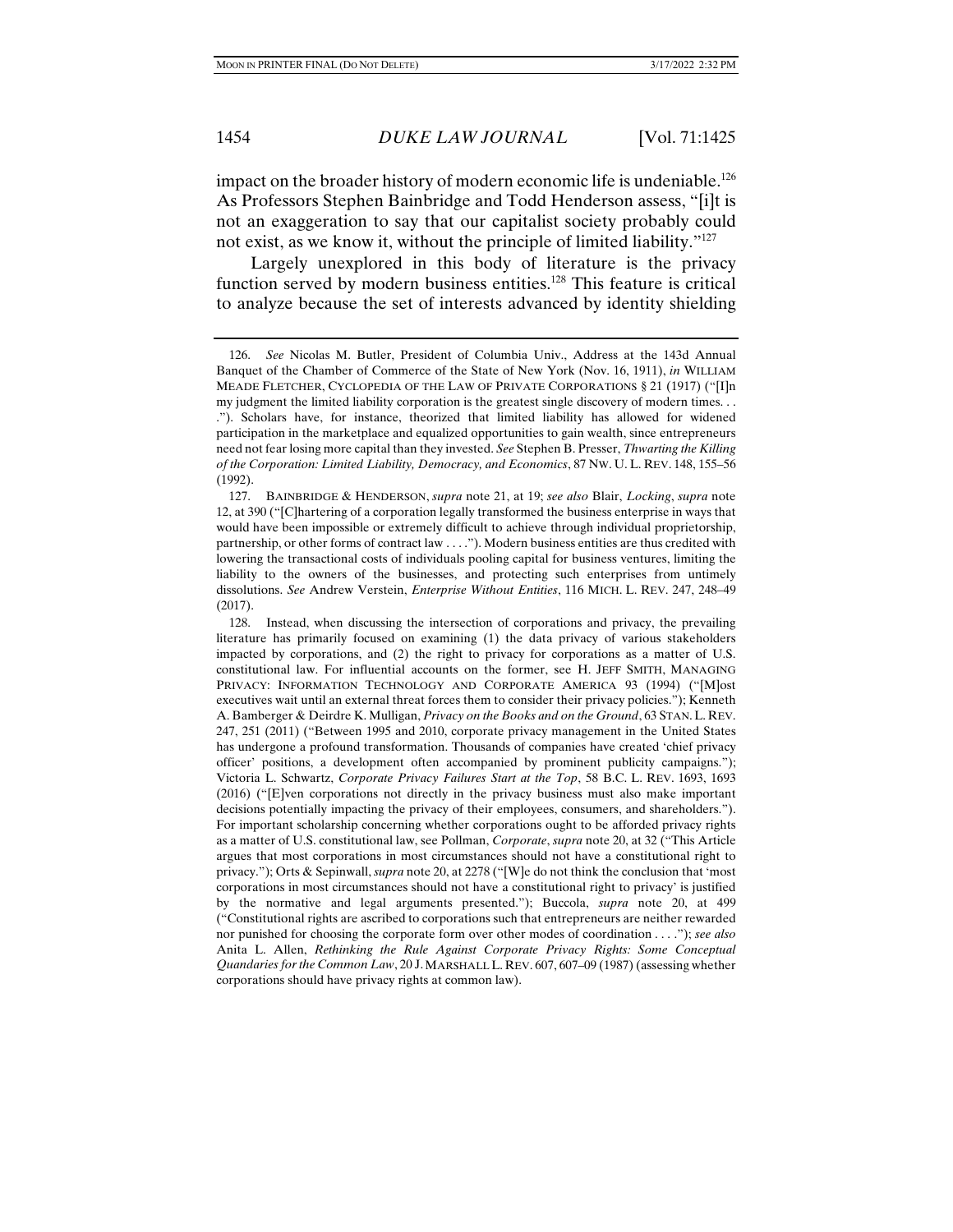impact on the broader history of modern economic life is undeniable.[126] As Professors Stephen Bainbridge and Todd Henderson assess, "[i]t is not an exaggeration to say that our capitalist society probably could not exist, as we know it, without the principle of limited liability."[127]

Largely unexplored in this body of literature is the privacy function served by modern business entities.[128] This feature is critical to analyze because the set of interests advanced by identity shielding

---

126. *See* Nicolas M. Butler, President of Columbia Univ., Address at the 143d Annual Banquet of the Chamber of Commerce of the State of New York (Nov. 16, 1911), *in* WILLIAM MEADE FLETCHER, CYCLOPEDIA OF THE LAW OF PRIVATE CORPORATIONS § 21 (1917) ("[I]n my judgment the limited liability corporation is the greatest single discovery of modern times. . . ."). Scholars have, for instance, theorized that limited liability has allowed for widened participation in the marketplace and equalized opportunities to gain wealth, since entrepreneurs need not fear losing more capital than they invested. *See* Stephen B. Presser, *Thwarting the Killing of the Corporation: Limited Liability, Democracy, and Economics*, 87 NW. U. L. REV. 148, 155–56 (1992).

127. BAINBRIDGE & HENDERSON, *supra* note 21, at 19; *see also* Blair, *Locking*, *supra* note 12, at 390 ("[C]hartering of a corporation legally transformed the business enterprise in ways that would have been impossible or extremely difficult to achieve through individual proprietorship, partnership, or other forms of contract law . . . ."). Modern business entities are thus credited with lowering the transactional costs of individuals pooling capital for business ventures, limiting the liability to the owners of the businesses, and protecting such enterprises from untimely dissolutions. *See* Andrew Verstein, *Enterprise Without Entities*, 116 MICH. L. REV. 247, 248–49 (2017).

128. Instead, when discussing the intersection of corporations and privacy, the prevailing literature has primarily focused on examining (1) the data privacy of various stakeholders impacted by corporations, and (2) the right to privacy for corporations as a matter of U.S. constitutional law. For influential accounts on the former, see H. JEFF SMITH, MANAGING PRIVACY: INFORMATION TECHNOLOGY AND CORPORATE AMERICA 93 (1994) ("[M]ost executives wait until an external threat forces them to consider their privacy policies."); Kenneth A. Bamberger & Deirdre K. Mulligan, *Privacy on the Books and on the Ground*, 63 STAN. L. REV. 247, 251 (2011) ("Between 1995 and 2010, corporate privacy management in the United States has undergone a profound transformation. Thousands of companies have created 'chief privacy officer' positions, a development often accompanied by prominent publicity campaigns."); Victoria L. Schwartz, *Corporate Privacy Failures Start at the Top*, 58 B.C. L. REV. 1693, 1693 (2016) ("[E]ven corporations not directly in the privacy business must also make important decisions potentially impacting the privacy of their employees, consumers, and shareholders."). For important scholarship concerning whether corporations ought to be afforded privacy rights as a matter of U.S. constitutional law, see Pollman, *Corporate*, *supra* note 20, at 32 ("This Article argues that most corporations in most circumstances should not have a constitutional right to privacy."); Orts & Sepinwall, *supra* note 20, at 2278 ("[W]e do not think the conclusion that 'most corporations in most circumstances should not have a constitutional right to privacy' is justified by the normative and legal arguments presented."); Buccola, *supra* note 20, at 499 ("Constitutional rights are ascribed to corporations such that entrepreneurs are neither rewarded nor punished for choosing the corporate form over other modes of coordination . . . ."); *see also* Anita L. Allen, *Rethinking the Rule Against Corporate Privacy Rights: Some Conceptual Quandaries for the Common Law*, 20 J. MARSHALL L. REV. 607, 607–09 (1987) (assessing whether corporations should have privacy rights at common law).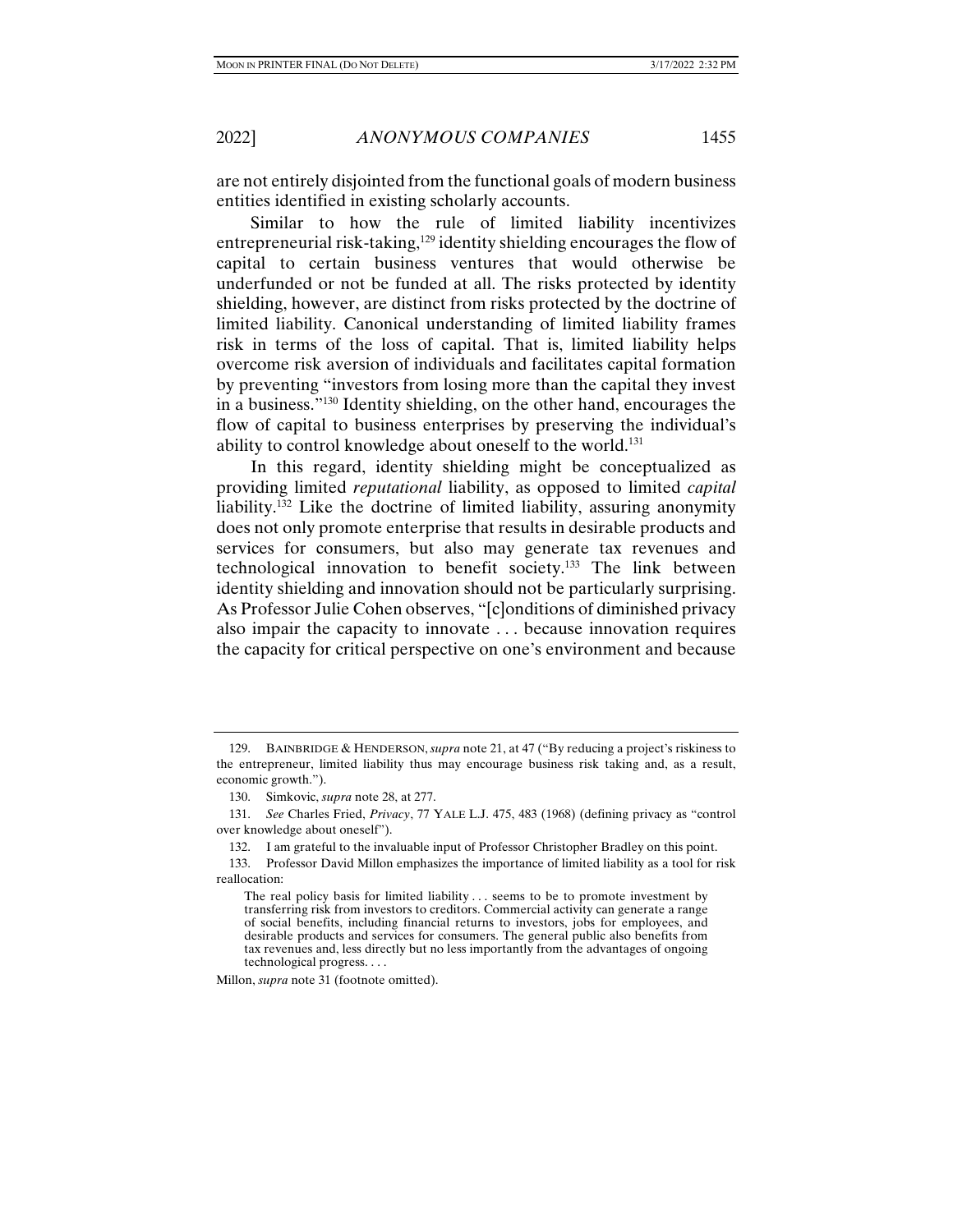are not entirely disjointed from the functional goals of modern business entities identified in existing scholarly accounts.

Similar to how the rule of limited liability incentivizes entrepreneurial risk-taking,[129] identity shielding encourages the flow of capital to certain business ventures that would otherwise be underfunded or not be funded at all. The risks protected by identity shielding, however, are distinct from risks protected by the doctrine of limited liability. Canonical understanding of limited liability frames risk in terms of the loss of capital. That is, limited liability helps overcome risk aversion of individuals and facilitates capital formation by preventing "investors from losing more than the capital they invest in a business."[130] Identity shielding, on the other hand, encourages the flow of capital to business enterprises by preserving the individual's ability to control knowledge about oneself to the world.[131]

In this regard, identity shielding might be conceptualized as providing limited *reputational* liability, as opposed to limited *capital* liability.[132] Like the doctrine of limited liability, assuring anonymity does not only promote enterprise that results in desirable products and services for consumers, but also may generate tax revenues and technological innovation to benefit society.[133] The link between identity shielding and innovation should not be particularly surprising. As Professor Julie Cohen observes, "[c]onditions of diminished privacy also impair the capacity to innovate . . . because innovation requires the capacity for critical perspective on one's environment and because

---

129. BAINBRIDGE & HENDERSON, *supra* note 21, at 47 ("By reducing a project's riskiness to the entrepreneur, limited liability thus may encourage business risk taking and, as a result, economic growth.").

130. Simkovic, *supra* note 28, at 277.

131. *See* Charles Fried, *Privacy*, 77 YALE L.J. 475, 483 (1968) (defining privacy as "control over knowledge about oneself").

132. I am grateful to the invaluable input of Professor Christopher Bradley on this point.

133. Professor David Millon emphasizes the importance of limited liability as a tool for risk reallocation:

> The real policy basis for limited liability . . . seems to be to promote investment by transferring risk from investors to creditors. Commercial activity can generate a range of social benefits, including financial returns to investors, jobs for employees, and desirable products and services for consumers. The general public also benefits from tax revenues and, less directly but no less importantly from the advantages of ongoing technological progress. . . .

Millon, *supra* note 31 (footnote omitted).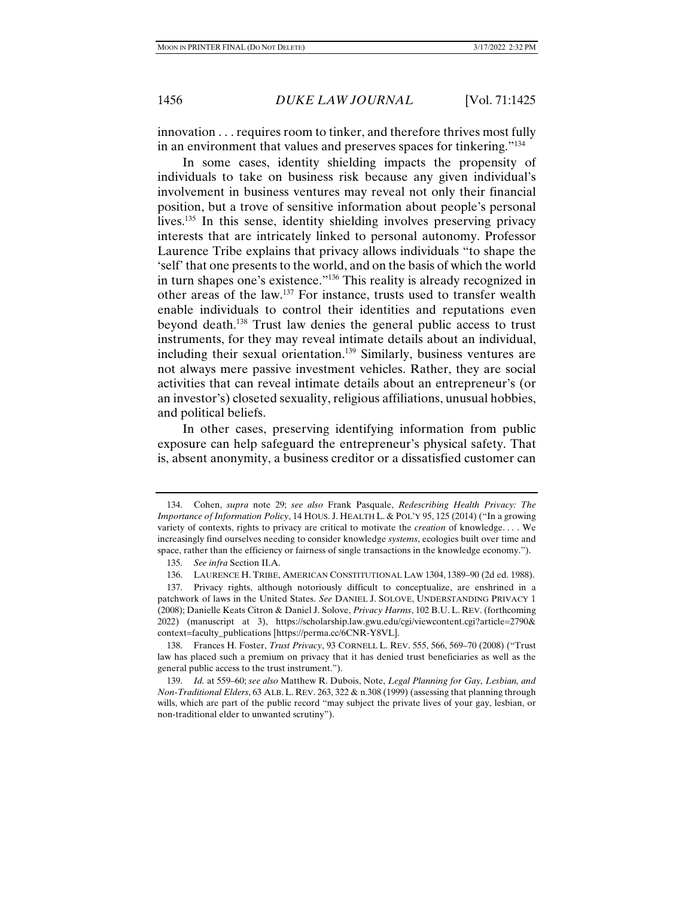innovation . . . requires room to tinker, and therefore thrives most fully in an environment that values and preserves spaces for tinkering."[134]

In some cases, identity shielding impacts the propensity of individuals to take on business risk because any given individual's involvement in business ventures may reveal not only their financial position, but a trove of sensitive information about people's personal lives.[135] In this sense, identity shielding involves preserving privacy interests that are intricately linked to personal autonomy. Professor Laurence Tribe explains that privacy allows individuals "to shape the 'self' that one presents to the world, and on the basis of which the world in turn shapes one's existence."[136] This reality is already recognized in other areas of the law.[137] For instance, trusts used to transfer wealth enable individuals to control their identities and reputations even beyond death.[138] Trust law denies the general public access to trust instruments, for they may reveal intimate details about an individual, including their sexual orientation.[139] Similarly, business ventures are not always mere passive investment vehicles. Rather, they are social activities that can reveal intimate details about an entrepreneur's (or an investor's) closeted sexuality, religious affiliations, unusual hobbies, and political beliefs.

In other cases, preserving identifying information from public exposure can help safeguard the entrepreneur's physical safety. That is, absent anonymity, a business creditor or a dissatisfied customer can

---

134. Cohen, *supra* note 29; *see also* Frank Pasquale, *Redescribing Health Privacy: The Importance of Information Policy*, 14 HOUS. J. HEALTH L. & POL'Y 95, 125 (2014) ("In a growing variety of contexts, rights to privacy are critical to motivate the *creation* of knowledge. . . . We increasingly find ourselves needing to consider knowledge *systems*, ecologies built over time and space, rather than the efficiency or fairness of single transactions in the knowledge economy.").

135. *See infra* Section II.A.

136. LAURENCE H. TRIBE, AMERICAN CONSTITUTIONAL LAW 1304, 1389–90 (2d ed. 1988).

137. Privacy rights, although notoriously difficult to conceptualize, are enshrined in a patchwork of laws in the United States. *See* DANIEL J. SOLOVE, UNDERSTANDING PRIVACY 1 (2008); Danielle Keats Citron & Daniel J. Solove, *Privacy Harms*, 102 B.U. L. REV. (forthcoming 2022) (manuscript at 3), https://scholarship.law.gwu.edu/cgi/viewcontent.cgi?article=2790&context=faculty_publications [https://perma.cc/6CNR-Y8VL].

138. Frances H. Foster, *Trust Privacy*, 93 CORNELL L. REV. 555, 566, 569–70 (2008) ("Trust law has placed such a premium on privacy that it has denied trust beneficiaries as well as the general public access to the trust instrument.").

139. *Id.* at 559–60; *see also* Matthew R. Dubois, Note, *Legal Planning for Gay, Lesbian, and Non-Traditional Elders*, 63 ALB. L. REV. 263, 322 & n.308 (1999) (assessing that planning through wills, which are part of the public record "may subject the private lives of your gay, lesbian, or non-traditional elder to unwanted scrutiny").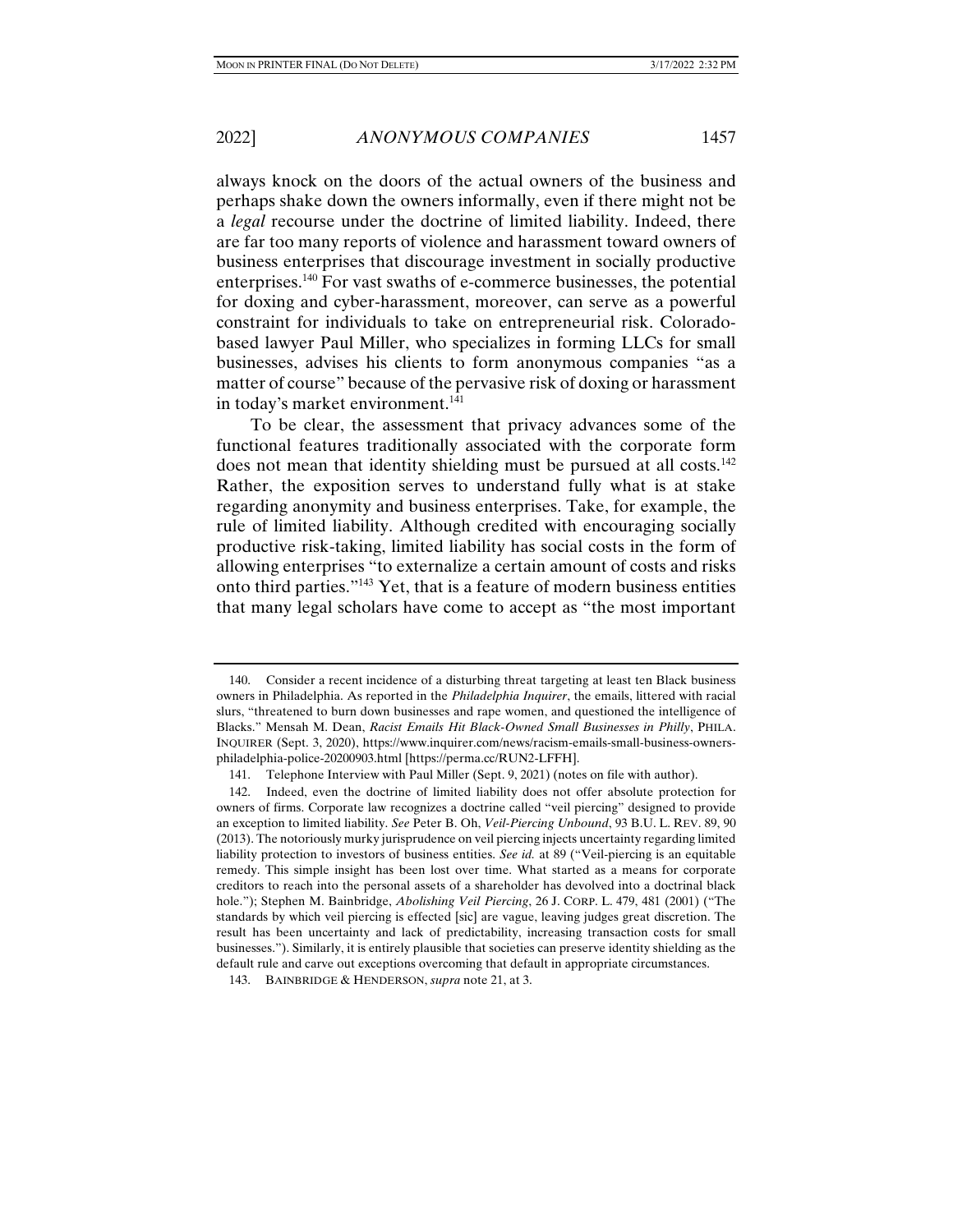always knock on the doors of the actual owners of the business and perhaps shake down the owners informally, even if there might not be a *legal* recourse under the doctrine of limited liability. Indeed, there are far too many reports of violence and harassment toward owners of business enterprises that discourage investment in socially productive enterprises.[140] For vast swaths of e-commerce businesses, moreover, the potential for doxing and cyber-harassment, moreover, can serve as a powerful constraint for individuals to take on entrepreneurial risk. Colorado-based lawyer Paul Miller, who specializes in forming LLCs for small businesses, advises his clients to form anonymous companies "as a matter of course" because of the pervasive risk of doxing or harassment in today's market environment.[141]

To be clear, the assessment that privacy advances some of the functional features traditionally associated with the corporate form does not mean that identity shielding must be pursued at all costs.[142] Rather, the exposition serves to understand fully what is at stake regarding anonymity and business enterprises. Take, for example, the rule of limited liability. Although credited with encouraging socially productive risk-taking, limited liability has social costs in the form of allowing enterprises "to externalize a certain amount of costs and risks onto third parties."[143] Yet, that is a feature of modern business entities that many legal scholars have come to accept as "the most important

---

140. Consider a recent incidence of a disturbing threat targeting at least ten Black business owners in Philadelphia. As reported in the *Philadelphia Inquirer*, the emails, littered with racial slurs, "threatened to burn down businesses and rape women, and questioned the intelligence of Blacks." Mensah M. Dean, *Racist Emails Hit Black-Owned Small Businesses in Philly*, PHILA. INQUIRER (Sept. 3, 2020), https://www.inquirer.com/news/racism-emails-small-business-owners-philadelphia-police-20200903.html [https://perma.cc/RUN2-LFFH].

141. Telephone Interview with Paul Miller (Sept. 9, 2021) (notes on file with author).

142. Indeed, even the doctrine of limited liability does not offer absolute protection for owners of firms. Corporate law recognizes a doctrine called "veil piercing" designed to provide an exception to limited liability. *See* Peter B. Oh, *Veil-Piercing Unbound*, 93 B.U. L. REV. 89, 90 (2013). The notoriously murky jurisprudence on veil piercing injects uncertainty regarding limited liability protection to investors of business entities. *See id.* at 89 ("Veil-piercing is an equitable remedy. This simple insight has been lost over time. What started as a means for corporate creditors to reach into the personal assets of a shareholder has devolved into a doctrinal black hole."); Stephen M. Bainbridge, *Abolishing Veil Piercing*, 26 J. CORP. L. 479, 481 (2001) ("The standards by which veil piercing is effected [sic] are vague, leaving judges great discretion. The result has been uncertainty and lack of predictability, increasing transaction costs for small businesses."). Similarly, it is entirely plausible that societies can preserve identity shielding as the default rule and carve out exceptions overcoming that default in appropriate circumstances.

143. BAINBRIDGE & HENDERSON, *supra* note 21, at 3.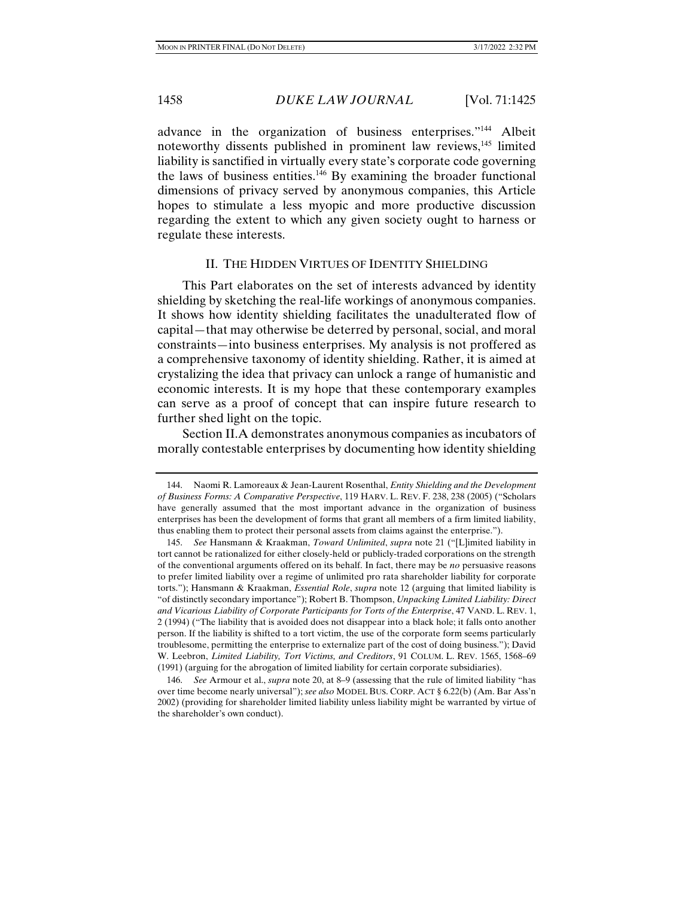advance in the organization of business enterprises."[144] Albeit noteworthy dissents published in prominent law reviews,[145] limited liability is sanctified in virtually every state's corporate code governing the laws of business entities.[146] By examining the broader functional dimensions of privacy served by anonymous companies, this Article hopes to stimulate a less myopic and more productive discussion regarding the extent to which any given society ought to harness or regulate these interests.

## II. THE HIDDEN VIRTUES OF IDENTITY SHIELDING

This Part elaborates on the set of interests advanced by identity shielding by sketching the real-life workings of anonymous companies. It shows how identity shielding facilitates the unadulterated flow of capital—that may otherwise be deterred by personal, social, and moral constraints—into business enterprises. My analysis is not proffered as a comprehensive taxonomy of identity shielding. Rather, it is aimed at crystalizing the idea that privacy can unlock a range of humanistic and economic interests. It is my hope that these contemporary examples can serve as a proof of concept that can inspire future research to further shed light on the topic.

Section II.A demonstrates anonymous companies as incubators of morally contestable enterprises by documenting how identity shielding

---

144. Naomi R. Lamoreaux & Jean-Laurent Rosenthal, *Entity Shielding and the Development of Business Forms: A Comparative Perspective*, 119 HARV. L. REV. F. 238, 238 (2005) ("Scholars have generally assumed that the most important advance in the organization of business enterprises has been the development of forms that grant all members of a firm limited liability, thus enabling them to protect their personal assets from claims against the enterprise.").

145. *See* Hansmann & Kraakman, *Toward Unlimited*, *supra* note 21 ("[L]imited liability in tort cannot be rationalized for either closely-held or publicly-traded corporations on the strength of the conventional arguments offered on its behalf. In fact, there may be *no* persuasive reasons to prefer limited liability over a regime of unlimited pro rata shareholder liability for corporate torts."); Hansmann & Kraakman, *Essential Role*, *supra* note 12 (arguing that limited liability is "of distinctly secondary importance"); Robert B. Thompson, *Unpacking Limited Liability: Direct and Vicarious Liability of Corporate Participants for Torts of the Enterprise*, 47 VAND. L. REV. 1, 2 (1994) ("The liability that is avoided does not disappear into a black hole; it falls onto another person. If the liability is shifted to a tort victim, the use of the corporate form seems particularly troublesome, permitting the enterprise to externalize part of the cost of doing business."); David W. Leebron, *Limited Liability, Tort Victims, and Creditors*, 91 COLUM. L. REV. 1565, 1568–69 (1991) (arguing for the abrogation of limited liability for certain corporate subsidiaries).

146. *See* Armour et al., *supra* note 20, at 8–9 (assessing that the rule of limited liability "has over time become nearly universal"); *see also* MODEL BUS. CORP. ACT § 6.22(b) (Am. Bar Ass'n 2002) (providing for shareholder limited liability unless liability might be warranted by virtue of the shareholder's own conduct).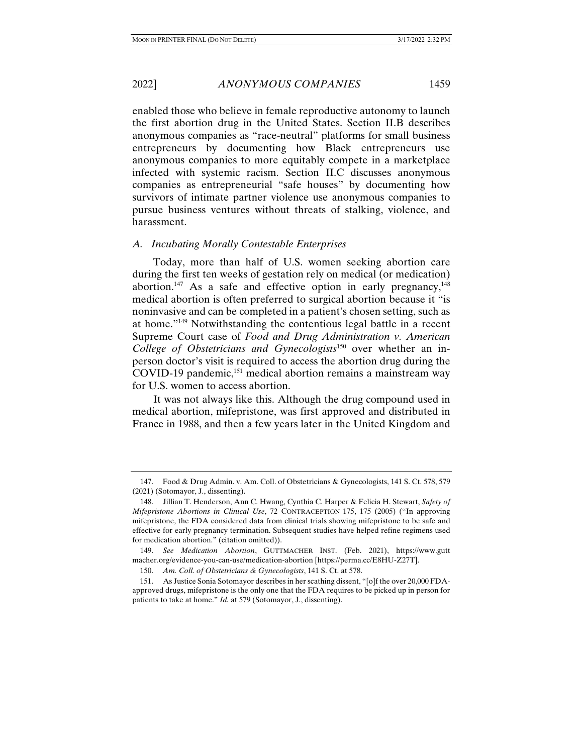enabled those who believe in female reproductive autonomy to launch the first abortion drug in the United States. Section II.B describes anonymous companies as "race-neutral" platforms for small business entrepreneurs by documenting how Black entrepreneurs use anonymous companies to more equitably compete in a marketplace infected with systemic racism. Section II.C discusses anonymous companies as entrepreneurial "safe houses" by documenting how survivors of intimate partner violence use anonymous companies to pursue business ventures without threats of stalking, violence, and harassment.

### *A. Incubating Morally Contestable Enterprises*

Today, more than half of U.S. women seeking abortion care during the first ten weeks of gestation rely on medical (or medication) abortion.[147] As a safe and effective option in early pregnancy,[148] medical abortion is often preferred to surgical abortion because it "is noninvasive and can be completed in a patient's chosen setting, such as at home."[149] Notwithstanding the contentious legal battle in a recent Supreme Court case of *Food and Drug Administration v. American College of Obstetricians and Gynecologists*[150] over whether an in-person doctor's visit is required to access the abortion drug during the COVID-19 pandemic,[151] medical abortion remains a mainstream way for U.S. women to access abortion.

It was not always like this. Although the drug compound used in medical abortion, mifepristone, was first approved and distributed in France in 1988, and then a few years later in the United Kingdom and

---

147. Food & Drug Admin. v. Am. Coll. of Obstetricians & Gynecologists, 141 S. Ct. 578, 579 (2021) (Sotomayor, J., dissenting).

148. Jillian T. Henderson, Ann C. Hwang, Cynthia C. Harper & Felicia H. Stewart, *Safety of Mifepristone Abortions in Clinical Use*, 72 CONTRACEPTION 175, 175 (2005) ("In approving mifepristone, the FDA considered data from clinical trials showing mifepristone to be safe and effective for early pregnancy termination. Subsequent studies have helped refine regimens used for medication abortion." (citation omitted)).

149. *See Medication Abortion*, GUTTMACHER INST. (Feb. 2021), https://www.guttmacher.org/evidence-you-can-use/medication-abortion [https://perma.cc/E8HU-Z27T].

150. *Am. Coll. of Obstetricians & Gynecologists*, 141 S. Ct. at 578.

151. As Justice Sonia Sotomayor describes in her scathing dissent, "[o]f the over 20,000 FDA-approved drugs, mifepristone is the only one that the FDA requires to be picked up in person for patients to take at home." *Id.* at 579 (Sotomayor, J., dissenting).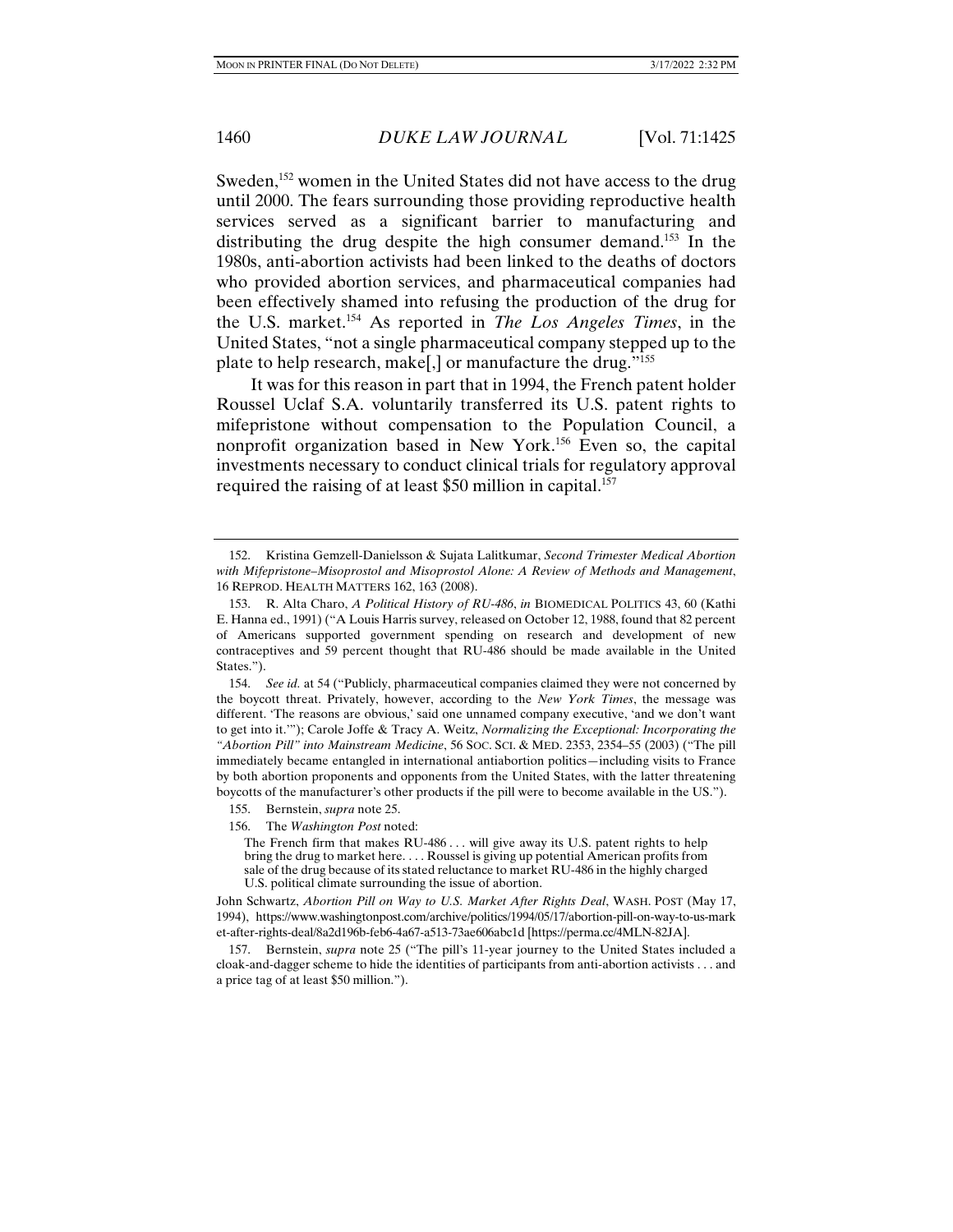Sweden,[152] women in the United States did not have access to the drug until 2000. The fears surrounding those providing reproductive health services served as a significant barrier to manufacturing and distributing the drug despite the high consumer demand.[153] In the 1980s, anti-abortion activists had been linked to the deaths of doctors who provided abortion services, and pharmaceutical companies had been effectively shamed into refusing the production of the drug for the U.S. market.[154] As reported in *The Los Angeles Times*, in the United States, "not a single pharmaceutical company stepped up to the plate to help research, make[,] or manufacture the drug."[155]

It was for this reason in part that in 1994, the French patent holder Roussel Uclaf S.A. voluntarily transferred its U.S. patent rights to mifepristone without compensation to the Population Council, a nonprofit organization based in New York.[156] Even so, the capital investments necessary to conduct clinical trials for regulatory approval required the raising of at least $50 million in capital.[157]

---

152. Kristina Gemzell-Danielsson & Sujata Lalitkumar, *Second Trimester Medical Abortion with Mifepristone–Misoprostol and Misoprostol Alone: A Review of Methods and Management*, 16 REPROD. HEALTH MATTERS 162, 163 (2008).

153. R. Alta Charo, *A Political History of RU-486*, *in* BIOMEDICAL POLITICS 43, 60 (Kathi E. Hanna ed., 1991) ("A Louis Harris survey, released on October 12, 1988, found that 82 percent of Americans supported government spending on research and development of new contraceptives and 59 percent thought that RU-486 should be made available in the United States.").

154. *See id.* at 54 ("Publicly, pharmaceutical companies claimed they were not concerned by the boycott threat. Privately, however, according to the *New York Times*, the message was different. 'The reasons are obvious,' said one unnamed company executive, 'and we don't want to get into it.'"); Carole Joffe & Tracy A. Weitz, *Normalizing the Exceptional: Incorporating the "Abortion Pill" into Mainstream Medicine*, 56 SOC. SCI. & MED. 2353, 2354–55 (2003) ("The pill immediately became entangled in international antiabortion politics—including visits to France by both abortion proponents and opponents from the United States, with the latter threatening boycotts of the manufacturer's other products if the pill were to become available in the US.").

155. Bernstein, *supra* note 25.

156. The *Washington Post* noted:

> The French firm that makes RU-486 . . . will give away its U.S. patent rights to help bring the drug to market here. . . . Roussel is giving up potential American profits from sale of the drug because of its stated reluctance to market RU-486 in the highly charged U.S. political climate surrounding the issue of abortion.

John Schwartz, *Abortion Pill on Way to U.S. Market After Rights Deal*, WASH. POST (May 17, 1994), https://www.washingtonpost.com/archive/politics/1994/05/17/abortion-pill-on-way-to-us-market-after-rights-deal/8a2d196b-feb6-4a67-a513-73ae606abc1d [https://perma.cc/4MLN-82JA].

157. Bernstein, *supra* note 25 ("The pill's 11-year journey to the United States included a cloak-and-dagger scheme to hide the identities of participants from anti-abortion activists . . . and a price tag of at least $50 million.").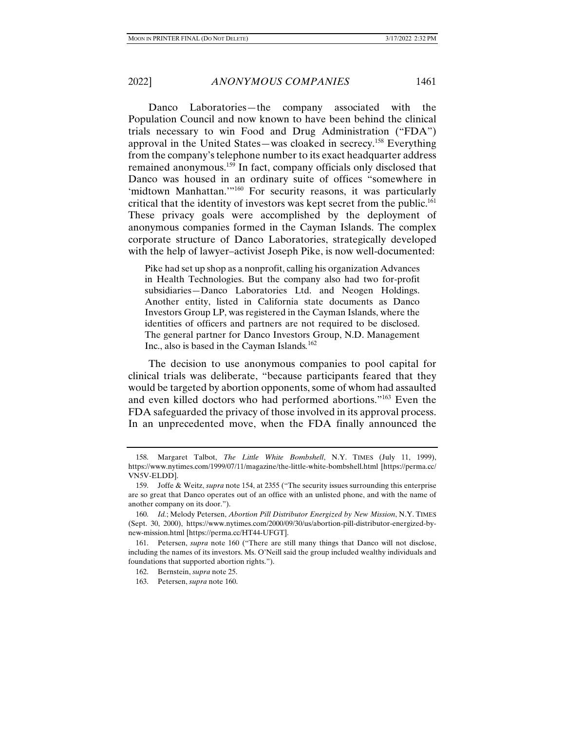Danco Laboratories—the company associated with the Population Council and now known to have been behind the clinical trials necessary to win Food and Drug Administration ("FDA") approval in the United States—was cloaked in secrecy.[158] Everything from the company's telephone number to its exact headquarter address remained anonymous.[159] In fact, company officials only disclosed that Danco was housed in an ordinary suite of offices "somewhere in 'midtown Manhattan.'"[160] For security reasons, it was particularly critical that the identity of investors was kept secret from the public.[161] These privacy goals were accomplished by the deployment of anonymous companies formed in the Cayman Islands. The complex corporate structure of Danco Laboratories, strategically developed with the help of lawyer–activist Joseph Pike, is now well-documented:

> Pike had set up shop as a nonprofit, calling his organization Advances in Health Technologies. But the company also had two for-profit subsidiaries—Danco Laboratories Ltd. and Neogen Holdings. Another entity, listed in California state documents as Danco Investors Group LP, was registered in the Cayman Islands, where the identities of officers and partners are not required to be disclosed. The general partner for Danco Investors Group, N.D. Management Inc., also is based in the Cayman Islands.[162]

The decision to use anonymous companies to pool capital for clinical trials was deliberate, "because participants feared that they would be targeted by abortion opponents, some of whom had assaulted and even killed doctors who had performed abortions."[163] Even the FDA safeguarded the privacy of those involved in its approval process. In an unprecedented move, when the FDA finally announced the

---

158. Margaret Talbot, *The Little White Bombshell*, N.Y. TIMES (July 11, 1999), https://www.nytimes.com/1999/07/11/magazine/the-little-white-bombshell.html [https://perma.cc/VN5V-ELDD].

159. Joffe & Weitz, *supra* note 154, at 2355 ("The security issues surrounding this enterprise are so great that Danco operates out of an office with an unlisted phone, and with the name of another company on its door.").

160. *Id.*; Melody Petersen, *Abortion Pill Distributor Energized by New Mission*, N.Y. TIMES (Sept. 30, 2000), https://www.nytimes.com/2000/09/30/us/abortion-pill-distributor-energized-by-new-mission.html [https://perma.cc/HT44-UFGT].

161. Petersen, *supra* note 160 ("There are still many things that Danco will not disclose, including the names of its investors. Ms. O'Neill said the group included wealthy individuals and foundations that supported abortion rights.").

162. Bernstein, *supra* note 25.

163. Petersen, *supra* note 160.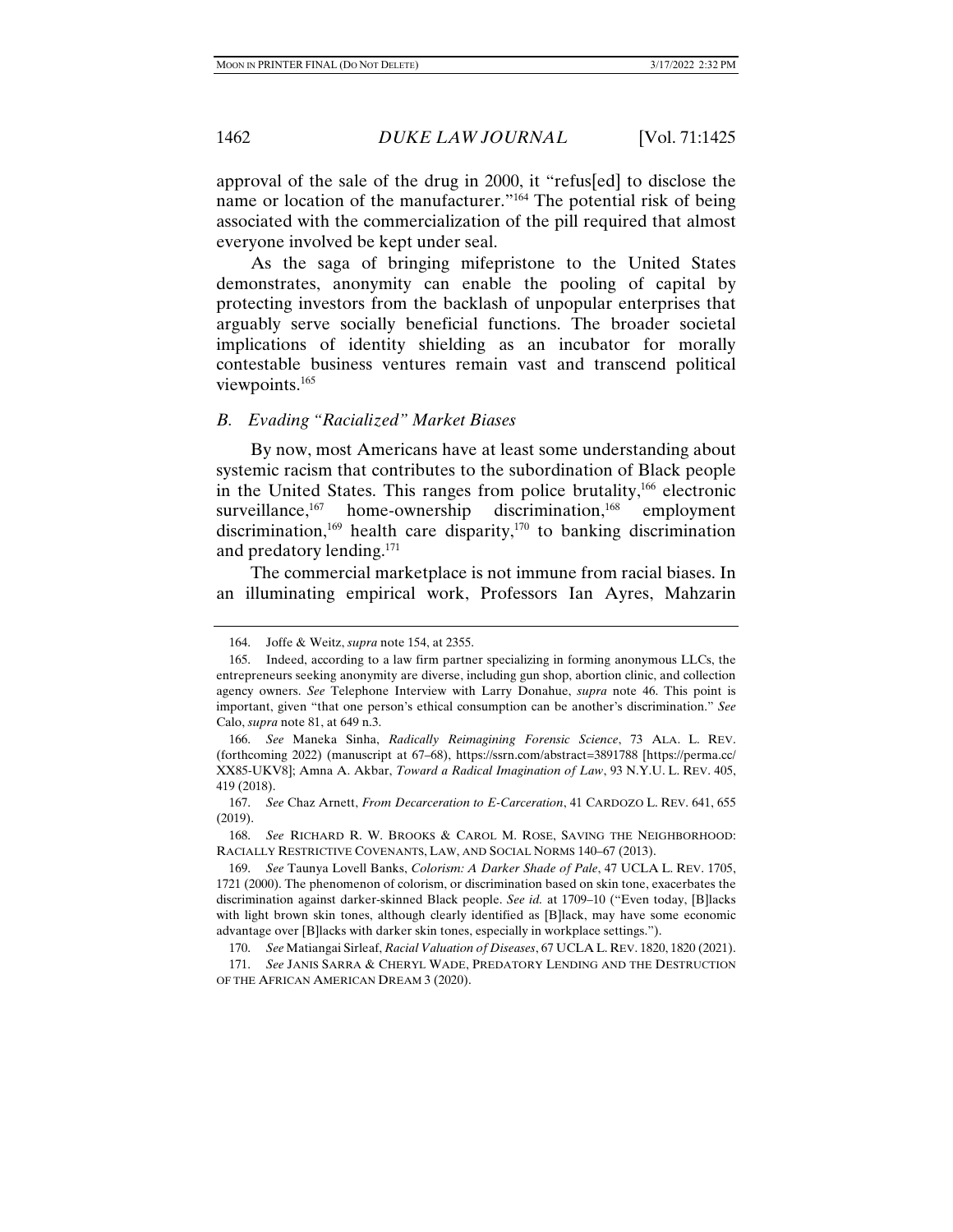approval of the sale of the drug in 2000, it "refus[ed] to disclose the name or location of the manufacturer."[164] The potential risk of being associated with the commercialization of the pill required that almost everyone involved be kept under seal.

As the saga of bringing mifepristone to the United States demonstrates, anonymity can enable the pooling of capital by protecting investors from the backlash of unpopular enterprises that arguably serve socially beneficial functions. The broader societal implications of identity shielding as an incubator for morally contestable business ventures remain vast and transcend political viewpoints.[165]

### *B. Evading "Racialized" Market Biases*

By now, most Americans have at least some understanding about systemic racism that contributes to the subordination of Black people in the United States. This ranges from police brutality,[166] electronic surveillance,[167] home-ownership discrimination,[168] employment discrimination,[169] health care disparity,[170] to banking discrimination and predatory lending.[171]

The commercial marketplace is not immune from racial biases. In an illuminating empirical work, Professors Ian Ayres, Mahzarin

---

164. Joffe & Weitz, *supra* note 154, at 2355.

165. Indeed, according to a law firm partner specializing in forming anonymous LLCs, the entrepreneurs seeking anonymity are diverse, including gun shop, abortion clinic, and collection agency owners. *See* Telephone Interview with Larry Donahue, *supra* note 46. This point is important, given "that one person's ethical consumption can be another's discrimination." *See* Calo, *supra* note 81, at 649 n.3.

166. *See* Maneka Sinha, *Radically Reimagining Forensic Science*, 73 ALA. L. REV. (forthcoming 2022) (manuscript at 67–68), https://ssrn.com/abstract=3891788 [https://perma.cc/XX85-UKV8]; Amna A. Akbar, *Toward a Radical Imagination of Law*, 93 N.Y.U. L. REV. 405, 419 (2018).

167. *See* Chaz Arnett, *From Decarceration to E-Carceration*, 41 CARDOZO L. REV. 641, 655 (2019).

168. *See* RICHARD R. W. BROOKS & CAROL M. ROSE, SAVING THE NEIGHBORHOOD: RACIALLY RESTRICTIVE COVENANTS, LAW, AND SOCIAL NORMS 140–67 (2013).

169. *See* Taunya Lovell Banks, *Colorism: A Darker Shade of Pale*, 47 UCLA L. REV. 1705, 1721 (2000). The phenomenon of colorism, or discrimination based on skin tone, exacerbates the discrimination against darker-skinned Black people. *See id.* at 1709–10 ("Even today, [B]lacks with light brown skin tones, although clearly identified as [B]lack, may have some economic advantage over [B]lacks with darker skin tones, especially in workplace settings.").

170. *See* Matiangai Sirleaf, *Racial Valuation of Diseases*, 67 UCLA L. REV. 1820, 1820 (2021).

171. *See* JANIS SARRA & CHERYL WADE, PREDATORY LENDING AND THE DESTRUCTION OF THE AFRICAN AMERICAN DREAM 3 (2020).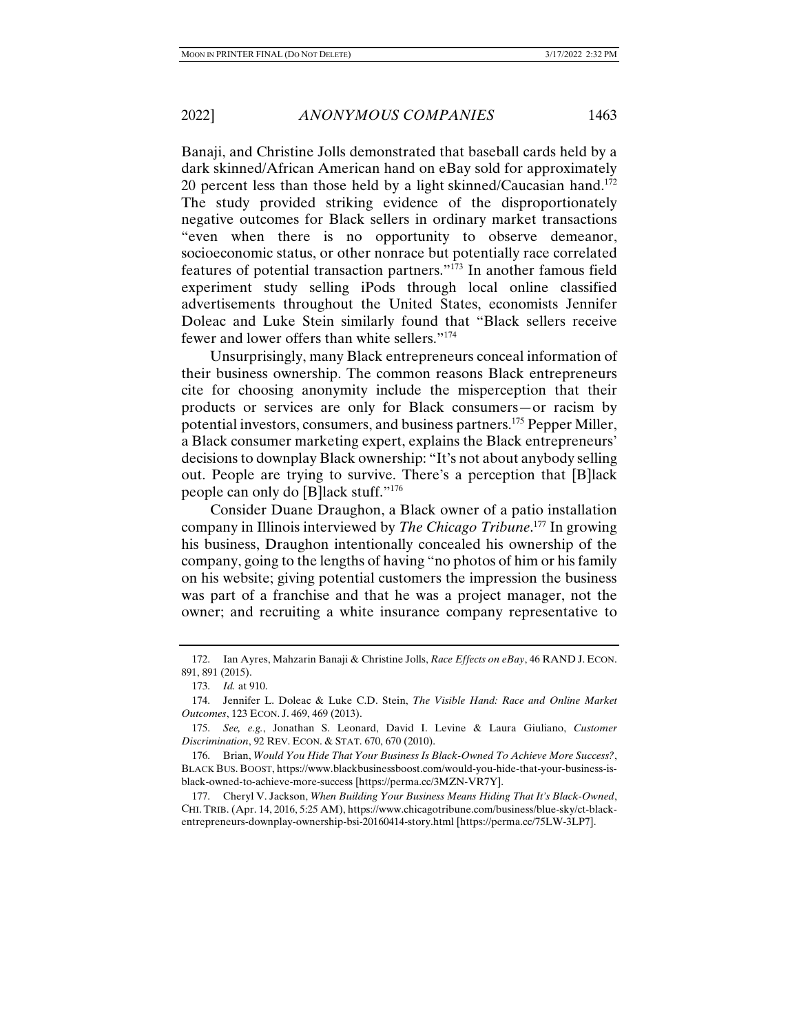Banaji, and Christine Jolls demonstrated that baseball cards held by a dark skinned/African American hand on eBay sold for approximately 20 percent less than those held by a light skinned/Caucasian hand.[172] The study provided striking evidence of the disproportionately negative outcomes for Black sellers in ordinary market transactions "even when there is no opportunity to observe demeanor, socioeconomic status, or other nonrace but potentially race correlated features of potential transaction partners."[173] In another famous field experiment study selling iPods through local online classified advertisements throughout the United States, economists Jennifer Doleac and Luke Stein similarly found that "Black sellers receive fewer and lower offers than white sellers."[174]

Unsurprisingly, many Black entrepreneurs conceal information of their business ownership. The common reasons Black entrepreneurs cite for choosing anonymity include the misperception that their products or services are only for Black consumers—or racism by potential investors, consumers, and business partners.[175] Pepper Miller, a Black consumer marketing expert, explains the Black entrepreneurs' decisions to downplay Black ownership: "It's not about anybody selling out. People are trying to survive. There's a perception that [B]lack people can only do [B]lack stuff."[176]

Consider Duane Draughon, a Black owner of a patio installation company in Illinois interviewed by *The Chicago Tribune*.[177] In growing his business, Draughon intentionally concealed his ownership of the company, going to the lengths of having "no photos of him or his family on his website; giving potential customers the impression the business was part of a franchise and that he was a project manager, not the owner; and recruiting a white insurance company representative to

---

172. Ian Ayres, Mahzarin Banaji & Christine Jolls, *Race Effects on eBay*, 46 RAND J. ECON. 891, 891 (2015).

173. *Id.* at 910.

174. Jennifer L. Doleac & Luke C.D. Stein, *The Visible Hand: Race and Online Market Outcomes*, 123 ECON. J. 469, 469 (2013).

175. *See, e.g.*, Jonathan S. Leonard, David I. Levine & Laura Giuliano, *Customer Discrimination*, 92 REV. ECON. & STAT. 670, 670 (2010).

176. Brian, *Would You Hide That Your Business Is Black-Owned To Achieve More Success?*, BLACK BUS. BOOST, https://www.blackbusinessboost.com/would-you-hide-that-your-business-is-black-owned-to-achieve-more-success [https://perma.cc/3MZN-VR7Y].

177. Cheryl V. Jackson, *When Building Your Business Means Hiding That It's Black-Owned*, CHI. TRIB. (Apr. 14, 2016, 5:25 AM), https://www.chicagotribune.com/business/blue-sky/ct-black-entrepreneurs-downplay-ownership-bsi-20160414-story.html [https://perma.cc/75LW-3LP7].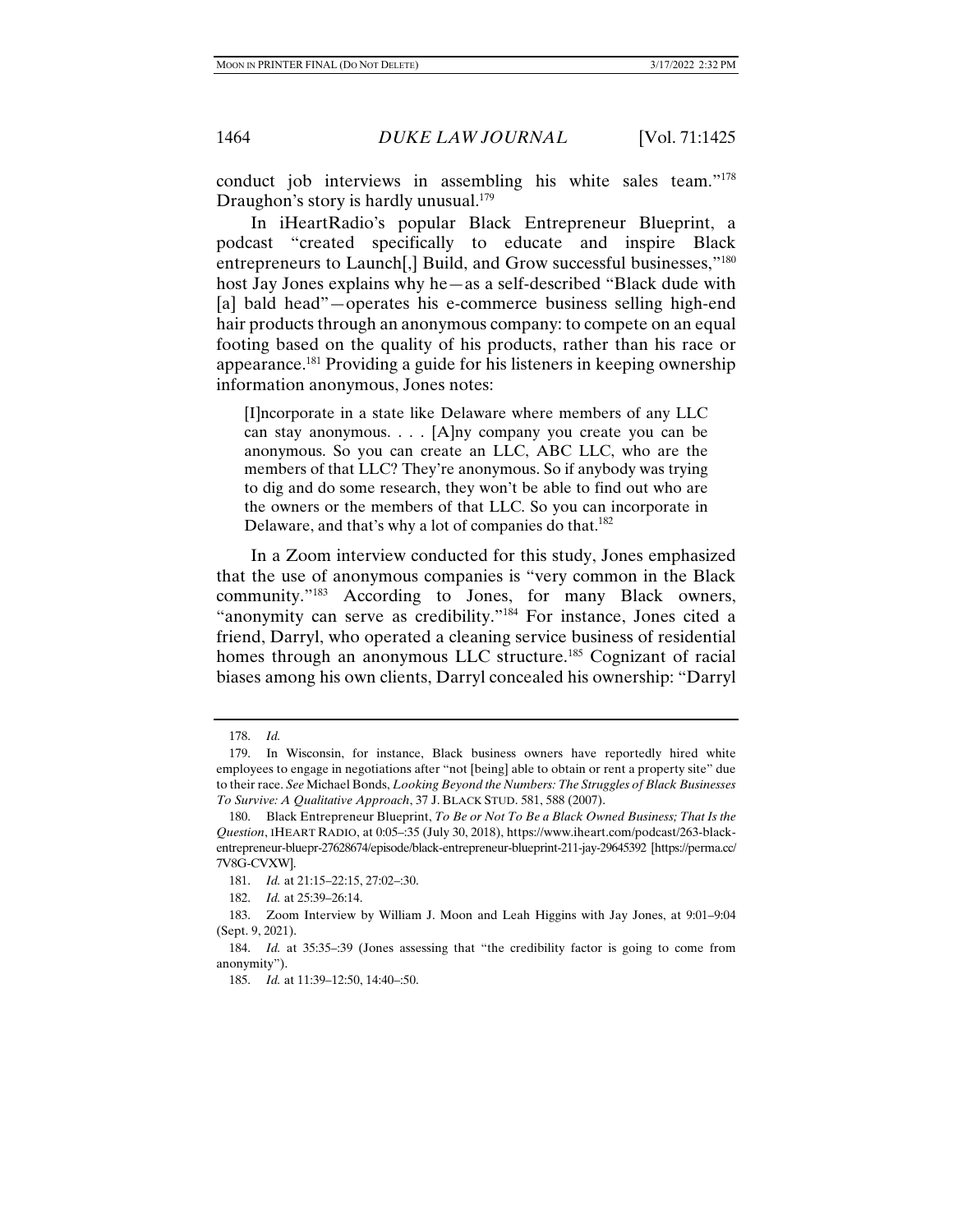conduct job interviews in assembling his white sales team."[178] Draughon's story is hardly unusual.[179]

In iHeartRadio's popular Black Entrepreneur Blueprint, a podcast "created specifically to educate and inspire Black entrepreneurs to Launch[,] Build, and Grow successful businesses,"[180] host Jay Jones explains why he—as a self-described "Black dude with [a] bald head"—operates his e-commerce business selling high-end hair products through an anonymous company: to compete on an equal footing based on the quality of his products, rather than his race or appearance.[181] Providing a guide for his listeners in keeping ownership information anonymous, Jones notes:

> [I]ncorporate in a state like Delaware where members of any LLC can stay anonymous. . . . [A]ny company you create you can be anonymous. So you can create an LLC, ABC LLC, who are the members of that LLC? They're anonymous. So if anybody was trying to dig and do some research, they won't be able to find out who are the owners or the members of that LLC. So you can incorporate in Delaware, and that's why a lot of companies do that.[182]

In a Zoom interview conducted for this study, Jones emphasized that the use of anonymous companies is "very common in the Black community."[183] According to Jones, for many Black owners, "anonymity can serve as credibility."[184] For instance, Jones cited a friend, Darryl, who operated a cleaning service business of residential homes through an anonymous LLC structure.[185] Cognizant of racial biases among his own clients, Darryl concealed his ownership: "Darryl

---

178. *Id.*

179. In Wisconsin, for instance, Black business owners have reportedly hired white employees to engage in negotiations after "not [being] able to obtain or rent a property site" due to their race. *See* Michael Bonds, *Looking Beyond the Numbers: The Struggles of Black Businesses To Survive: A Qualitative Approach*, 37 J. BLACK STUD. 581, 588 (2007).

180. Black Entrepreneur Blueprint, *To Be or Not To Be a Black Owned Business; That Is the Question*, IHEART RADIO, at 0:05–:35 (July 30, 2018), https://www.iheart.com/podcast/263-black-entrepreneur-bluepr-27628674/episode/black-entrepreneur-blueprint-211-jay-29645392 [https://perma.cc/7V8G-CVXW].

181. *Id.* at 21:15–22:15, 27:02–:30.

182. *Id.* at 25:39–26:14.

183. Zoom Interview by William J. Moon and Leah Higgins with Jay Jones, at 9:01–9:04 (Sept. 9, 2021).

184. *Id.* at 35:35–:39 (Jones assessing that "the credibility factor is going to come from anonymity").

185. *Id.* at 11:39–12:50, 14:40–:50.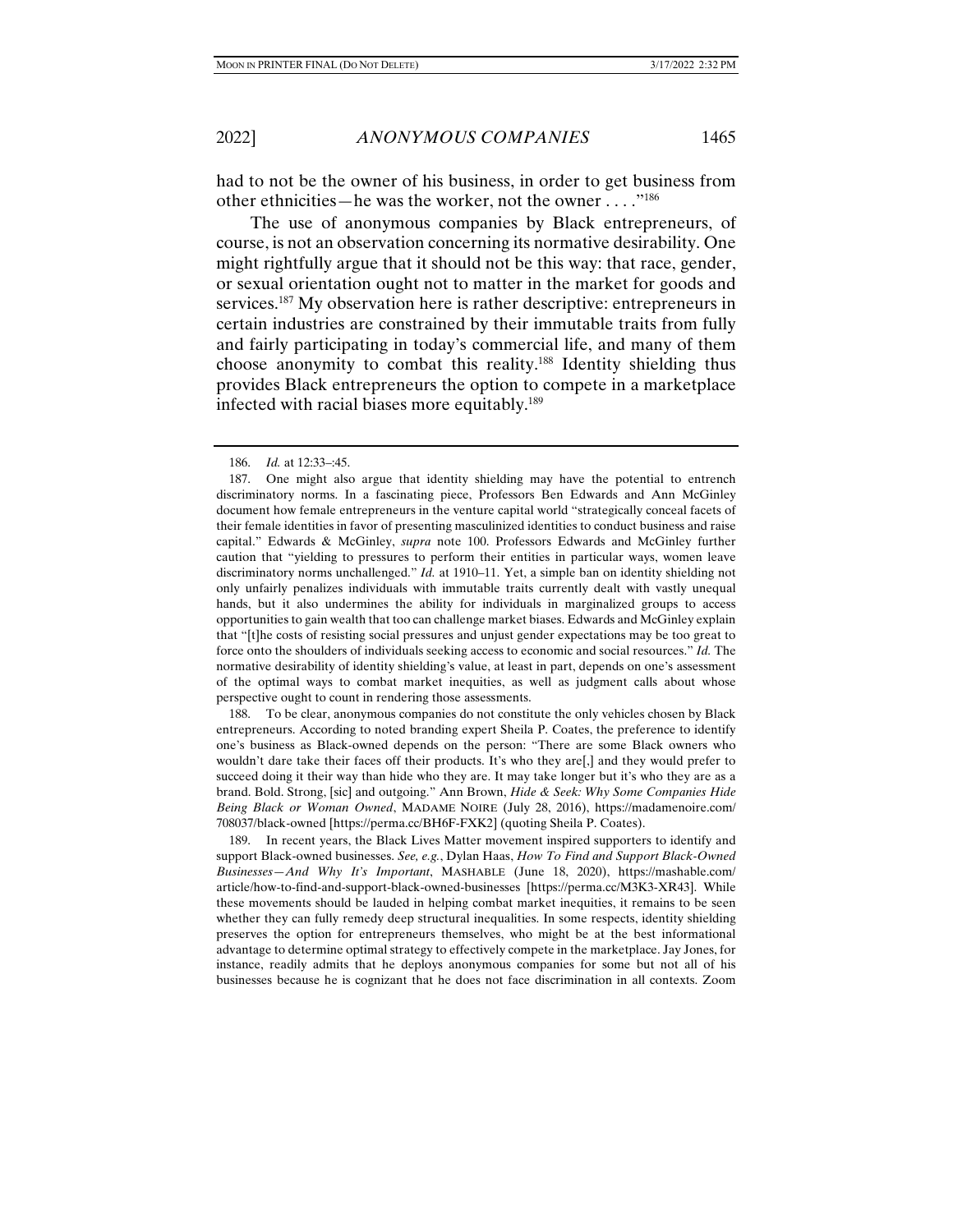had to not be the owner of his business, in order to get business from other ethnicities—he was the worker, not the owner . . . ."[186]

The use of anonymous companies by Black entrepreneurs, of course, is not an observation concerning its normative desirability. One might rightfully argue that it should not be this way: that race, gender, or sexual orientation ought not to matter in the market for goods and services.[187] My observation here is rather descriptive: entrepreneurs in certain industries are constrained by their immutable traits from fully and fairly participating in today's commercial life, and many of them choose anonymity to combat this reality.[188] Identity shielding thus provides Black entrepreneurs the option to compete in a marketplace infected with racial biases more equitably.[189]

---

186. *Id.* at 12:33–:45.

187. One might also argue that identity shielding may have the potential to entrench discriminatory norms. In a fascinating piece, Professors Ben Edwards and Ann McGinley document how female entrepreneurs in the venture capital world "strategically conceal facets of their female identities in favor of presenting masculinized identities to conduct business and raise capital." Edwards & McGinley, *supra* note 100. Professors Edwards and McGinley further caution that "yielding to pressures to perform their entities in particular ways, women leave discriminatory norms unchallenged." *Id.* at 1910–11. Yet, a simple ban on identity shielding not only unfairly penalizes individuals with immutable traits currently dealt with vastly unequal hands, but it also undermines the ability for individuals in marginalized groups to access opportunities to gain wealth that too can challenge market biases. Edwards and McGinley explain that "[t]he costs of resisting social pressures and unjust gender expectations may be too great to force onto the shoulders of individuals seeking access to economic and social resources." *Id.* The normative desirability of identity shielding's value, at least in part, depends on one's assessment of the optimal ways to combat market inequities, as well as judgment calls about whose perspective ought to count in rendering those assessments.

188. To be clear, anonymous companies do not constitute the only vehicles chosen by Black entrepreneurs. According to noted branding expert Sheila P. Coates, the preference to identify one's business as Black-owned depends on the person: "There are some Black owners who wouldn't dare take their faces off their products. It's who they are[,] and they would prefer to succeed doing it their way than hide who they are. It may take longer but it's who they are as a brand. Bold. Strong, [sic] and outgoing." Ann Brown, *Hide & Seek: Why Some Companies Hide Being Black or Woman Owned*, MADAME NOIRE (July 28, 2016), https://madamenoire.com/708037/black-owned [https://perma.cc/BH6F-FXK2] (quoting Sheila P. Coates).

189. In recent years, the Black Lives Matter movement inspired supporters to identify and support Black-owned businesses. *See, e.g.*, Dylan Haas, *How To Find and Support Black-Owned Businesses—And Why It's Important*, MASHABLE (June 18, 2020), https://mashable.com/article/how-to-find-and-support-black-owned-businesses [https://perma.cc/M3K3-XR43]. While these movements should be lauded in helping combat market inequities, it remains to be seen whether they can fully remedy deep structural inequalities. In some respects, identity shielding preserves the option for entrepreneurs themselves, who might be at the best informational advantage to determine optimal strategy to effectively compete in the marketplace. Jay Jones, for instance, readily admits that he deploys anonymous companies for some but not all of his businesses because he is cognizant that he does not face discrimination in all contexts. Zoom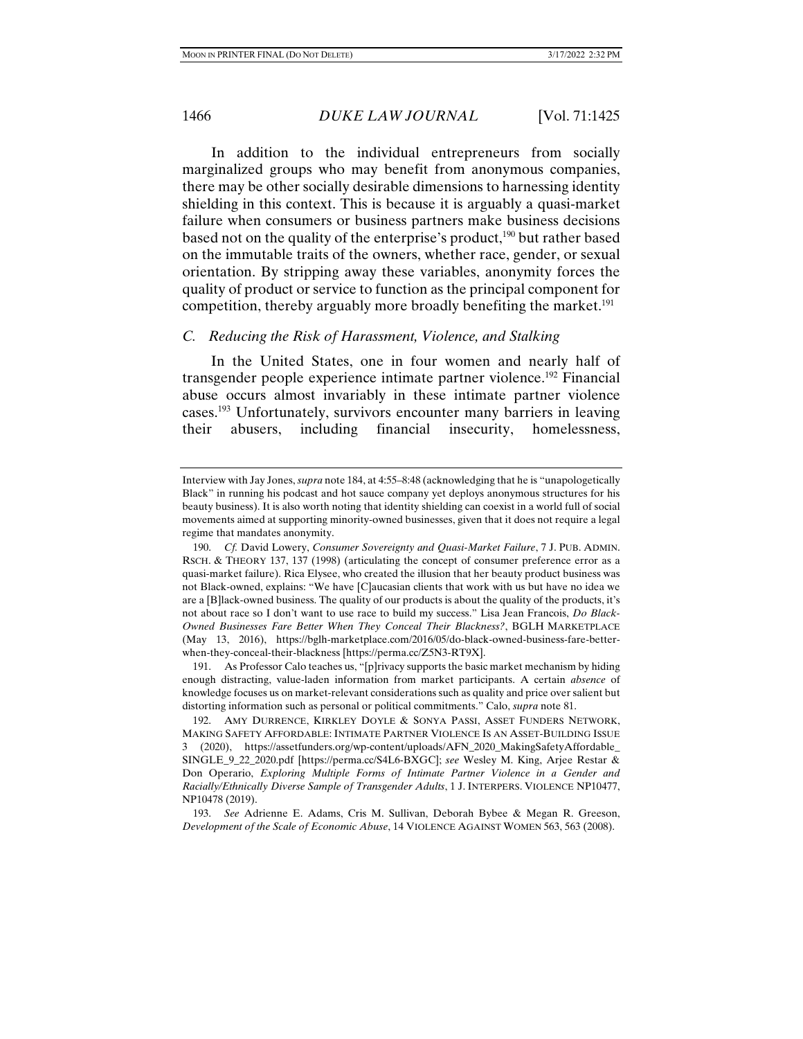In addition to the individual entrepreneurs from socially marginalized groups who may benefit from anonymous companies, there may be other socially desirable dimensions to harnessing identity shielding in this context. This is because it is arguably a quasi-market failure when consumers or business partners make business decisions based not on the quality of the enterprise's product,[190] but rather based on the immutable traits of the owners, whether race, gender, or sexual orientation. By stripping away these variables, anonymity forces the quality of product or service to function as the principal component for competition, thereby arguably more broadly benefiting the market.[191]

### *C. Reducing the Risk of Harassment, Violence, and Stalking*

In the United States, one in four women and nearly half of transgender people experience intimate partner violence.[192] Financial abuse occurs almost invariably in these intimate partner violence cases.[193] Unfortunately, survivors encounter many barriers in leaving their abusers, including financial insecurity, homelessness,

---

Interview with Jay Jones, *supra* note 184, at 4:55–8:48 (acknowledging that he is "unapologetically Black" in running his podcast and hot sauce company yet deploys anonymous structures for his beauty business). It is also worth noting that identity shielding can coexist in a world full of social movements aimed at supporting minority-owned businesses, given that it does not require a legal regime that mandates anonymity.

190. *Cf.* David Lowery, *Consumer Sovereignty and Quasi-Market Failure*, 7 J. PUB. ADMIN. RSCH. & THEORY 137, 137 (1998) (articulating the concept of consumer preference error as a quasi-market failure). Rica Elysee, who created the illusion that her beauty product business was not Black-owned, explains: "We have [C]aucasian clients that work with us but have no idea we are a [B]lack-owned business. The quality of our products is about the quality of the products, it's not about race so I don't want to use race to build my success." Lisa Jean Francois, *Do Black-Owned Businesses Fare Better When They Conceal Their Blackness?*, BGLH MARKETPLACE (May 13, 2016), https://bglh-marketplace.com/2016/05/do-black-owned-business-fare-better-when-they-conceal-their-blackness [https://perma.cc/Z5N3-RT9X].

191. As Professor Calo teaches us, "[p]rivacy supports the basic market mechanism by hiding enough distracting, value-laden information from market participants. A certain *absence* of knowledge focuses us on market-relevant considerations such as quality and price over salient but distorting information such as personal or political commitments." Calo, *supra* note 81.

192. AMY DURRENCE, KIRKLEY DOYLE & SONYA PASSI, ASSET FUNDERS NETWORK, MAKING SAFETY AFFORDABLE: INTIMATE PARTNER VIOLENCE IS AN ASSET-BUILDING ISSUE 3 (2020), https://assetfunders.org/wp-content/uploads/AFN_2020_MakingSafetyAffordable_SINGLE_9_22_2020.pdf [https://perma.cc/S4L6-BXGC]; *see* Wesley M. King, Arjee Restar & Don Operario, *Exploring Multiple Forms of Intimate Partner Violence in a Gender and Racially/Ethnically Diverse Sample of Transgender Adults*, 1 J. INTERPERS. VIOLENCE NP10477, NP10478 (2019).

193. *See* Adrienne E. Adams, Cris M. Sullivan, Deborah Bybee & Megan R. Greeson, *Development of the Scale of Economic Abuse*, 14 VIOLENCE AGAINST WOMEN 563, 563 (2008).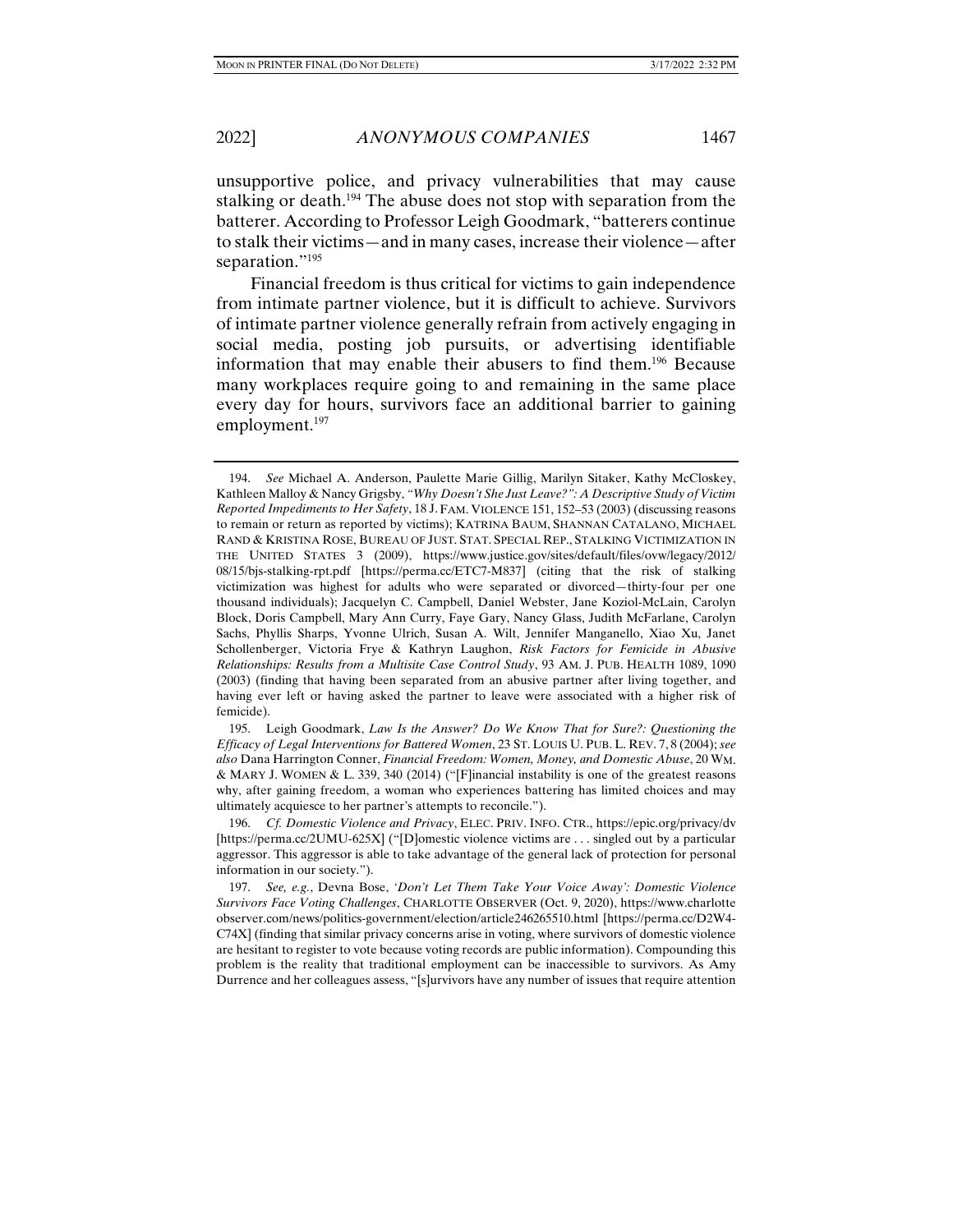unsupportive police, and privacy vulnerabilities that may cause stalking or death.[194] The abuse does not stop with separation from the batterer. According to Professor Leigh Goodmark, "batterers continue to stalk their victims—and in many cases, increase their violence—after separation."[195]

Financial freedom is thus critical for victims to gain independence from intimate partner violence, but it is difficult to achieve. Survivors of intimate partner violence generally refrain from actively engaging in social media, posting job pursuits, or advertising identifiable information that may enable their abusers to find them.[196] Because many workplaces require going to and remaining in the same place every day for hours, survivors face an additional barrier to gaining employment.[197]

---

194. *See* Michael A. Anderson, Paulette Marie Gillig, Marilyn Sitaker, Kathy McCloskey, Kathleen Malloy & Nancy Grigsby, *"Why Doesn't She Just Leave?": A Descriptive Study of Victim Reported Impediments to Her Safety*, 18 J. FAM. VIOLENCE 151, 152–53 (2003) (discussing reasons to remain or return as reported by victims); KATRINA BAUM, SHANNAN CATALANO, MICHAEL RAND & KRISTINA ROSE, BUREAU OF JUST. STAT. SPECIAL REP., STALKING VICTIMIZATION IN THE UNITED STATES 3 (2009), https://www.justice.gov/sites/default/files/ovw/legacy/2012/08/15/bjs-stalking-rpt.pdf [https://perma.cc/ETC7-M837] (citing that the risk of stalking victimization was highest for adults who were separated or divorced—thirty-four per one thousand individuals); Jacquelyn C. Campbell, Daniel Webster, Jane Koziol-McLain, Carolyn Block, Doris Campbell, Mary Ann Curry, Faye Gary, Nancy Glass, Judith McFarlane, Carolyn Sachs, Phyllis Sharps, Yvonne Ulrich, Susan A. Wilt, Jennifer Manganello, Xiao Xu, Janet Schollenberger, Victoria Frye & Kathryn Laughon, *Risk Factors for Femicide in Abusive Relationships: Results from a Multisite Case Control Study*, 93 AM. J. PUB. HEALTH 1089, 1090 (2003) (finding that having been separated from an abusive partner after living together, and having ever left or having asked the partner to leave were associated with a higher risk of femicide).

195. Leigh Goodmark, *Law Is the Answer? Do We Know That for Sure?: Questioning the Efficacy of Legal Interventions for Battered Women*, 23 ST. LOUIS U. PUB. L. REV. 7, 8 (2004); *see also* Dana Harrington Conner, *Financial Freedom: Women, Money, and Domestic Abuse*, 20 WM. & MARY J. WOMEN & L. 339, 340 (2014) ("[F]inancial instability is one of the greatest reasons why, after gaining freedom, a woman who experiences battering has limited choices and may ultimately acquiesce to her partner's attempts to reconcile.").

196. *Cf. Domestic Violence and Privacy*, ELEC. PRIV. INFO. CTR., https://epic.org/privacy/dv [https://perma.cc/2UMU-625X] ("[D]omestic violence victims are . . . singled out by a particular aggressor. This aggressor is able to take advantage of the general lack of protection for personal information in our society.").

197. *See, e.g.*, Devna Bose, *'Don't Let Them Take Your Voice Away': Domestic Violence Survivors Face Voting Challenges*, CHARLOTTE OBSERVER (Oct. 9, 2020), https://www.charlotteobserver.com/news/politics-government/election/article246265510.html [https://perma.cc/D2W4-C74X] (finding that similar privacy concerns arise in voting, where survivors of domestic violence are hesitant to register to vote because voting records are public information). Compounding this problem is the reality that traditional employment can be inaccessible to survivors. As Amy Durrence and her colleagues assess, "[s]urvivors have any number of issues that require attention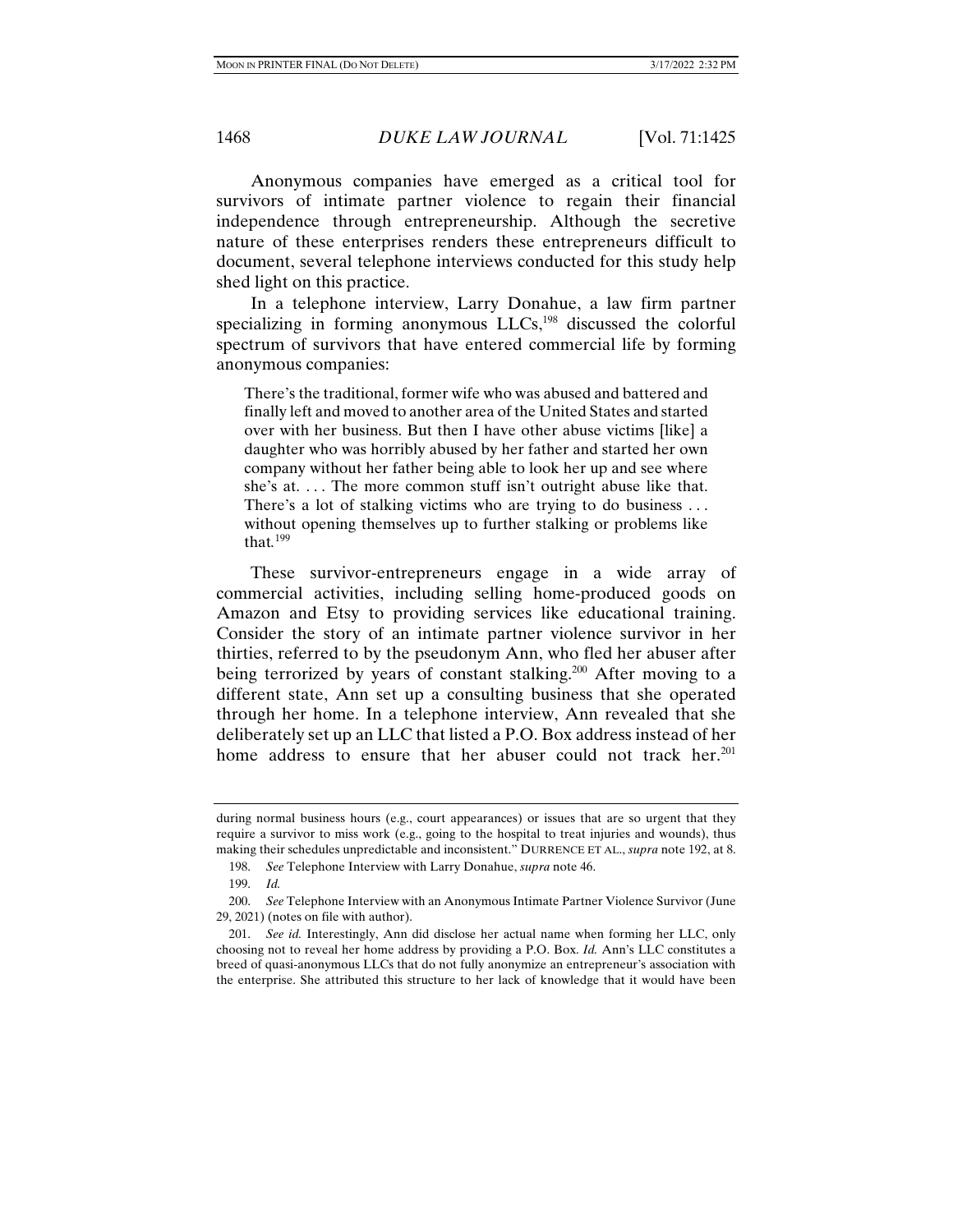Anonymous companies have emerged as a critical tool for survivors of intimate partner violence to regain their financial independence through entrepreneurship. Although the secretive nature of these enterprises renders these entrepreneurs difficult to document, several telephone interviews conducted for this study help shed light on this practice.

In a telephone interview, Larry Donahue, a law firm partner specializing in forming anonymous LLCs,[198] discussed the colorful spectrum of survivors that have entered commercial life by forming anonymous companies:

> There's the traditional, former wife who was abused and battered and finally left and moved to another area of the United States and started over with her business. But then I have other abuse victims [like] a daughter who was horribly abused by her father and started her own company without her father being able to look her up and see where she's at. . . . The more common stuff isn't outright abuse like that. There's a lot of stalking victims who are trying to do business . . . without opening themselves up to further stalking or problems like that.[199]

These survivor-entrepreneurs engage in a wide array of commercial activities, including selling home-produced goods on Amazon and Etsy to providing services like educational training. Consider the story of an intimate partner violence survivor in her thirties, referred to by the pseudonym Ann, who fled her abuser after being terrorized by years of constant stalking.[200] After moving to a different state, Ann set up a consulting business that she operated through her home. In a telephone interview, Ann revealed that she deliberately set up an LLC that listed a P.O. Box address instead of her home address to ensure that her abuser could not track her.[201]

---

during normal business hours (e.g., court appearances) or issues that are so urgent that they require a survivor to miss work (e.g., going to the hospital to treat injuries and wounds), thus making their schedules unpredictable and inconsistent." DURRENCE ET AL., *supra* note 192, at 8.

198. *See* Telephone Interview with Larry Donahue, *supra* note 46.

199. *Id.*

200. *See* Telephone Interview with an Anonymous Intimate Partner Violence Survivor (June 29, 2021) (notes on file with author).

201. *See id.* Interestingly, Ann did disclose her actual name when forming her LLC, only choosing not to reveal her home address by providing a P.O. Box. *Id.* Ann's LLC constitutes a breed of quasi-anonymous LLCs that do not fully anonymize an entrepreneur's association with the enterprise. She attributed this structure to her lack of knowledge that it would have been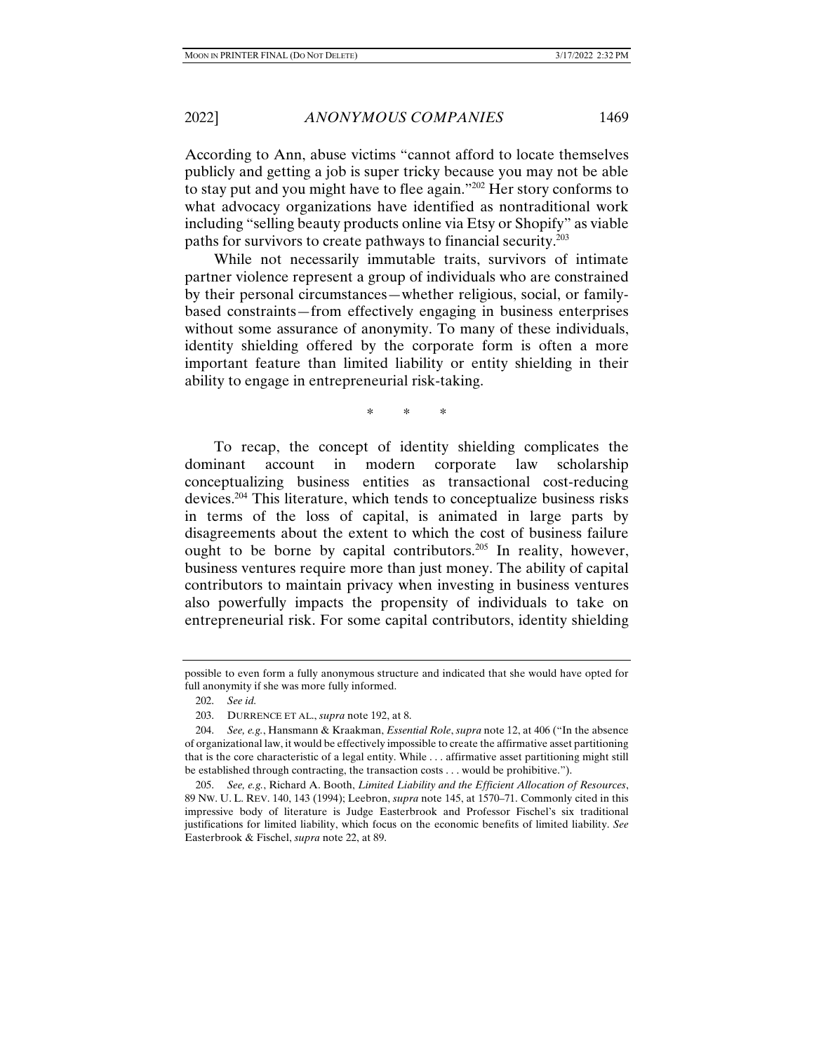According to Ann, abuse victims "cannot afford to locate themselves publicly and getting a job is super tricky because you may not be able to stay put and you might have to flee again."[202] Her story conforms to what advocacy organizations have identified as nontraditional work including "selling beauty products online via Etsy or Shopify" as viable paths for survivors to create pathways to financial security.[203]

While not necessarily immutable traits, survivors of intimate partner violence represent a group of individuals who are constrained by their personal circumstances—whether religious, social, or family-based constraints—from effectively engaging in business enterprises without some assurance of anonymity. To many of these individuals, identity shielding offered by the corporate form is often a more important feature than limited liability or entity shielding in their ability to engage in entrepreneurial risk-taking.

\* \* \*

To recap, the concept of identity shielding complicates the dominant account in modern corporate law scholarship conceptualizing business entities as transactional cost-reducing devices.[204] This literature, which tends to conceptualize business risks in terms of the loss of capital, is animated in large parts by disagreements about the extent to which the cost of business failure ought to be borne by capital contributors.[205] In reality, however, business ventures require more than just money. The ability of capital contributors to maintain privacy when investing in business ventures also powerfully impacts the propensity of individuals to take on entrepreneurial risk. For some capital contributors, identity shielding

---

possible to even form a fully anonymous structure and indicated that she would have opted for full anonymity if she was more fully informed.

202. *See id.*

203. DURRENCE ET AL., *supra* note 192, at 8.

204. *See, e.g.*, Hansmann & Kraakman, *Essential Role*, *supra* note 12, at 406 ("In the absence of organizational law, it would be effectively impossible to create the affirmative asset partitioning that is the core characteristic of a legal entity. While . . . affirmative asset partitioning might still be established through contracting, the transaction costs . . . would be prohibitive.").

205. *See, e.g.*, Richard A. Booth, *Limited Liability and the Efficient Allocation of Resources*, 89 NW. U. L. REV. 140, 143 (1994); Leebron, *supra* note 145, at 1570–71. Commonly cited in this impressive body of literature is Judge Easterbrook and Professor Fischel's six traditional justifications for limited liability, which focus on the economic benefits of limited liability. *See* Easterbrook & Fischel, *supra* note 22, at 89.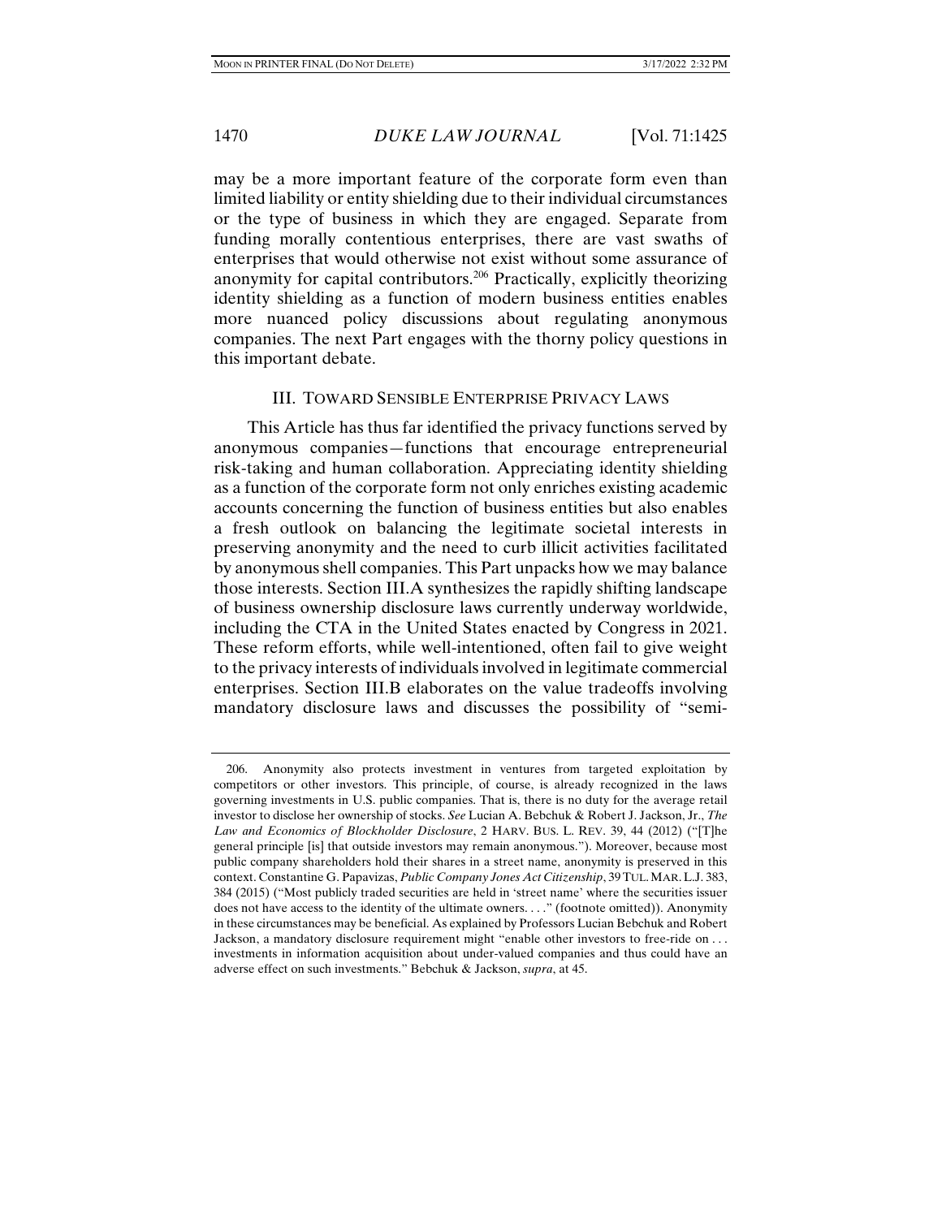may be a more important feature of the corporate form even than limited liability or entity shielding due to their individual circumstances or the type of business in which they are engaged. Separate from funding morally contentious enterprises, there are vast swaths of enterprises that would otherwise not exist without some assurance of anonymity for capital contributors.[206] Practically, explicitly theorizing identity shielding as a function of modern business entities enables more nuanced policy discussions about regulating anonymous companies. The next Part engages with the thorny policy questions in this important debate.

## III. TOWARD SENSIBLE ENTERPRISE PRIVACY LAWS

This Article has thus far identified the privacy functions served by anonymous companies—functions that encourage entrepreneurial risk-taking and human collaboration. Appreciating identity shielding as a function of the corporate form not only enriches existing academic accounts concerning the function of business entities but also enables a fresh outlook on balancing the legitimate societal interests in preserving anonymity and the need to curb illicit activities facilitated by anonymous shell companies. This Part unpacks how we may balance those interests. Section III.A synthesizes the rapidly shifting landscape of business ownership disclosure laws currently underway worldwide, including the CTA in the United States enacted by Congress in 2021. These reform efforts, while well-intentioned, often fail to give weight to the privacy interests of individuals involved in legitimate commercial enterprises. Section III.B elaborates on the value tradeoffs involving mandatory disclosure laws and discusses the possibility of "semi-

---

206. Anonymity also protects investment in ventures from targeted exploitation by competitors or other investors. This principle, of course, is already recognized in the laws governing investments in U.S. public companies. That is, there is no duty for the average retail investor to disclose her ownership of stocks. *See* Lucian A. Bebchuk & Robert J. Jackson, Jr., *The Law and Economics of Blockholder Disclosure*, 2 HARV. BUS. L. REV. 39, 44 (2012) ("[T]he general principle [is] that outside investors may remain anonymous."). Moreover, because most public company shareholders hold their shares in a street name, anonymity is preserved in this context. Constantine G. Papavizas, *Public Company Jones Act Citizenship*, 39 TUL. MAR. L.J. 383, 384 (2015) ("Most publicly traded securities are held in 'street name' where the securities issuer does not have access to the identity of the ultimate owners. . . ." (footnote omitted)). Anonymity in these circumstances may be beneficial. As explained by Professors Lucian Bebchuk and Robert Jackson, a mandatory disclosure requirement might "enable other investors to free-ride on . . . investments in information acquisition about under-valued companies and thus could have an adverse effect on such investments." Bebchuk & Jackson, *supra*, at 45.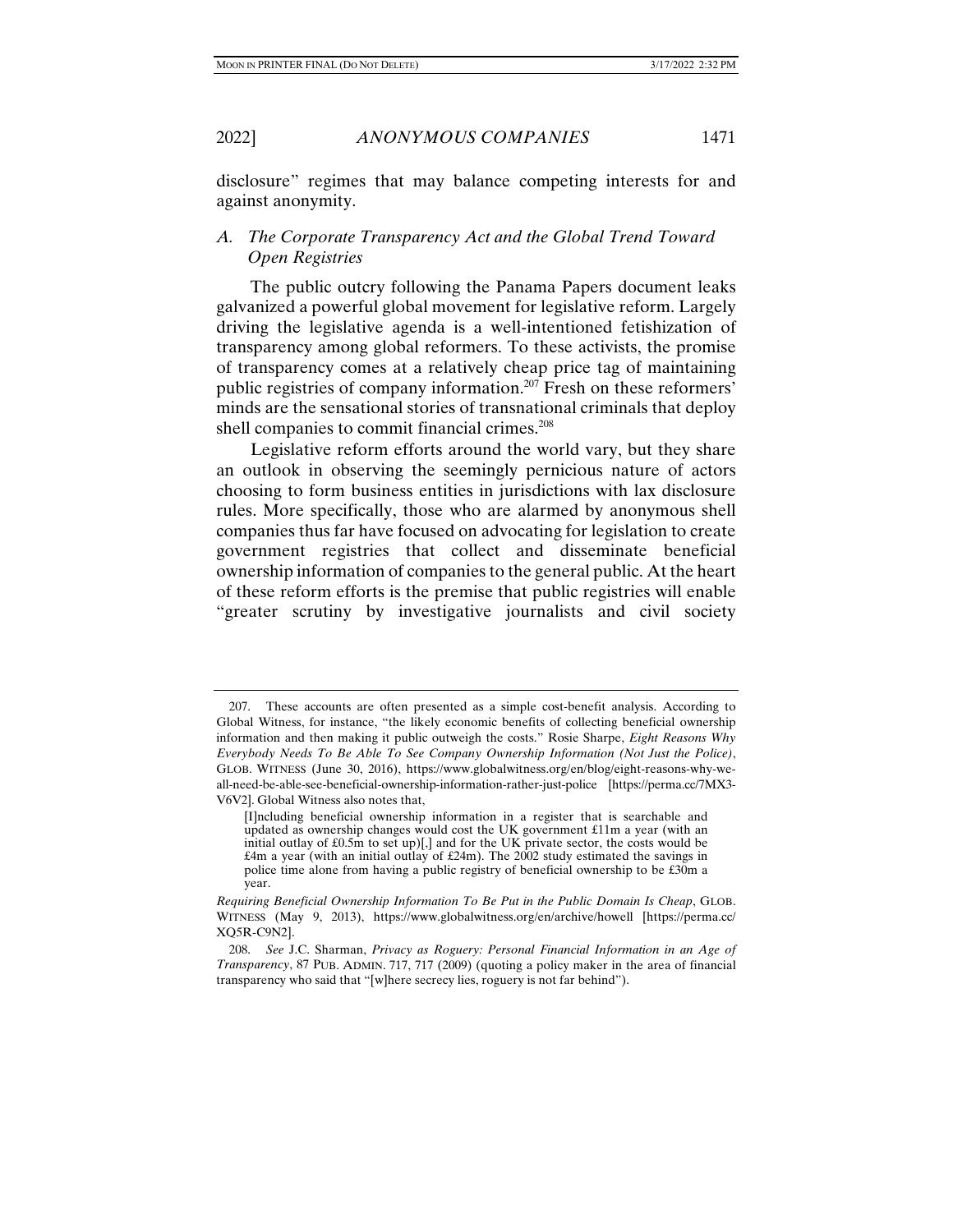disclosure" regimes that may balance competing interests for and against anonymity.

### *A. The Corporate Transparency Act and the Global Trend Toward Open Registries*

The public outcry following the Panama Papers document leaks galvanized a powerful global movement for legislative reform. Largely driving the legislative agenda is a well-intentioned fetishization of transparency among global reformers. To these activists, the promise of transparency comes at a relatively cheap price tag of maintaining public registries of company information.[207] Fresh on these reformers' minds are the sensational stories of transnational criminals that deploy shell companies to commit financial crimes.[208]

Legislative reform efforts around the world vary, but they share an outlook in observing the seemingly pernicious nature of actors choosing to form business entities in jurisdictions with lax disclosure rules. More specifically, those who are alarmed by anonymous shell companies thus far have focused on advocating for legislation to create government registries that collect and disseminate beneficial ownership information of companies to the general public. At the heart of these reform efforts is the premise that public registries will enable "greater scrutiny by investigative journalists and civil society

---

207. These accounts are often presented as a simple cost-benefit analysis. According to Global Witness, for instance, "the likely economic benefits of collecting beneficial ownership information and then making it public outweigh the costs." Rosie Sharpe, *Eight Reasons Why Everybody Needs To Be Able To See Company Ownership Information (Not Just the Police)*, GLOB. WITNESS (June 30, 2016), https://www.globalwitness.org/en/blog/eight-reasons-why-we-all-need-be-able-see-beneficial-ownership-information-rather-just-police [https://perma.cc/7MX3-V6V2]. Global Witness also notes that,

> [I]ncluding beneficial ownership information in a register that is searchable and updated as ownership changes would cost the UK government £11m a year (with an initial outlay of £0.5m to set up)[,] and for the UK private sector, the costs would be £4m a year (with an initial outlay of £24m). The 2002 study estimated the savings in police time alone from having a public registry of beneficial ownership to be £30m a year.

*Requiring Beneficial Ownership Information To Be Put in the Public Domain Is Cheap*, GLOB. WITNESS (May 9, 2013), https://www.globalwitness.org/en/archive/howell [https://perma.cc/XQ5R-C9N2].

208. *See* J.C. Sharman, *Privacy as Roguery: Personal Financial Information in an Age of Transparency*, 87 PUB. ADMIN. 717, 717 (2009) (quoting a policy maker in the area of financial transparency who said that "[w]here secrecy lies, roguery is not far behind").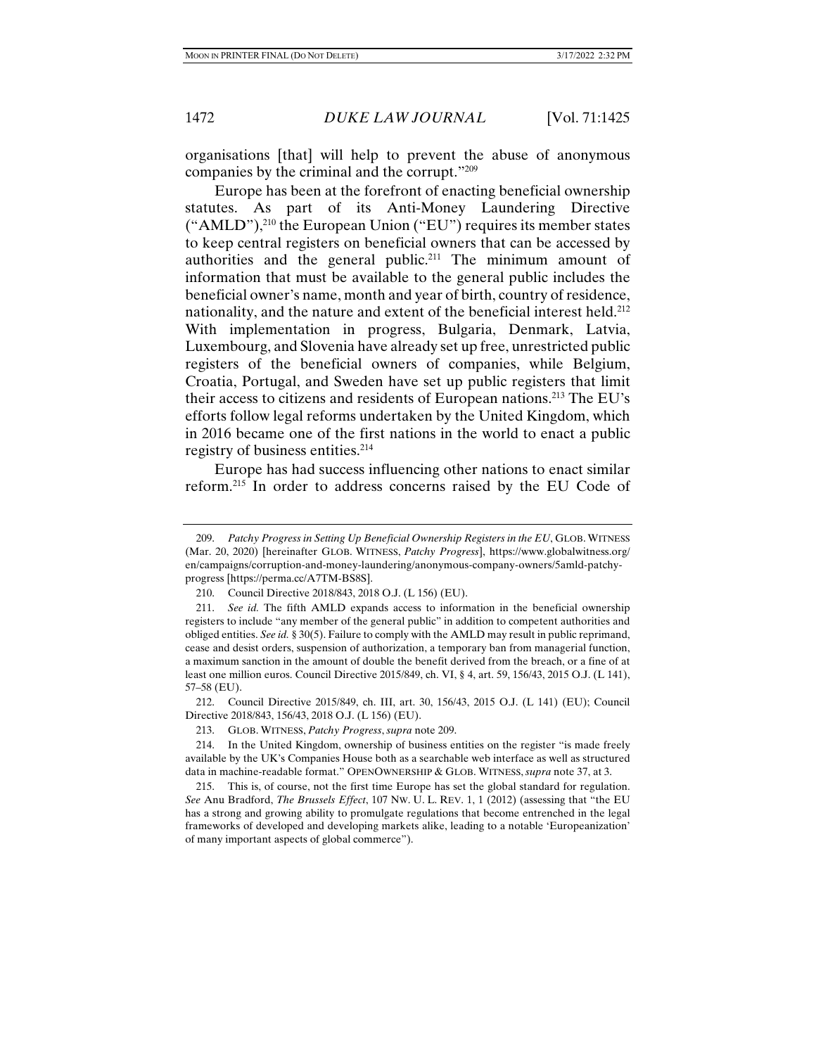organisations [that] will help to prevent the abuse of anonymous companies by the criminal and the corrupt."[209]

Europe has been at the forefront of enacting beneficial ownership statutes. As part of its Anti-Money Laundering Directive ("AMLD"),[210] the European Union ("EU") requires its member states to keep central registers on beneficial owners that can be accessed by authorities and the general public.[211] The minimum amount of information that must be available to the general public includes the beneficial owner's name, month and year of birth, country of residence, nationality, and the nature and extent of the beneficial interest held.[212] With implementation in progress, Bulgaria, Denmark, Latvia, Luxembourg, and Slovenia have already set up free, unrestricted public registers of the beneficial owners of companies, while Belgium, Croatia, Portugal, and Sweden have set up public registers that limit their access to citizens and residents of European nations.[213] The EU's efforts follow legal reforms undertaken by the United Kingdom, which in 2016 became one of the first nations in the world to enact a public registry of business entities.[214]

Europe has had success influencing other nations to enact similar reform.[215] In order to address concerns raised by the EU Code of

---

209. *Patchy Progress in Setting Up Beneficial Ownership Registers in the EU*, GLOB. WITNESS (Mar. 20, 2020) [hereinafter GLOB. WITNESS, *Patchy Progress*], https://www.globalwitness.org/en/campaigns/corruption-and-money-laundering/anonymous-company-owners/5amld-patchy-progress [https://perma.cc/A7TM-BS8S].

210. Council Directive 2018/843, 2018 O.J. (L 156) (EU).

211. *See id.* The fifth AMLD expands access to information in the beneficial ownership registers to include "any member of the general public" in addition to competent authorities and obliged entities. *See id.* § 30(5). Failure to comply with the AMLD may result in public reprimand, cease and desist orders, suspension of authorization, a temporary ban from managerial function, a maximum sanction in the amount of double the benefit derived from the breach, or a fine of at least one million euros. Council Directive 2015/849, ch. VI, § 4, art. 59, 156/43, 2015 O.J. (L 141), 57–58 (EU).

212. Council Directive 2015/849, ch. III, art. 30, 156/43, 2015 O.J. (L 141) (EU); Council Directive 2018/843, 156/43, 2018 O.J. (L 156) (EU).

213. GLOB. WITNESS, *Patchy Progress*, *supra* note 209.

214. In the United Kingdom, ownership of business entities on the register "is made freely available by the UK's Companies House both as a searchable web interface as well as structured data in machine-readable format." OPENOWNERSHIP & GLOB. WITNESS, *supra* note 37, at 3.

215. This is, of course, not the first time Europe has set the global standard for regulation. *See* Anu Bradford, *The Brussels Effect*, 107 NW. U. L. REV. 1, 1 (2012) (assessing that "the EU has a strong and growing ability to promulgate regulations that become entrenched in the legal frameworks of developed and developing markets alike, leading to a notable 'Europeanization' of many important aspects of global commerce").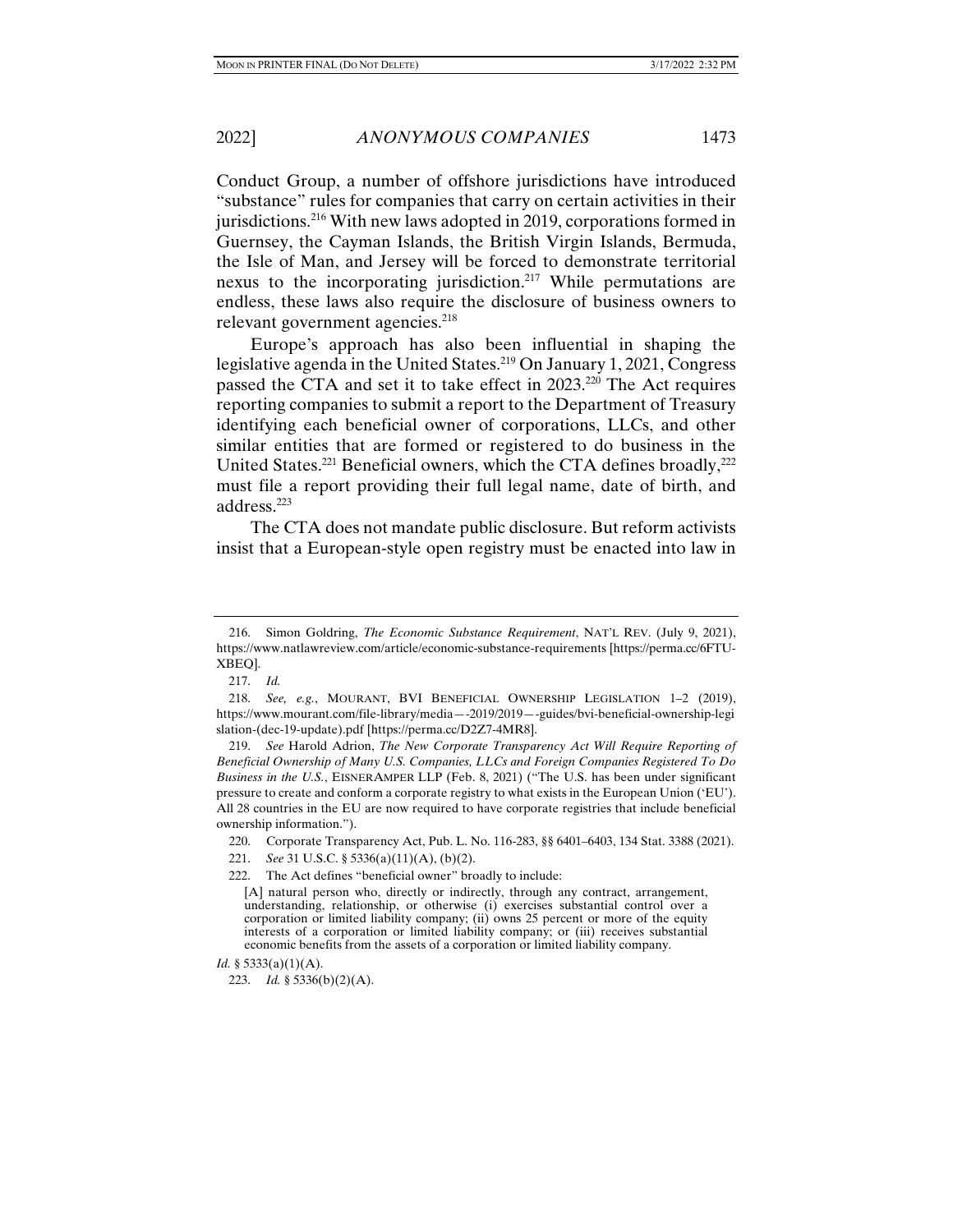Conduct Group, a number of offshore jurisdictions have introduced "substance" rules for companies that carry on certain activities in their jurisdictions.[216] With new laws adopted in 2019, corporations formed in Guernsey, the Cayman Islands, the British Virgin Islands, Bermuda, the Isle of Man, and Jersey will be forced to demonstrate territorial nexus to the incorporating jurisdiction.[217] While permutations are endless, these laws also require the disclosure of business owners to relevant government agencies.[218]

Europe's approach has also been influential in shaping the legislative agenda in the United States.[219] On January 1, 2021, Congress passed the CTA and set it to take effect in 2023.[220] The Act requires reporting companies to submit a report to the Department of Treasury identifying each beneficial owner of corporations, LLCs, and other similar entities that are formed or registered to do business in the United States.[221] Beneficial owners, which the CTA defines broadly,[222] must file a report providing their full legal name, date of birth, and address.[223]

The CTA does not mandate public disclosure. But reform activists insist that a European-style open registry must be enacted into law in

---

216. Simon Goldring, *The Economic Substance Requirement*, NAT'L REV. (July 9, 2021), https://www.natlawreview.com/article/economic-substance-requirements [https://perma.cc/6FTU-XBEQ].

217. *Id.*

218. *See, e.g.*, MOURANT, BVI BENEFICIAL OWNERSHIP LEGISLATION 1–2 (2019), https://www.mourant.com/file-library/media—-2019/2019—-guides/bvi-beneficial-ownership-legislation-(dec-19-update).pdf [https://perma.cc/D2Z7-4MR8].

219. *See* Harold Adrion, *The New Corporate Transparency Act Will Require Reporting of Beneficial Ownership of Many U.S. Companies, LLCs and Foreign Companies Registered To Do Business in the U.S.*, EISNERAMPER LLP (Feb. 8, 2021) ("The U.S. has been under significant pressure to create and conform a corporate registry to what exists in the European Union ('EU'). All 28 countries in the EU are now required to have corporate registries that include beneficial ownership information.").

220. Corporate Transparency Act, Pub. L. No. 116-283, §§ 6401–6403, 134 Stat. 3388 (2021).

221. *See* 31 U.S.C. § 5336(a)(11)(A), (b)(2).

222. The Act defines "beneficial owner" broadly to include:

> [A] natural person who, directly or indirectly, through any contract, arrangement, understanding, relationship, or otherwise (i) exercises substantial control over a corporation or limited liability company; (ii) owns 25 percent or more of the equity interests of a corporation or limited liability company; or (iii) receives substantial economic benefits from the assets of a corporation or limited liability company.

*Id.* § 5333(a)(1)(A).

223. *Id.* § 5336(b)(2)(A).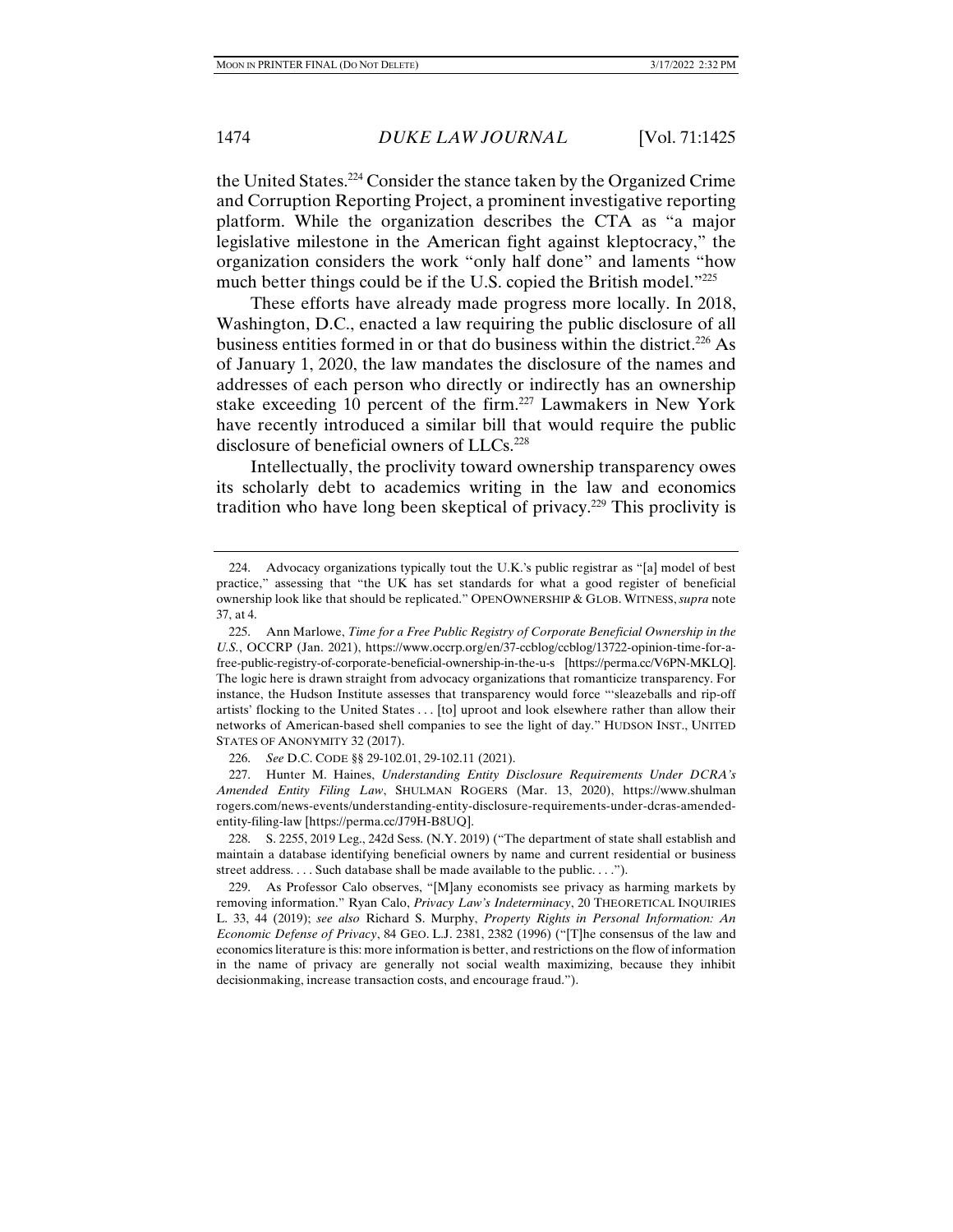the United States.[224] Consider the stance taken by the Organized Crime and Corruption Reporting Project, a prominent investigative reporting platform. While the organization describes the CTA as "a major legislative milestone in the American fight against kleptocracy," the organization considers the work "only half done" and laments "how much better things could be if the U.S. copied the British model."[225]

These efforts have already made progress more locally. In 2018, Washington, D.C., enacted a law requiring the public disclosure of all business entities formed in or that do business within the district.[226] As of January 1, 2020, the law mandates the disclosure of the names and addresses of each person who directly or indirectly has an ownership stake exceeding 10 percent of the firm.[227] Lawmakers in New York have recently introduced a similar bill that would require the public disclosure of beneficial owners of LLCs.[228]

Intellectually, the proclivity toward ownership transparency owes its scholarly debt to academics writing in the law and economics tradition who have long been skeptical of privacy.[229] This proclivity is

---

224. Advocacy organizations typically tout the U.K.'s public registrar as "[a] model of best practice," assessing that "the UK has set standards for what a good register of beneficial ownership look like that should be replicated." OPENOWNERSHIP & GLOB. WITNESS, *supra* note 37, at 4.

225. Ann Marlowe, *Time for a Free Public Registry of Corporate Beneficial Ownership in the U.S.*, OCCRP (Jan. 2021), https://www.occrp.org/en/37-ccblog/ccblog/13722-opinion-time-for-a-free-public-registry-of-corporate-beneficial-ownership-in-the-u-s [https://perma.cc/V6PN-MKLQ]. The logic here is drawn straight from advocacy organizations that romanticize transparency. For instance, the Hudson Institute assesses that transparency would force "'sleazeballs and rip-off artists' flocking to the United States . . . [to] uproot and look elsewhere rather than allow their networks of American-based shell companies to see the light of day." HUDSON INST., UNITED STATES OF ANONYMITY 32 (2017).

226. *See* D.C. CODE §§ 29-102.01, 29-102.11 (2021).

227. Hunter M. Haines, *Understanding Entity Disclosure Requirements Under DCRA's Amended Entity Filing Law*, SHULMAN ROGERS (Mar. 13, 2020), https://www.shulmanrogers.com/news-events/understanding-entity-disclosure-requirements-under-dcras-amended-entity-filing-law [https://perma.cc/J79H-B8UQ].

228. S. 2255, 2019 Leg., 242d Sess. (N.Y. 2019) ("The department of state shall establish and maintain a database identifying beneficial owners by name and current residential or business street address. . . . Such database shall be made available to the public. . . .").

229. As Professor Calo observes, "[M]any economists see privacy as harming markets by removing information." Ryan Calo, *Privacy Law's Indeterminacy*, 20 THEORETICAL INQUIRIES L. 33, 44 (2019); *see also* Richard S. Murphy, *Property Rights in Personal Information: An Economic Defense of Privacy*, 84 GEO. L.J. 2381, 2382 (1996) ("[T]he consensus of the law and economics literature is this: more information is better, and restrictions on the flow of information in the name of privacy are generally not social wealth maximizing, because they inhibit decisionmaking, increase transaction costs, and encourage fraud.").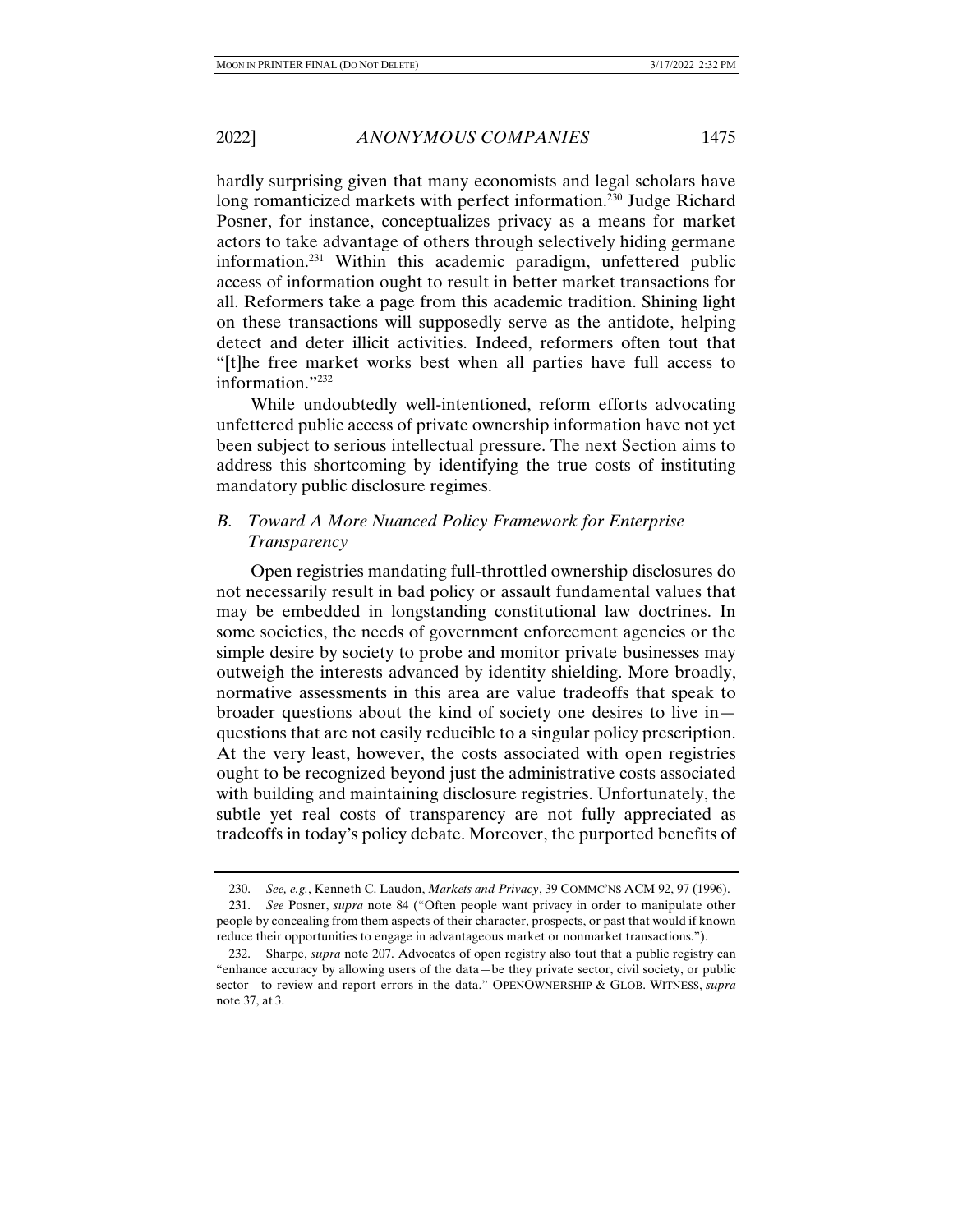hardly surprising given that many economists and legal scholars have long romanticized markets with perfect information.[230] Judge Richard Posner, for instance, conceptualizes privacy as a means for market actors to take advantage of others through selectively hiding germane information.[231] Within this academic paradigm, unfettered public access of information ought to result in better market transactions for all. Reformers take a page from this academic tradition. Shining light on these transactions will supposedly serve as the antidote, helping detect and deter illicit activities. Indeed, reformers often tout that "[t]he free market works best when all parties have full access to information."[232]

While undoubtedly well-intentioned, reform efforts advocating unfettered public access of private ownership information have not yet been subject to serious intellectual pressure. The next Section aims to address this shortcoming by identifying the true costs of instituting mandatory public disclosure regimes.

## *B. Toward A More Nuanced Policy Framework for Enterprise Transparency*

Open registries mandating full-throttled ownership disclosures do not necessarily result in bad policy or assault fundamental values that may be embedded in longstanding constitutional law doctrines. In some societies, the needs of government enforcement agencies or the simple desire by society to probe and monitor private businesses may outweigh the interests advanced by identity shielding. More broadly, normative assessments in this area are value tradeoffs that speak to broader questions about the kind of society one desires to live in—questions that are not easily reducible to a singular policy prescription. At the very least, however, the costs associated with open registries ought to be recognized beyond just the administrative costs associated with building and maintaining disclosure registries. Unfortunately, the subtle yet real costs of transparency are not fully appreciated as tradeoffs in today's policy debate. Moreover, the purported benefits of

---

230. *See, e.g.*, Kenneth C. Laudon, *Markets and Privacy*, 39 COMMC'NS ACM 92, 97 (1996).

231. *See* Posner, *supra* note 84 ("Often people want privacy in order to manipulate other people by concealing from them aspects of their character, prospects, or past that would if known reduce their opportunities to engage in advantageous market or nonmarket transactions.").

232. Sharpe, *supra* note 207. Advocates of open registry also tout that a public registry can "enhance accuracy by allowing users of the data—be they private sector, civil society, or public sector—to review and report errors in the data." OPENOWNERSHIP & GLOB. WITNESS, *supra* note 37, at 3.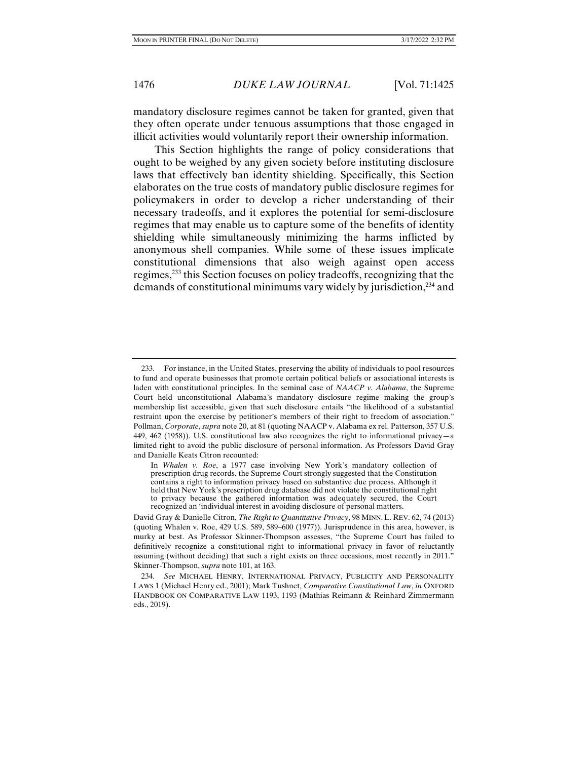mandatory disclosure regimes cannot be taken for granted, given that they often operate under tenuous assumptions that those engaged in illicit activities would voluntarily report their ownership information.

This Section highlights the range of policy considerations that ought to be weighed by any given society before instituting disclosure laws that effectively ban identity shielding. Specifically, this Section elaborates on the true costs of mandatory public disclosure regimes for policymakers in order to develop a richer understanding of their necessary tradeoffs, and it explores the potential for semi-disclosure regimes that may enable us to capture some of the benefits of identity shielding while simultaneously minimizing the harms inflicted by anonymous shell companies. While some of these issues implicate constitutional dimensions that also weigh against open access regimes,[233] this Section focuses on policy tradeoffs, recognizing that the demands of constitutional minimums vary widely by jurisdiction,[234] and

---

233. For instance, in the United States, preserving the ability of individuals to pool resources to fund and operate businesses that promote certain political beliefs or associational interests is laden with constitutional principles. In the seminal case of *NAACP v. Alabama*, the Supreme Court held unconstitutional Alabama's mandatory disclosure regime making the group's membership list accessible, given that such disclosure entails "the likelihood of a substantial restraint upon the exercise by petitioner's members of their right to freedom of association." Pollman, *Corporate*, *supra* note 20, at 81 (quoting NAACP v. Alabama ex rel. Patterson, 357 U.S. 449, 462 (1958)). U.S. constitutional law also recognizes the right to informational privacy—a limited right to avoid the public disclosure of personal information. As Professors David Gray and Danielle Keats Citron recounted:

> In *Whalen v. Roe*, a 1977 case involving New York's mandatory collection of prescription drug records, the Supreme Court strongly suggested that the Constitution contains a right to information privacy based on substantive due process. Although it held that New York's prescription drug database did not violate the constitutional right to privacy because the gathered information was adequately secured, the Court recognized an 'individual interest in avoiding disclosure of personal matters.

David Gray & Danielle Citron, *The Right to Quantitative Privacy*, 98 MINN. L. REV. 62, 74 (2013) (quoting Whalen v. Roe, 429 U.S. 589, 589–600 (1977)). Jurisprudence in this area, however, is murky at best. As Professor Skinner-Thompson assesses, "the Supreme Court has failed to definitively recognize a constitutional right to informational privacy in favor of reluctantly assuming (without deciding) that such a right exists on three occasions, most recently in 2011." Skinner-Thompson, *supra* note 101, at 163.

234. *See* MICHAEL HENRY, INTERNATIONAL PRIVACY, PUBLICITY AND PERSONALITY LAWS 1 (Michael Henry ed., 2001); Mark Tushnet, *Comparative Constitutional Law*, *in* OXFORD HANDBOOK ON COMPARATIVE LAW 1193, 1193 (Mathias Reimann & Reinhard Zimmermann eds., 2019).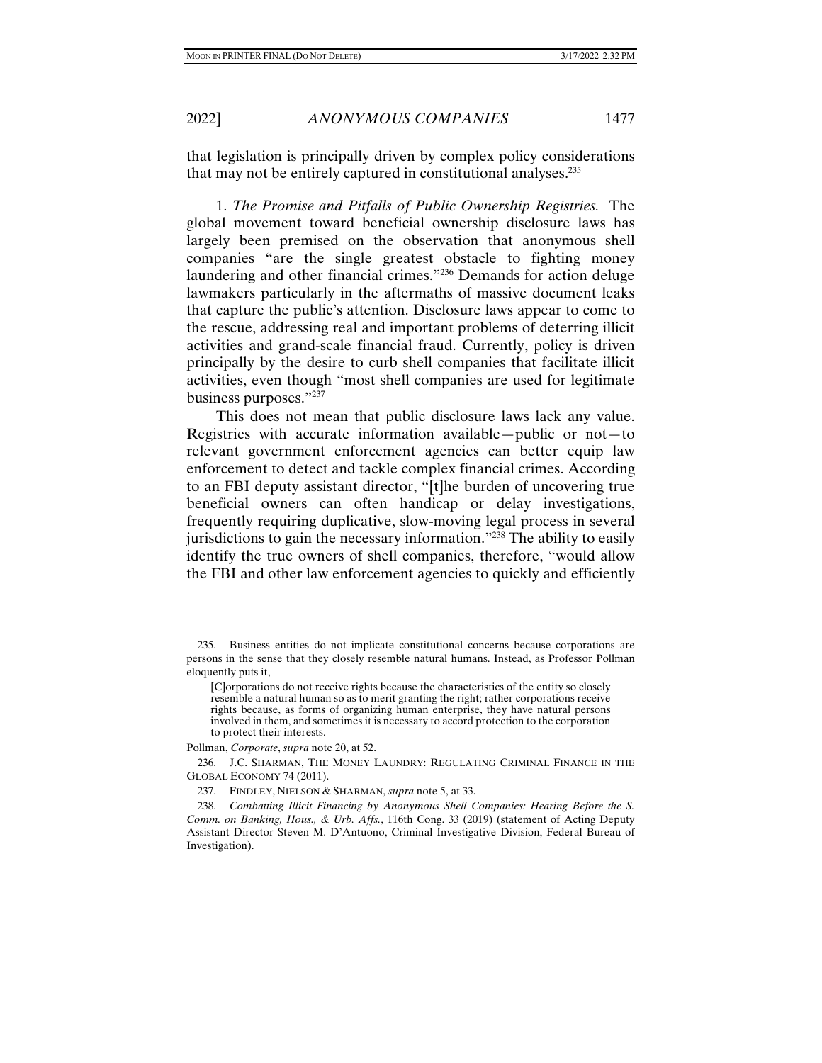that legislation is principally driven by complex policy considerations that may not be entirely captured in constitutional analyses.[235]

1. *The Promise and Pitfalls of Public Ownership Registries.* The global movement toward beneficial ownership disclosure laws has largely been premised on the observation that anonymous shell companies "are the single greatest obstacle to fighting money laundering and other financial crimes."[236] Demands for action deluge lawmakers particularly in the aftermaths of massive document leaks that capture the public's attention. Disclosure laws appear to come to the rescue, addressing real and important problems of deterring illicit activities and grand-scale financial fraud. Currently, policy is driven principally by the desire to curb shell companies that facilitate illicit activities, even though "most shell companies are used for legitimate business purposes."[237]

This does not mean that public disclosure laws lack any value. Registries with accurate information available—public or not—to relevant government enforcement agencies can better equip law enforcement to detect and tackle complex financial crimes. According to an FBI deputy assistant director, "[t]he burden of uncovering true beneficial owners can often handicap or delay investigations, frequently requiring duplicative, slow-moving legal process in several jurisdictions to gain the necessary information."[238] The ability to easily identify the true owners of shell companies, therefore, "would allow the FBI and other law enforcement agencies to quickly and efficiently

---

235. Business entities do not implicate constitutional concerns because corporations are persons in the sense that they closely resemble natural humans. Instead, as Professor Pollman eloquently puts it,

> [C]orporations do not receive rights because the characteristics of the entity so closely resemble a natural human so as to merit granting the right; rather corporations receive rights because, as forms of organizing human enterprise, they have natural persons involved in them, and sometimes it is necessary to accord protection to the corporation to protect their interests.

Pollman, *Corporate*, *supra* note 20, at 52.

236. J.C. SHARMAN, THE MONEY LAUNDRY: REGULATING CRIMINAL FINANCE IN THE GLOBAL ECONOMY 74 (2011).

237. FINDLEY, NIELSON & SHARMAN, *supra* note 5, at 33.

238. *Combatting Illicit Financing by Anonymous Shell Companies: Hearing Before the S. Comm. on Banking, Hous., & Urb. Affs.*, 116th Cong. 33 (2019) (statement of Acting Deputy Assistant Director Steven M. D'Antuono, Criminal Investigative Division, Federal Bureau of Investigation).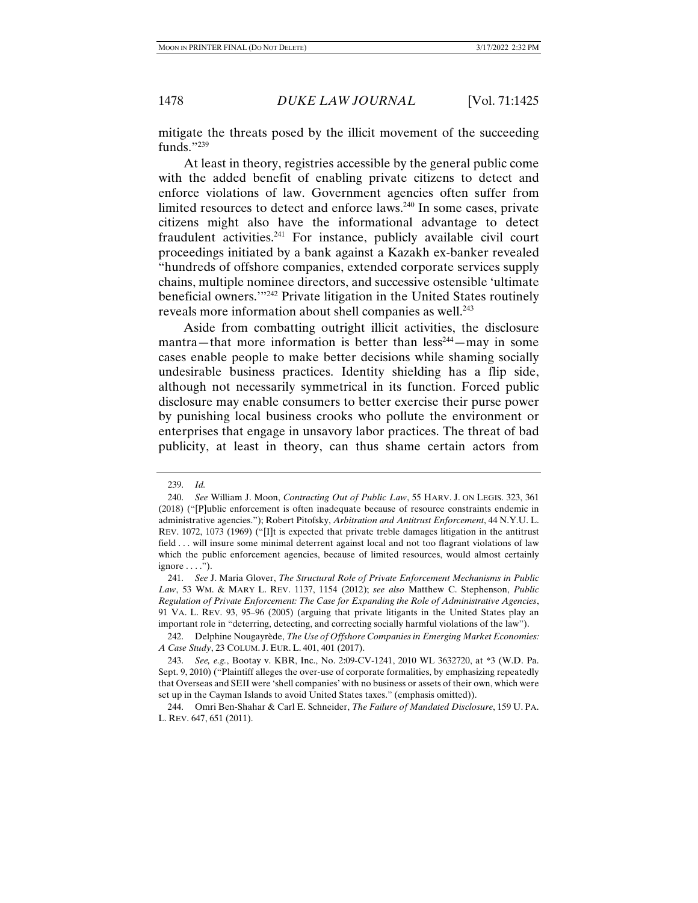mitigate the threats posed by the illicit movement of the succeeding funds."[239]

At least in theory, registries accessible by the general public come with the added benefit of enabling private citizens to detect and enforce violations of law. Government agencies often suffer from limited resources to detect and enforce laws.[240] In some cases, private citizens might also have the informational advantage to detect fraudulent activities.[241] For instance, publicly available civil court proceedings initiated by a bank against a Kazakh ex-banker revealed "hundreds of offshore companies, extended corporate services supply chains, multiple nominee directors, and successive ostensible 'ultimate beneficial owners.'"[242] Private litigation in the United States routinely reveals more information about shell companies as well.[243]

Aside from combatting outright illicit activities, the disclosure mantra—that more information is better than less[244]—may in some cases enable people to make better decisions while shaming socially undesirable business practices. Identity shielding has a flip side, although not necessarily symmetrical in its function. Forced public disclosure may enable consumers to better exercise their purse power by punishing local business crooks who pollute the environment or enterprises that engage in unsavory labor practices. The threat of bad publicity, at least in theory, can thus shame certain actors from

---

239. *Id.*

240. *See* William J. Moon, *Contracting Out of Public Law*, 55 HARV. J. ON LEGIS. 323, 361 (2018) ("[P]ublic enforcement is often inadequate because of resource constraints endemic in administrative agencies."); Robert Pitofsky, *Arbitration and Antitrust Enforcement*, 44 N.Y.U. L. REV. 1072, 1073 (1969) ("[I]t is expected that private treble damages litigation in the antitrust field . . . will insure some minimal deterrent against local and not too flagrant violations of law which the public enforcement agencies, because of limited resources, would almost certainly ignore . . . .").

241. *See* J. Maria Glover, *The Structural Role of Private Enforcement Mechanisms in Public Law*, 53 WM. & MARY L. REV. 1137, 1154 (2012); *see also* Matthew C. Stephenson, *Public Regulation of Private Enforcement: The Case for Expanding the Role of Administrative Agencies*, 91 VA. L. REV. 93, 95–96 (2005) (arguing that private litigants in the United States play an important role in "deterring, detecting, and correcting socially harmful violations of the law").

242. Delphine Nougayrède, *The Use of Offshore Companies in Emerging Market Economies: A Case Study*, 23 COLUM. J. EUR. L. 401, 401 (2017).

243. *See, e.g.*, Bootay v. KBR, Inc., No. 2:09-CV-1241, 2010 WL 3632720, at *3 (W.D. Pa. Sept. 9, 2010) ("Plaintiff alleges the over-use of corporate formalities, by emphasizing repeatedly that Overseas and SEII were 'shell companies' with no business or assets of their own, which were set up in the Cayman Islands to avoid United States taxes." (emphasis omitted)).

244. Omri Ben-Shahar & Carl E. Schneider, *The Failure of Mandated Disclosure*, 159 U. PA. L. REV. 647, 651 (2011).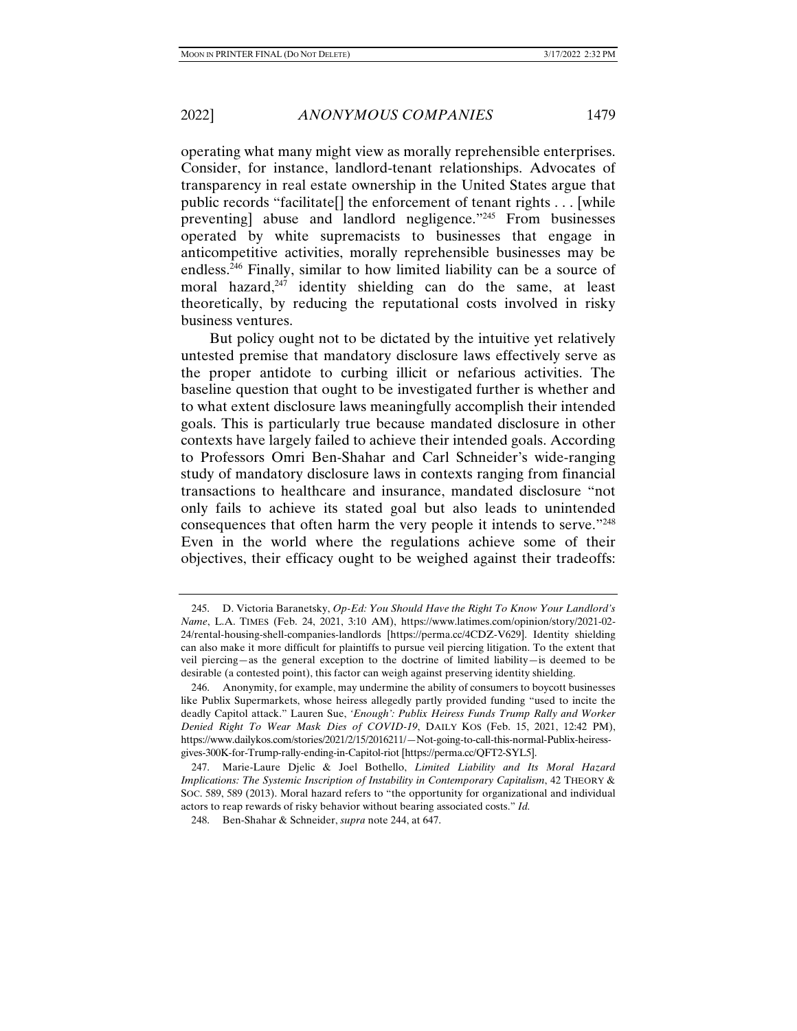operating what many might view as morally reprehensible enterprises. Consider, for instance, landlord-tenant relationships. Advocates of transparency in real estate ownership in the United States argue that public records "facilitate[] the enforcement of tenant rights . . . [while preventing] abuse and landlord negligence."[245] From businesses operated by white supremacists to businesses that engage in anticompetitive activities, morally reprehensible businesses may be endless.[246] Finally, similar to how limited liability can be a source of moral hazard,[247] identity shielding can do the same, at least theoretically, by reducing the reputational costs involved in risky business ventures.

But policy ought not to be dictated by the intuitive yet relatively untested premise that mandatory disclosure laws effectively serve as the proper antidote to curbing illicit or nefarious activities. The baseline question that ought to be investigated further is whether and to what extent disclosure laws meaningfully accomplish their intended goals. This is particularly true because mandated disclosure in other contexts have largely failed to achieve their intended goals. According to Professors Omri Ben-Shahar and Carl Schneider's wide-ranging study of mandatory disclosure laws in contexts ranging from financial transactions to healthcare and insurance, mandated disclosure "not only fails to achieve its stated goal but also leads to unintended consequences that often harm the very people it intends to serve."[248] Even in the world where the regulations achieve some of their objectives, their efficacy ought to be weighed against their tradeoffs:

---

245. D. Victoria Baranetsky, *Op-Ed: You Should Have the Right To Know Your Landlord's Name*, L.A. TIMES (Feb. 24, 2021, 3:10 AM), https://www.latimes.com/opinion/story/2021-02-24/rental-housing-shell-companies-landlords [https://perma.cc/4CDZ-V629]. Identity shielding can also make it more difficult for plaintiffs to pursue veil piercing litigation. To the extent that veil piercing—as the general exception to the doctrine of limited liability—is deemed to be desirable (a contested point), this factor can weigh against preserving identity shielding.

246. Anonymity, for example, may undermine the ability of consumers to boycott businesses like Publix Supermarkets, whose heiress allegedly partly provided funding "used to incite the deadly Capitol attack." Lauren Sue, *'Enough': Publix Heiress Funds Trump Rally and Worker Denied Right To Wear Mask Dies of COVID-19*, DAILY KOS (Feb. 15, 2021, 12:42 PM), https://www.dailykos.com/stories/2021/2/15/2016211/—Not-going-to-call-this-normal-Publix-heiress-gives-300K-for-Trump-rally-ending-in-Capitol-riot [https://perma.cc/QFT2-SYL5].

247. Marie-Laure Djelic & Joel Bothello, *Limited Liability and Its Moral Hazard Implications: The Systemic Inscription of Instability in Contemporary Capitalism*, 42 THEORY & SOC. 589, 589 (2013). Moral hazard refers to "the opportunity for organizational and individual actors to reap rewards of risky behavior without bearing associated costs." *Id.*

248. Ben-Shahar & Schneider, *supra* note 244, at 647.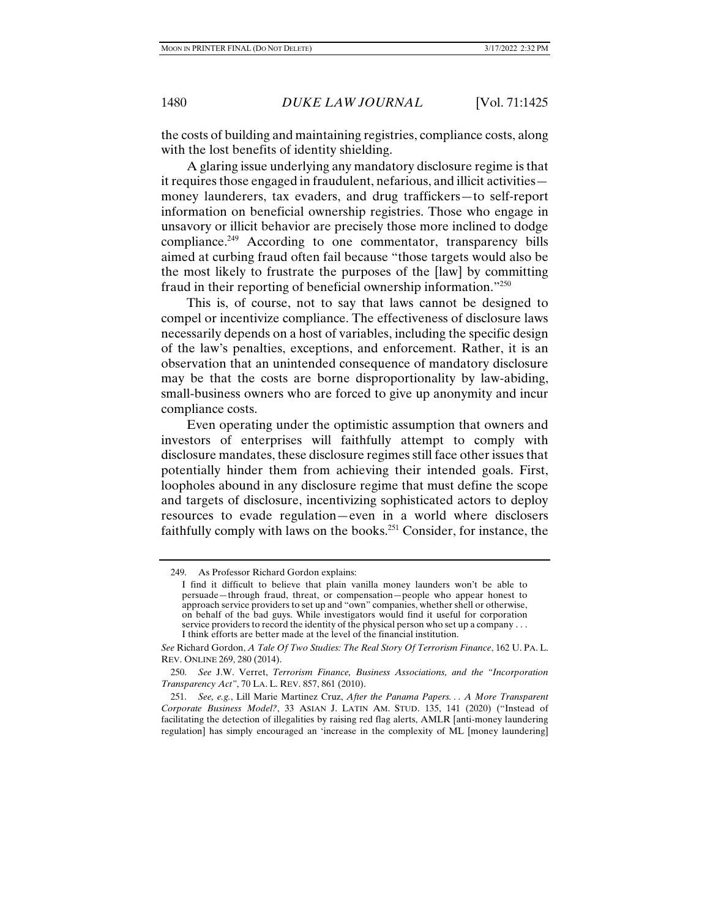the costs of building and maintaining registries, compliance costs, along with the lost benefits of identity shielding.

A glaring issue underlying any mandatory disclosure regime is that it requires those engaged in fraudulent, nefarious, and illicit activities—money launderers, tax evaders, and drug traffickers—to self-report information on beneficial ownership registries. Those who engage in unsavory or illicit behavior are precisely those more inclined to dodge compliance.[249] According to one commentator, transparency bills aimed at curbing fraud often fail because "those targets would also be the most likely to frustrate the purposes of the [law] by committing fraud in their reporting of beneficial ownership information."[250]

This is, of course, not to say that laws cannot be designed to compel or incentivize compliance. The effectiveness of disclosure laws necessarily depends on a host of variables, including the specific design of the law's penalties, exceptions, and enforcement. Rather, it is an observation that an unintended consequence of mandatory disclosure may be that the costs are borne disproportionality by law-abiding, small-business owners who are forced to give up anonymity and incur compliance costs.

Even operating under the optimistic assumption that owners and investors of enterprises will faithfully attempt to comply with disclosure mandates, these disclosure regimes still face other issues that potentially hinder them from achieving their intended goals. First, loopholes abound in any disclosure regime that must define the scope and targets of disclosure, incentivizing sophisticated actors to deploy resources to evade regulation—even in a world where disclosers faithfully comply with laws on the books.[251] Consider, for instance, the

---

249. As Professor Richard Gordon explains:

> I find it difficult to believe that plain vanilla money launders won't be able to persuade—through fraud, threat, or compensation—people who appear honest to approach service providers to set up and "own" companies, whether shell or otherwise, on behalf of the bad guys. While investigators would find it useful for corporation service providers to record the identity of the physical person who set up a company . . . I think efforts are better made at the level of the financial institution.

*See* Richard Gordon, *A Tale Of Two Studies: The Real Story Of Terrorism Finance*, 162 U. PA. L. REV. ONLINE 269, 280 (2014).

250. *See* J.W. Verret, *Terrorism Finance, Business Associations, and the "Incorporation Transparency Act"*, 70 LA. L. REV. 857, 861 (2010).

251. *See, e.g.*, Lill Marie Martinez Cruz, *After the Panama Papers. . . A More Transparent Corporate Business Model?*, 33 ASIAN J. LATIN AM. STUD. 135, 141 (2020) ("Instead of facilitating the detection of illegalities by raising red flag alerts, AMLR [anti-money laundering regulation] has simply encouraged an 'increase in the complexity of ML [money laundering]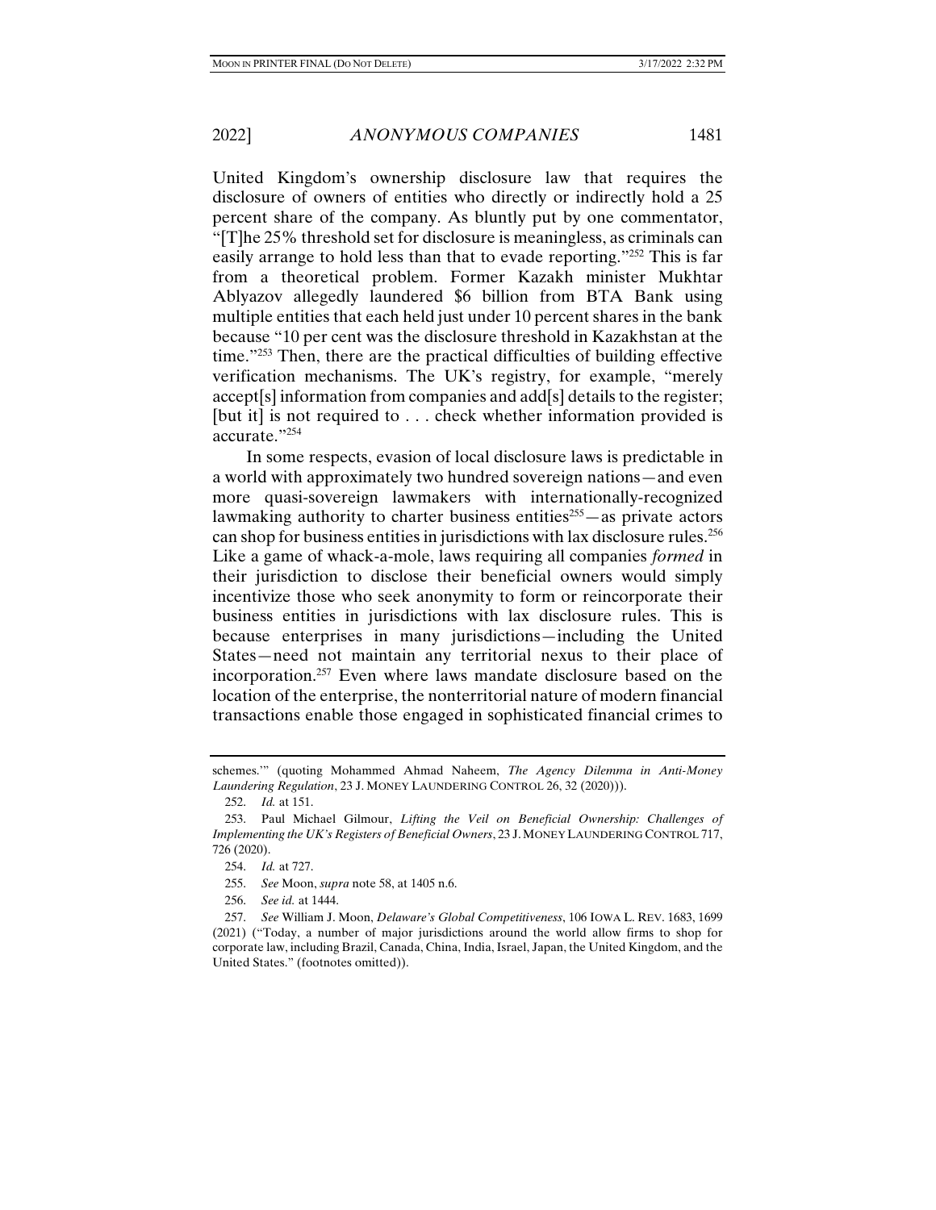United Kingdom's ownership disclosure law that requires the disclosure of owners of entities who directly or indirectly hold a 25 percent share of the company. As bluntly put by one commentator, "[T]he 25% threshold set for disclosure is meaningless, as criminals can easily arrange to hold less than that to evade reporting."[252] This is far from a theoretical problem. Former Kazakh minister Mukhtar Ablyazov allegedly laundered $6 billion from BTA Bank using multiple entities that each held just under 10 percent shares in the bank because "10 per cent was the disclosure threshold in Kazakhstan at the time."[253] Then, there are the practical difficulties of building effective verification mechanisms. The UK's registry, for example, "merely accept[s] information from companies and add[s] details to the register; [but it] is not required to . . . check whether information provided is accurate."[254]

In some respects, evasion of local disclosure laws is predictable in a world with approximately two hundred sovereign nations—and even more quasi-sovereign lawmakers with internationally-recognized lawmaking authority to charter business entities[255]—as private actors can shop for business entities in jurisdictions with lax disclosure rules.[256] Like a game of whack-a-mole, laws requiring all companies *formed* in their jurisdiction to disclose their beneficial owners would simply incentivize those who seek anonymity to form or reincorporate their business entities in jurisdictions with lax disclosure rules. This is because enterprises in many jurisdictions—including the United States—need not maintain any territorial nexus to their place of incorporation.[257] Even where laws mandate disclosure based on the location of the enterprise, the nonterritorial nature of modern financial transactions enable those engaged in sophisticated financial crimes to

---

schemes.'" (quoting Mohammed Ahmad Naheem, *The Agency Dilemma in Anti-Money Laundering Regulation*, 23 J. MONEY LAUNDERING CONTROL 26, 32 (2020))).

252. *Id.* at 151.

253. Paul Michael Gilmour, *Lifting the Veil on Beneficial Ownership: Challenges of Implementing the UK's Registers of Beneficial Owners*, 23 J. MONEY LAUNDERING CONTROL 717, 726 (2020).

254. *Id.* at 727.

255. *See* Moon, *supra* note 58, at 1405 n.6.

256. *See id.* at 1444.

257. *See* William J. Moon, *Delaware's Global Competitiveness*, 106 IOWA L. REV. 1683, 1699 (2021) ("Today, a number of major jurisdictions around the world allow firms to shop for corporate law, including Brazil, Canada, China, India, Israel, Japan, the United Kingdom, and the United States." (footnotes omitted)).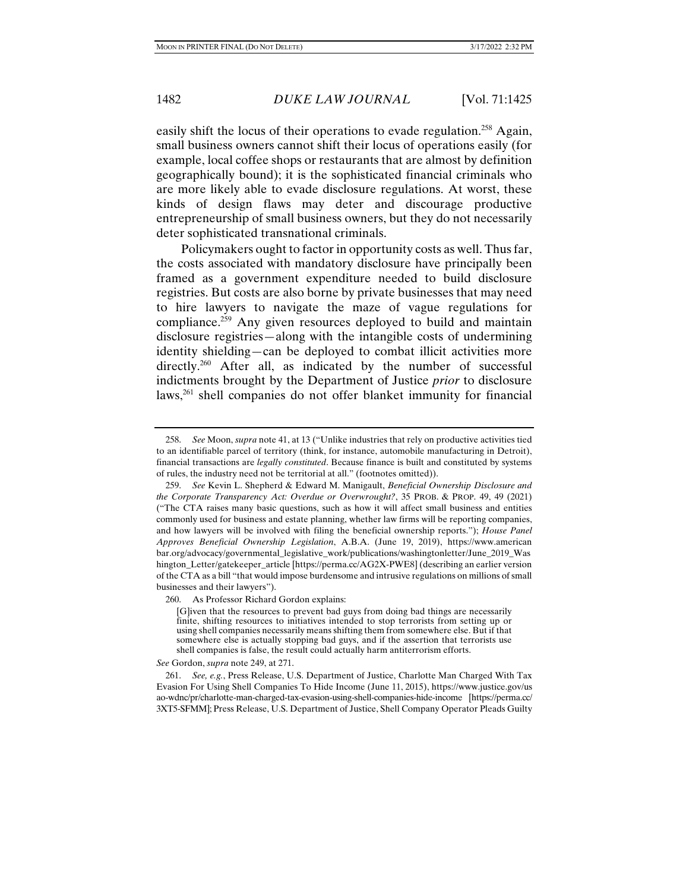easily shift the locus of their operations to evade regulation.[258] Again, small business owners cannot shift their locus of operations easily (for example, local coffee shops or restaurants that are almost by definition geographically bound); it is the sophisticated financial criminals who are more likely able to evade disclosure regulations. At worst, these kinds of design flaws may deter and discourage productive entrepreneurship of small business owners, but they do not necessarily deter sophisticated transnational criminals.

Policymakers ought to factor in opportunity costs as well. Thus far, the costs associated with mandatory disclosure have principally been framed as a government expenditure needed to build disclosure registries. But costs are also borne by private businesses that may need to hire lawyers to navigate the maze of vague regulations for compliance.[259] Any given resources deployed to build and maintain disclosure registries—along with the intangible costs of undermining identity shielding—can be deployed to combat illicit activities more directly.[260] After all, as indicated by the number of successful indictments brought by the Department of Justice *prior* to disclosure laws,[261] shell companies do not offer blanket immunity for financial

---

258. *See* Moon, *supra* note 41, at 13 ("Unlike industries that rely on productive activities tied to an identifiable parcel of territory (think, for instance, automobile manufacturing in Detroit), financial transactions are *legally constituted*. Because finance is built and constituted by systems of rules, the industry need not be territorial at all." (footnotes omitted)).

259. *See* Kevin L. Shepherd & Edward M. Manigault, *Beneficial Ownership Disclosure and the Corporate Transparency Act: Overdue or Overwrought?*, 35 PROB. & PROP. 49, 49 (2021) ("The CTA raises many basic questions, such as how it will affect small business and entities commonly used for business and estate planning, whether law firms will be reporting companies, and how lawyers will be involved with filing the beneficial ownership reports."); *House Panel Approves Beneficial Ownership Legislation*, A.B.A. (June 19, 2019), https://www.americanbar.org/advocacy/governmental_legislative_work/publications/washingtonletter/June_2019_Washington_Letter/gatekeeper_article [https://perma.cc/AG2X-PWE8] (describing an earlier version of the CTA as a bill "that would impose burdensome and intrusive regulations on millions of small businesses and their lawyers").

260. As Professor Richard Gordon explains:

> [G]iven that the resources to prevent bad guys from doing bad things are necessarily finite, shifting resources to initiatives intended to stop terrorists from setting up or using shell companies necessarily means shifting them from somewhere else. But if that somewhere else is actually stopping bad guys, and if the assertion that terrorists use shell companies is false, the result could actually harm antiterrorism efforts.

*See* Gordon, *supra* note 249, at 271.

261. *See, e.g.*, Press Release, U.S. Department of Justice, Charlotte Man Charged With Tax Evasion For Using Shell Companies To Hide Income (June 11, 2015), https://www.justice.gov/usao-wdnc/pr/charlotte-man-charged-tax-evasion-using-shell-companies-hide-income [https://perma.cc/3XT5-SFMM]; Press Release, U.S. Department of Justice, Shell Company Operator Pleads Guilty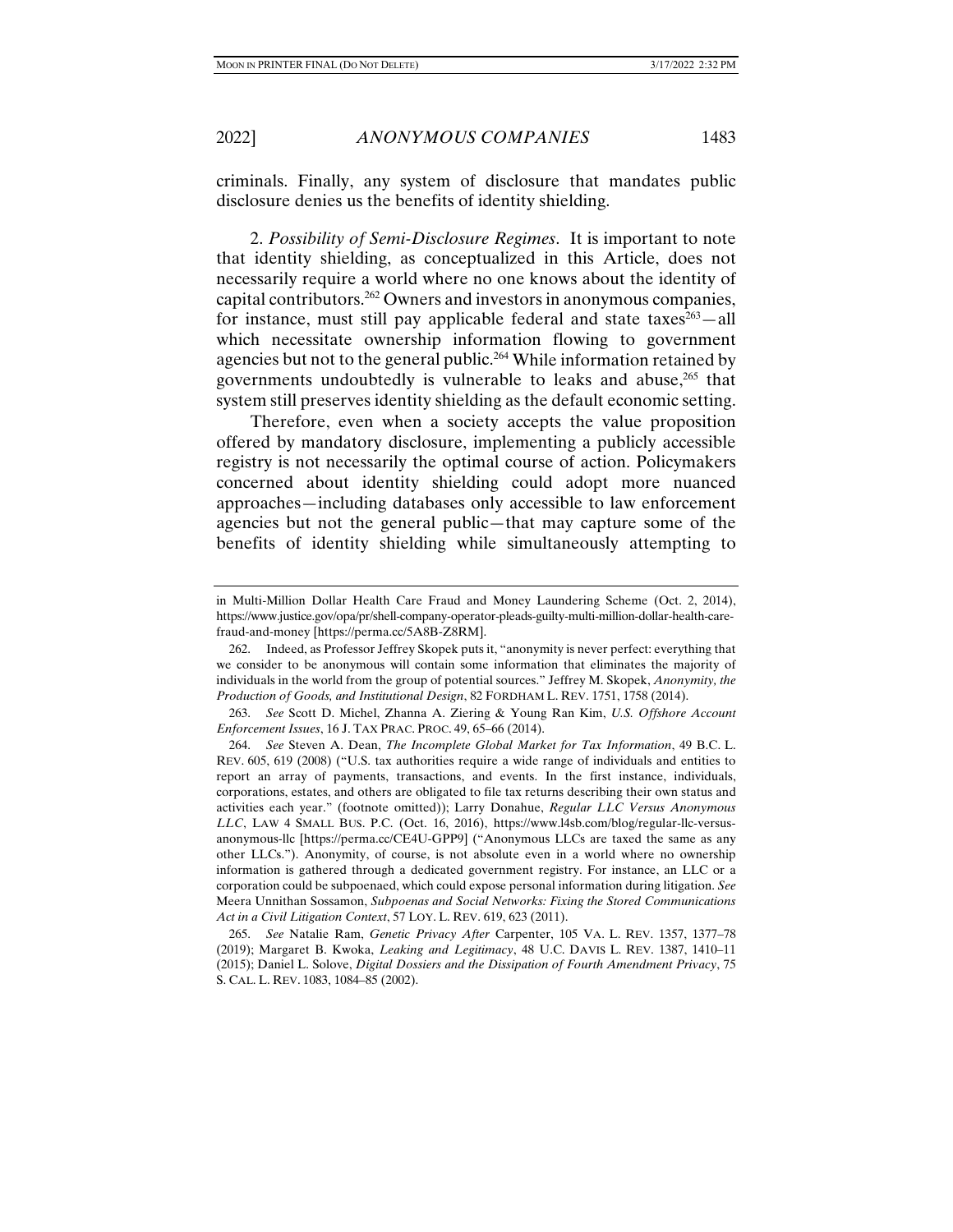criminals. Finally, any system of disclosure that mandates public disclosure denies us the benefits of identity shielding.

2. *Possibility of Semi-Disclosure Regimes*. It is important to note that identity shielding, as conceptualized in this Article, does not necessarily require a world where no one knows about the identity of capital contributors.[262] Owners and investors in anonymous companies, for instance, must still pay applicable federal and state taxes[263]—all which necessitate ownership information flowing to government agencies but not to the general public.[264] While information retained by governments undoubtedly is vulnerable to leaks and abuse,[265] that system still preserves identity shielding as the default economic setting.

Therefore, even when a society accepts the value proposition offered by mandatory disclosure, implementing a publicly accessible registry is not necessarily the optimal course of action. Policymakers concerned about identity shielding could adopt more nuanced approaches—including databases only accessible to law enforcement agencies but not the general public—that may capture some of the benefits of identity shielding while simultaneously attempting to

---

in Multi-Million Dollar Health Care Fraud and Money Laundering Scheme (Oct. 2, 2014), https://www.justice.gov/opa/pr/shell-company-operator-pleads-guilty-multi-million-dollar-health-care-fraud-and-money [https://perma.cc/5A8B-Z8RM].

262. Indeed, as Professor Jeffrey Skopek puts it, "anonymity is never perfect: everything that we consider to be anonymous will contain some information that eliminates the majority of individuals in the world from the group of potential sources." Jeffrey M. Skopek, *Anonymity, the Production of Goods, and Institutional Design*, 82 FORDHAM L. REV. 1751, 1758 (2014).

263. *See* Scott D. Michel, Zhanna A. Ziering & Young Ran Kim, *U.S. Offshore Account Enforcement Issues*, 16 J. TAX PRAC. PROC. 49, 65–66 (2014).

264. *See* Steven A. Dean, *The Incomplete Global Market for Tax Information*, 49 B.C. L. REV. 605, 619 (2008) ("U.S. tax authorities require a wide range of individuals and entities to report an array of payments, transactions, and events. In the first instance, individuals, corporations, estates, and others are obligated to file tax returns describing their own status and activities each year." (footnote omitted)); Larry Donahue, *Regular LLC Versus Anonymous LLC*, LAW 4 SMALL BUS. P.C. (Oct. 16, 2016), https://www.l4sb.com/blog/regular-llc-versus-anonymous-llc [https://perma.cc/CE4U-GPP9] ("Anonymous LLCs are taxed the same as any other LLCs."). Anonymity, of course, is not absolute even in a world where no ownership information is gathered through a dedicated government registry. For instance, an LLC or a corporation could be subpoenaed, which could expose personal information during litigation. *See* Meera Unnithan Sossamon, *Subpoenas and Social Networks: Fixing the Stored Communications Act in a Civil Litigation Context*, 57 LOY. L. REV. 619, 623 (2011).

265. *See* Natalie Ram, *Genetic Privacy After* Carpenter, 105 VA. L. REV. 1357, 1377–78 (2019); Margaret B. Kwoka, *Leaking and Legitimacy*, 48 U.C. DAVIS L. REV. 1387, 1410–11 (2015); Daniel L. Solove, *Digital Dossiers and the Dissipation of Fourth Amendment Privacy*, 75 S. CAL. L. REV. 1083, 1084–85 (2002).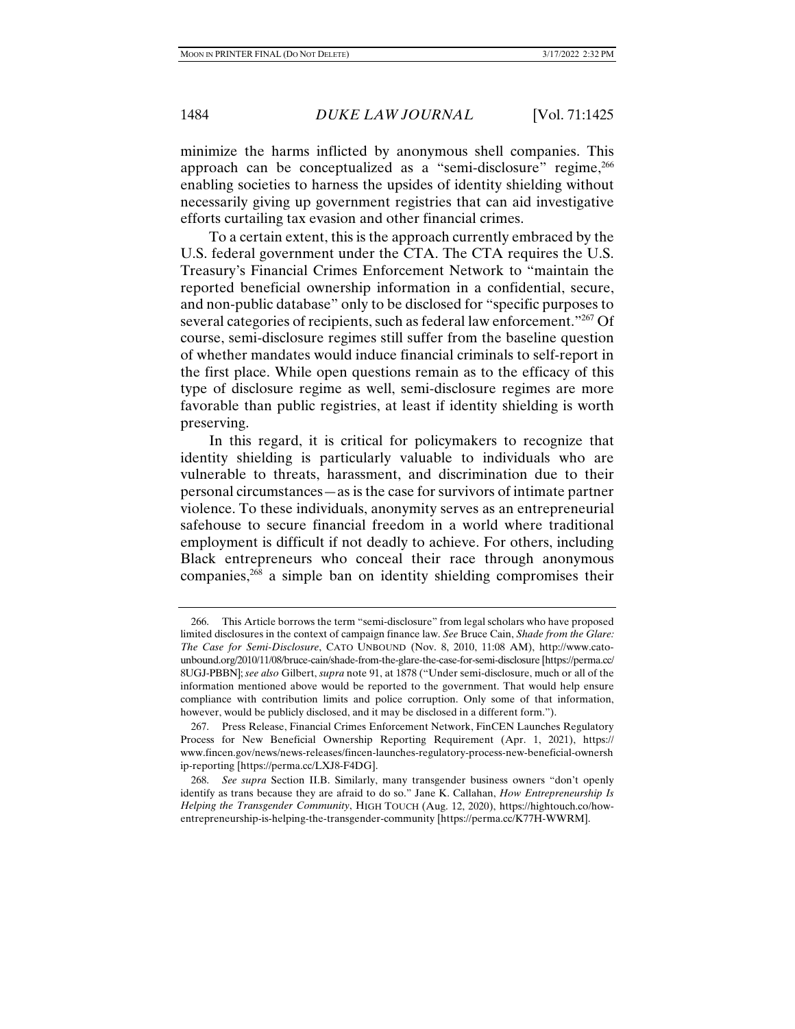minimize the harms inflicted by anonymous shell companies. This approach can be conceptualized as a "semi-disclosure" regime,[266] enabling societies to harness the upsides of identity shielding without necessarily giving up government registries that can aid investigative efforts curtailing tax evasion and other financial crimes.

To a certain extent, this is the approach currently embraced by the U.S. federal government under the CTA. The CTA requires the U.S. Treasury's Financial Crimes Enforcement Network to "maintain the reported beneficial ownership information in a confidential, secure, and non-public database" only to be disclosed for "specific purposes to several categories of recipients, such as federal law enforcement."[267] Of course, semi-disclosure regimes still suffer from the baseline question of whether mandates would induce financial criminals to self-report in the first place. While open questions remain as to the efficacy of this type of disclosure regime as well, semi-disclosure regimes are more favorable than public registries, at least if identity shielding is worth preserving.

In this regard, it is critical for policymakers to recognize that identity shielding is particularly valuable to individuals who are vulnerable to threats, harassment, and discrimination due to their personal circumstances—as is the case for survivors of intimate partner violence. To these individuals, anonymity serves as an entrepreneurial safehouse to secure financial freedom in a world where traditional employment is difficult if not deadly to achieve. For others, including Black entrepreneurs who conceal their race through anonymous companies,[268] a simple ban on identity shielding compromises their

---

266. This Article borrows the term "semi-disclosure" from legal scholars who have proposed limited disclosures in the context of campaign finance law. *See* Bruce Cain, *Shade from the Glare: The Case for Semi-Disclosure*, CATO UNBOUND (Nov. 8, 2010, 11:08 AM), http://www.cato-unbound.org/2010/11/08/bruce-cain/shade-from-the-glare-the-case-for-semi-disclosure [https://perma.cc/8UGJ-PBBN]; *see also* Gilbert, *supra* note 91, at 1878 ("Under semi-disclosure, much or all of the information mentioned above would be reported to the government. That would help ensure compliance with contribution limits and police corruption. Only some of that information, however, would be publicly disclosed, and it may be disclosed in a different form.").

267. Press Release, Financial Crimes Enforcement Network, FinCEN Launches Regulatory Process for New Beneficial Ownership Reporting Requirement (Apr. 1, 2021), https://www.fincen.gov/news/news-releases/fincen-launches-regulatory-process-new-beneficial-ownership-reporting [https://perma.cc/LXJ8-F4DG].

268. *See supra* Section II.B. Similarly, many transgender business owners "don't openly identify as trans because they are afraid to do so." Jane K. Callahan, *How Entrepreneurship Is Helping the Transgender Community*, HIGH TOUCH (Aug. 12, 2020), https://hightouch.co/how-entrepreneurship-is-helping-the-transgender-community [https://perma.cc/K77H-WWRM].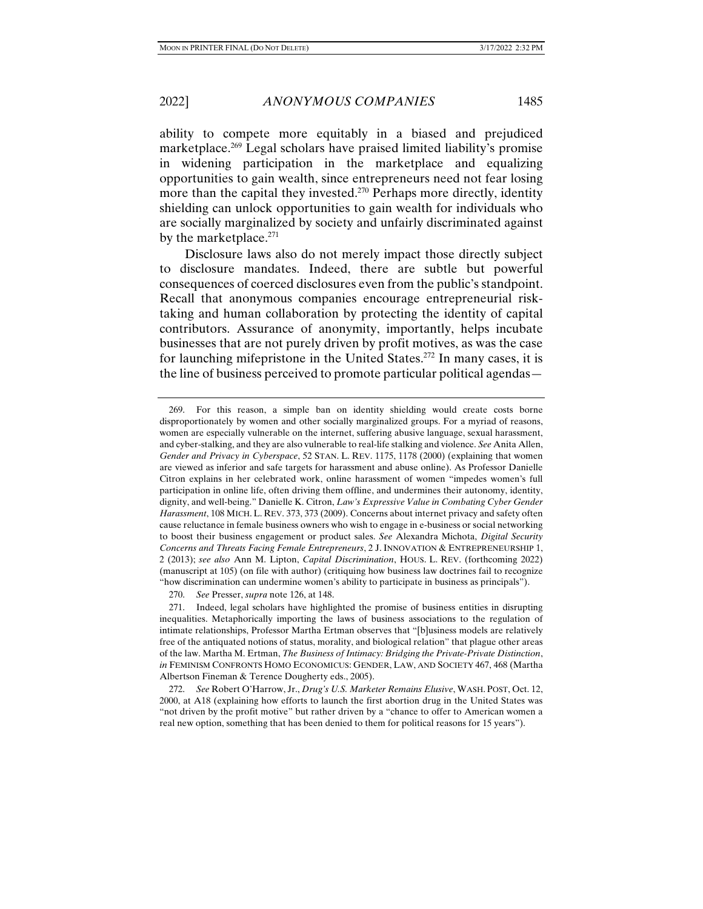ability to compete more equitably in a biased and prejudiced marketplace.[269] Legal scholars have praised limited liability's promise in widening participation in the marketplace and equalizing opportunities to gain wealth, since entrepreneurs need not fear losing more than the capital they invested.[270] Perhaps more directly, identity shielding can unlock opportunities to gain wealth for individuals who are socially marginalized by society and unfairly discriminated against by the marketplace.[271]

Disclosure laws also do not merely impact those directly subject to disclosure mandates. Indeed, there are subtle but powerful consequences of coerced disclosures even from the public's standpoint. Recall that anonymous companies encourage entrepreneurial risk-taking and human collaboration by protecting the identity of capital contributors. Assurance of anonymity, importantly, helps incubate businesses that are not purely driven by profit motives, as was the case for launching mifepristone in the United States.[272] In many cases, it is the line of business perceived to promote particular political agendas—

---

269. For this reason, a simple ban on identity shielding would create costs borne disproportionately by women and other socially marginalized groups. For a myriad of reasons, women are especially vulnerable on the internet, suffering abusive language, sexual harassment, and cyber-stalking, and they are also vulnerable to real-life stalking and violence. *See* Anita Allen, *Gender and Privacy in Cyberspace*, 52 STAN. L. REV. 1175, 1178 (2000) (explaining that women are viewed as inferior and safe targets for harassment and abuse online). As Professor Danielle Citron explains in her celebrated work, online harassment of women "impedes women's full participation in online life, often driving them offline, and undermines their autonomy, identity, dignity, and well-being." Danielle K. Citron, *Law's Expressive Value in Combating Cyber Gender Harassment*, 108 MICH. L. REV. 373, 373 (2009). Concerns about internet privacy and safety often cause reluctance in female business owners who wish to engage in e-business or social networking to boost their business engagement or product sales. *See* Alexandra Michota, *Digital Security Concerns and Threats Facing Female Entrepreneurs*, 2 J. INNOVATION & ENTREPRENEURSHIP 1, 2 (2013); *see also* Ann M. Lipton, *Capital Discrimination*, HOUS. L. REV. (forthcoming 2022) (manuscript at 105) (on file with author) (critiquing how business law doctrines fail to recognize "how discrimination can undermine women's ability to participate in business as principals").

270. *See* Presser, *supra* note 126, at 148.

271. Indeed, legal scholars have highlighted the promise of business entities in disrupting inequalities. Metaphorically importing the laws of business associations to the regulation of intimate relationships, Professor Martha Ertman observes that "[b]usiness models are relatively free of the antiquated notions of status, morality, and biological relation" that plague other areas of the law. Martha M. Ertman, *The Business of Intimacy: Bridging the Private-Private Distinction*, *in* FEMINISM CONFRONTS HOMO ECONOMICUS: GENDER, LAW, AND SOCIETY 467, 468 (Martha Albertson Fineman & Terence Dougherty eds., 2005).

272. *See* Robert O'Harrow, Jr., *Drug's U.S. Marketer Remains Elusive*, WASH. POST, Oct. 12, 2000, at A18 (explaining how efforts to launch the first abortion drug in the United States was "not driven by the profit motive" but rather driven by a "chance to offer to American women a real new option, something that has been denied to them for political reasons for 15 years").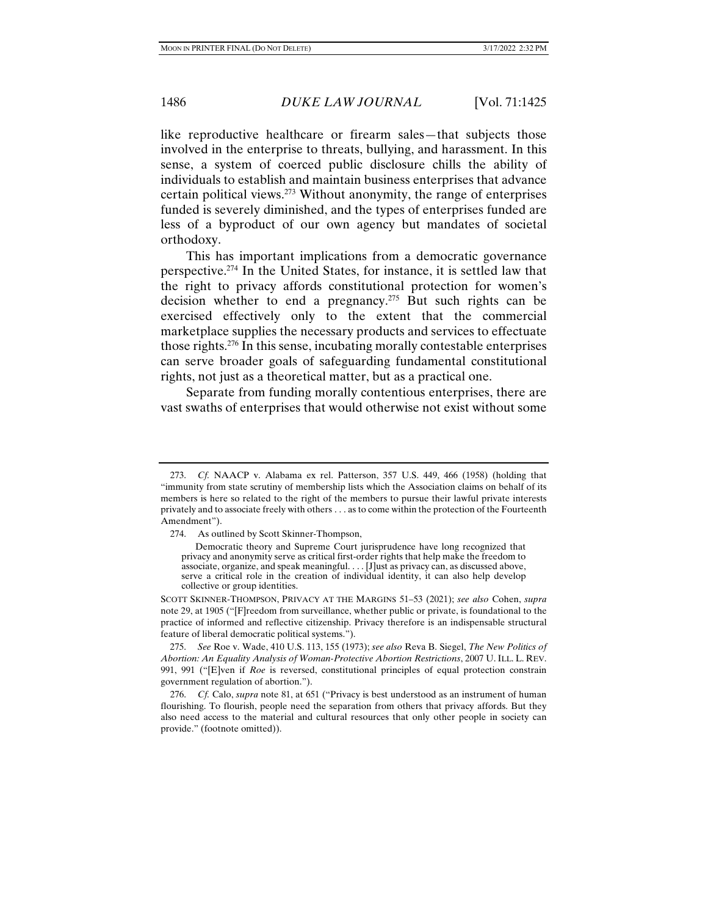like reproductive healthcare or firearm sales—that subjects those involved in the enterprise to threats, bullying, and harassment. In this sense, a system of coerced public disclosure chills the ability of individuals to establish and maintain business enterprises that advance certain political views.[273] Without anonymity, the range of enterprises funded is severely diminished, and the types of enterprises funded are less of a byproduct of our own agency but mandates of societal orthodoxy.

This has important implications from a democratic governance perspective.[274] In the United States, for instance, it is settled law that the right to privacy affords constitutional protection for women's decision whether to end a pregnancy.[275] But such rights can be exercised effectively only to the extent that the commercial marketplace supplies the necessary products and services to effectuate those rights.[276] In this sense, incubating morally contestable enterprises can serve broader goals of safeguarding fundamental constitutional rights, not just as a theoretical matter, but as a practical one.

Separate from funding morally contentious enterprises, there are vast swaths of enterprises that would otherwise not exist without some

---

273. *Cf.* NAACP v. Alabama ex rel. Patterson, 357 U.S. 449, 466 (1958) (holding that "immunity from state scrutiny of membership lists which the Association claims on behalf of its members is here so related to the right of the members to pursue their lawful private interests privately and to associate freely with others . . . as to come within the protection of the Fourteenth Amendment").

274. As outlined by Scott Skinner-Thompson,

> Democratic theory and Supreme Court jurisprudence have long recognized that privacy and anonymity serve as critical first-order rights that help make the freedom to associate, organize, and speak meaningful. . . . [J]ust as privacy can, as discussed above, serve a critical role in the creation of individual identity, it can also help develop collective or group identities.

SCOTT SKINNER-THOMPSON, PRIVACY AT THE MARGINS 51–53 (2021); *see also* Cohen, *supra* note 29, at 1905 ("[F]reedom from surveillance, whether public or private, is foundational to the practice of informed and reflective citizenship. Privacy therefore is an indispensable structural feature of liberal democratic political systems.").

275. *See* Roe v. Wade, 410 U.S. 113, 155 (1973); *see also* Reva B. Siegel, *The New Politics of Abortion: An Equality Analysis of Woman-Protective Abortion Restrictions*, 2007 U. ILL. L. REV. 991, 991 ("[E]ven if *Roe* is reversed, constitutional principles of equal protection constrain government regulation of abortion.").

276. *Cf.* Calo, *supra* note 81, at 651 ("Privacy is best understood as an instrument of human flourishing. To flourish, people need the separation from others that privacy affords. But they also need access to the material and cultural resources that only other people in society can provide." (footnote omitted)).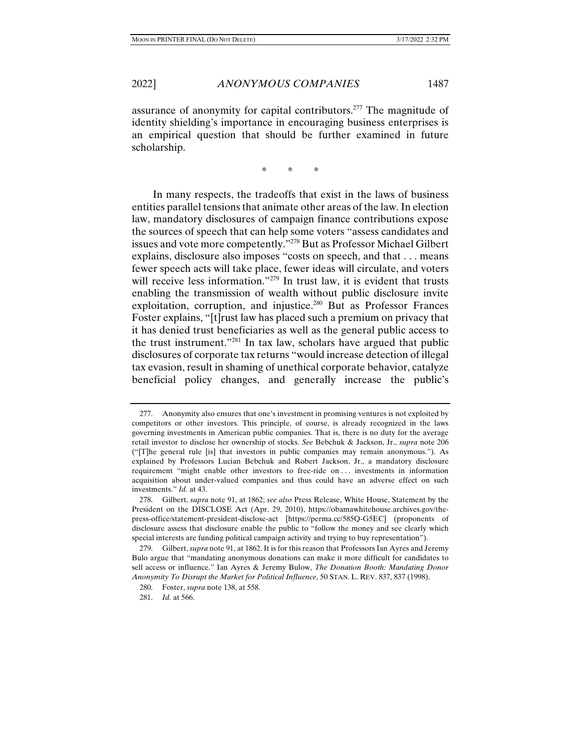assurance of anonymity for capital contributors.[277] The magnitude of identity shielding's importance in encouraging business enterprises is an empirical question that should be further examined in future scholarship.

\* \* \*

In many respects, the tradeoffs that exist in the laws of business entities parallel tensions that animate other areas of the law. In election law, mandatory disclosures of campaign finance contributions expose the sources of speech that can help some voters "assess candidates and issues and vote more competently."[278] But as Professor Michael Gilbert explains, disclosure also imposes "costs on speech, and that . . . means fewer speech acts will take place, fewer ideas will circulate, and voters will receive less information."[279] In trust law, it is evident that trusts enabling the transmission of wealth without public disclosure invite exploitation, corruption, and injustice.[280] But as Professor Frances Foster explains, "[t]rust law has placed such a premium on privacy that it has denied trust beneficiaries as well as the general public access to the trust instrument."[281] In tax law, scholars have argued that public disclosures of corporate tax returns "would increase detection of illegal tax evasion, result in shaming of unethical corporate behavior, catalyze beneficial policy changes, and generally increase the public's

---

277. Anonymity also ensures that one's investment in promising ventures is not exploited by competitors or other investors. This principle, of course, is already recognized in the laws governing investments in American public companies. That is, there is no duty for the average retail investor to disclose her ownership of stocks. *See* Bebchuk & Jackson, Jr., *supra* note 206 ("[T]he general rule [is] that investors in public companies may remain anonymous."). As explained by Professors Lucian Bebchuk and Robert Jackson, Jr., a mandatory disclosure requirement "might enable other investors to free-ride on . . . investments in information acquisition about under-valued companies and thus could have an adverse effect on such investments." *Id.* at 43.

278. Gilbert, *supra* note 91, at 1862; *see also* Press Release, White House, Statement by the President on the DISCLOSE Act (Apr. 29, 2010), https://obamawhitehouse.archives.gov/the-press-office/statement-president-disclose-act [https://perma.cc/585Q-G5EC] (proponents of disclosure assess that disclosure enable the public to "follow the money and see clearly which special interests are funding political campaign activity and trying to buy representation").

279. Gilbert, *supra* note 91, at 1862. It is for this reason that Professors Ian Ayres and Jeremy Bulo argue that "mandating anonymous donations can make it more difficult for candidates to sell access or influence." Ian Ayres & Jeremy Bulow, *The Donation Booth: Mandating Donor Anonymity To Disrupt the Market for Political Influence*, 50 STAN. L. REV. 837, 837 (1998).

280. Foster, *supra* note 138, at 558.

281. *Id.* at 566.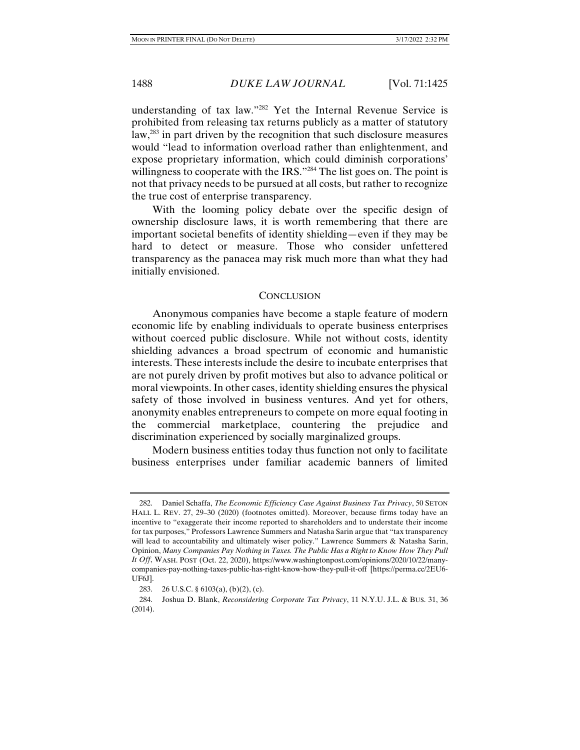understanding of tax law."[282] Yet the Internal Revenue Service is prohibited from releasing tax returns publicly as a matter of statutory law,[283] in part driven by the recognition that such disclosure measures would "lead to information overload rather than enlightenment, and expose proprietary information, which could diminish corporations' willingness to cooperate with the IRS."[284] The list goes on. The point is not that privacy needs to be pursued at all costs, but rather to recognize the true cost of enterprise transparency.

With the looming policy debate over the specific design of ownership disclosure laws, it is worth remembering that there are important societal benefits of identity shielding—even if they may be hard to detect or measure. Those who consider unfettered transparency as the panacea may risk much more than what they had initially envisioned.

## CONCLUSION

Anonymous companies have become a staple feature of modern economic life by enabling individuals to operate business enterprises without coerced public disclosure. While not without costs, identity shielding advances a broad spectrum of economic and humanistic interests. These interests include the desire to incubate enterprises that are not purely driven by profit motives but also to advance political or moral viewpoints. In other cases, identity shielding ensures the physical safety of those involved in business ventures. And yet for others, anonymity enables entrepreneurs to compete on more equal footing in the commercial marketplace, countering the prejudice and discrimination experienced by socially marginalized groups.

Modern business entities today thus function not only to facilitate business enterprises under familiar academic banners of limited

---

282. Daniel Schaffa, *The Economic Efficiency Case Against Business Tax Privacy*, 50 SETON HALL L. REV. 27, 29–30 (2020) (footnotes omitted). Moreover, because firms today have an incentive to "exaggerate their income reported to shareholders and to understate their income for tax purposes," Professors Lawrence Summers and Natasha Sarin argue that "tax transparency will lead to accountability and ultimately wiser policy." Lawrence Summers & Natasha Sarin, Opinion, *Many Companies Pay Nothing in Taxes. The Public Has a Right to Know How They Pull It Off*, WASH. POST (Oct. 22, 2020), https://www.washingtonpost.com/opinions/2020/10/22/many-companies-pay-nothing-taxes-public-has-right-know-how-they-pull-it-off [https://perma.cc/2EU6-UF6J].

283. 26 U.S.C. § 6103(a), (b)(2), (c).

284. Joshua D. Blank, *Reconsidering Corporate Tax Privacy*, 11 N.Y.U. J.L. & BUS. 31, 36 (2014).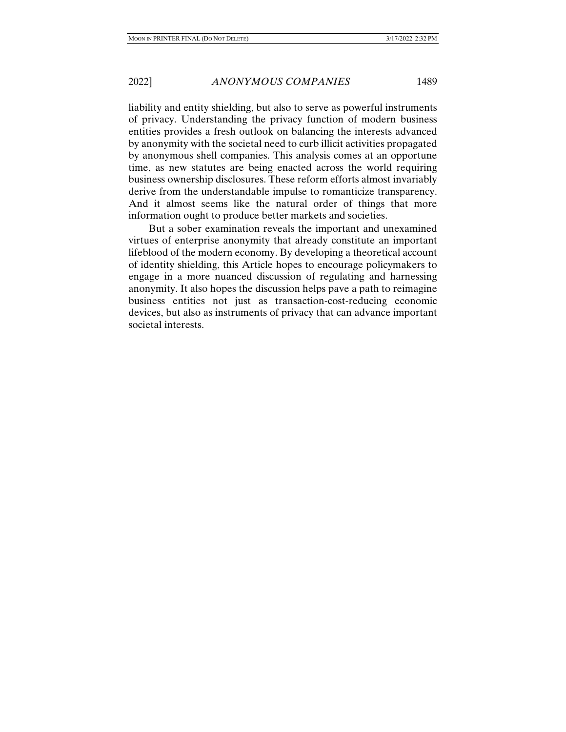liability and entity shielding, but also to serve as powerful instruments of privacy. Understanding the privacy function of modern business entities provides a fresh outlook on balancing the interests advanced by anonymity with the societal need to curb illicit activities propagated by anonymous shell companies. This analysis comes at an opportune time, as new statutes are being enacted across the world requiring business ownership disclosures. These reform efforts almost invariably derive from the understandable impulse to romanticize transparency. And it almost seems like the natural order of things that more information ought to produce better markets and societies.

But a sober examination reveals the important and unexamined virtues of enterprise anonymity that already constitute an important lifeblood of the modern economy. By developing a theoretical account of identity shielding, this Article hopes to encourage policymakers to engage in a more nuanced discussion of regulating and harnessing anonymity. It also hopes the discussion helps pave a path to reimagine business entities not just as transaction-cost-reducing economic devices, but also as instruments of privacy that can advance important societal interests.